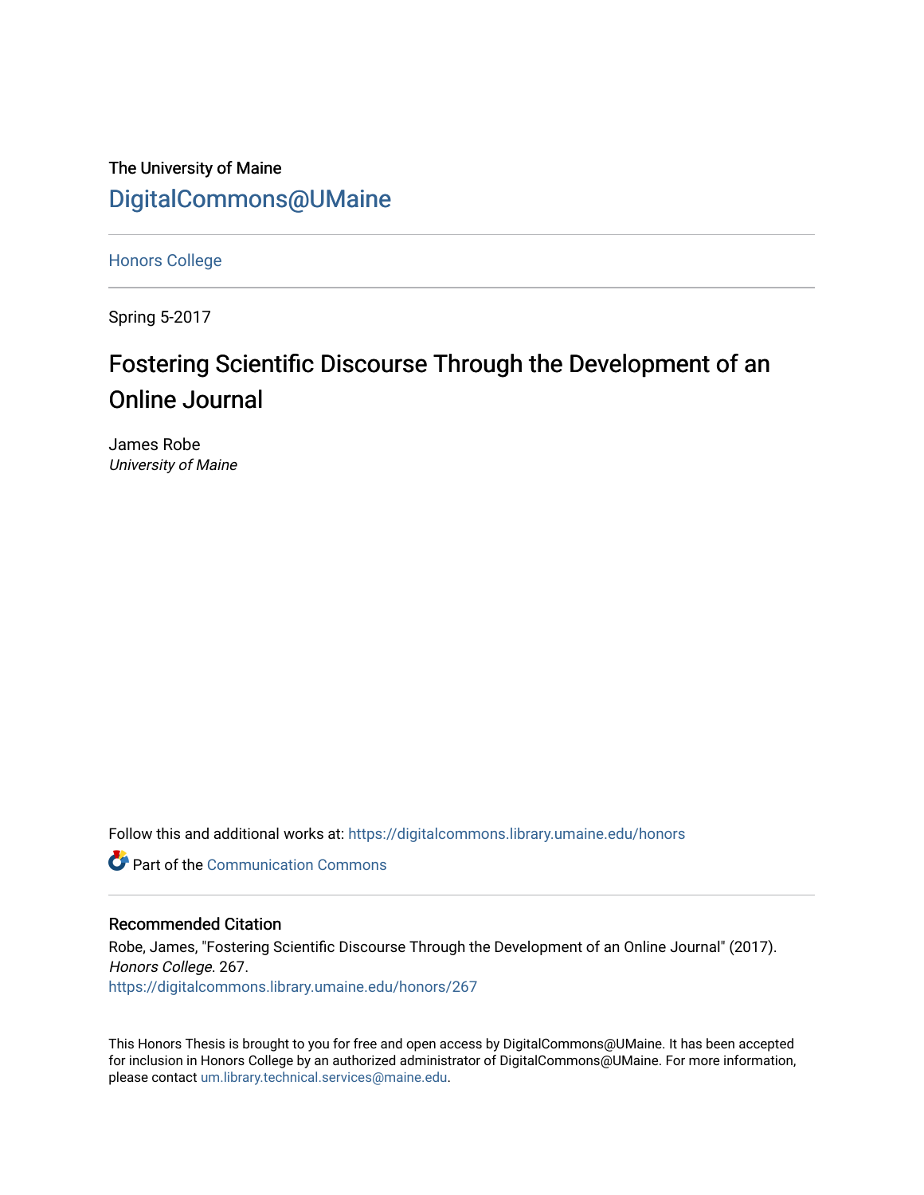The University of Maine

DigitalCommons@UMaine

Honors College

Spring 5-2017

# Fostering Scientific Discourse Through the Development of an Online Journal

James Robe
*University of Maine*

Follow this and additional works at: https://digitalcommons.library.umaine.edu/honors

Part of the Communication Commons

## Recommended Citation

Robe, James, "Fostering Scientific Discourse Through the Development of an Online Journal" (2017). *Honors College*. 267.
https://digitalcommons.library.umaine.edu/honors/267

This Honors Thesis is brought to you for free and open access by DigitalCommons@UMaine. It has been accepted for inclusion in Honors College by an authorized administrator of DigitalCommons@UMaine. For more information, please contact um.library.technical.services@maine.edu.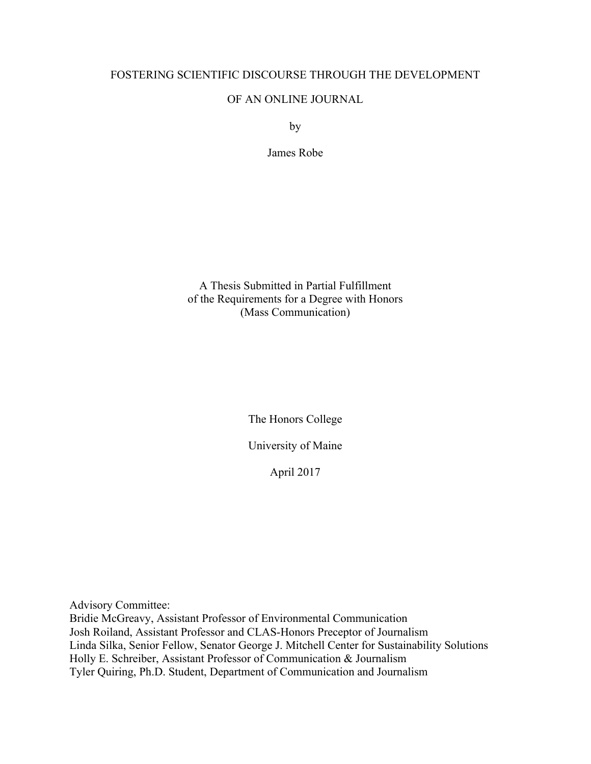# FOSTERING SCIENTIFIC DISCOURSE THROUGH THE DEVELOPMENT OF AN ONLINE JOURNAL

by

James Robe

A Thesis Submitted in Partial Fulfillment
of the Requirements for a Degree with Honors
(Mass Communication)

The Honors College

University of Maine

April 2017

Advisory Committee:
Bridie McGreavy, Assistant Professor of Environmental Communication
Josh Roiland, Assistant Professor and CLAS-Honors Preceptor of Journalism
Linda Silka, Senior Fellow, Senator George J. Mitchell Center for Sustainability Solutions
Holly E. Schreiber, Assistant Professor of Communication & Journalism
Tyler Quiring, Ph.D. Student, Department of Communication and Journalism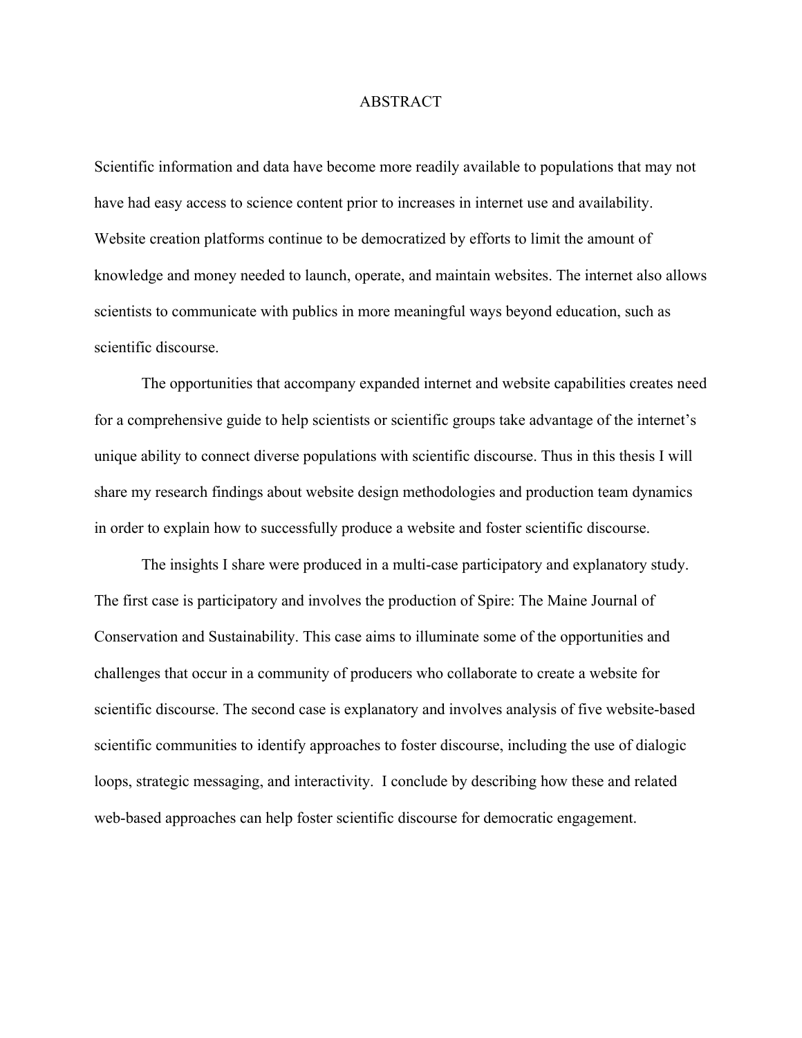# ABSTRACT

Scientific information and data have become more readily available to populations that may not have had easy access to science content prior to increases in internet use and availability. Website creation platforms continue to be democratized by efforts to limit the amount of knowledge and money needed to launch, operate, and maintain websites. The internet also allows scientists to communicate with publics in more meaningful ways beyond education, such as scientific discourse.

The opportunities that accompany expanded internet and website capabilities creates need for a comprehensive guide to help scientists or scientific groups take advantage of the internet's unique ability to connect diverse populations with scientific discourse. Thus in this thesis I will share my research findings about website design methodologies and production team dynamics in order to explain how to successfully produce a website and foster scientific discourse.

The insights I share were produced in a multi-case participatory and explanatory study. The first case is participatory and involves the production of Spire: The Maine Journal of Conservation and Sustainability. This case aims to illuminate some of the opportunities and challenges that occur in a community of producers who collaborate to create a website for scientific discourse. The second case is explanatory and involves analysis of five website-based scientific communities to identify approaches to foster discourse, including the use of dialogic loops, strategic messaging, and interactivity. I conclude by describing how these and related web-based approaches can help foster scientific discourse for democratic engagement.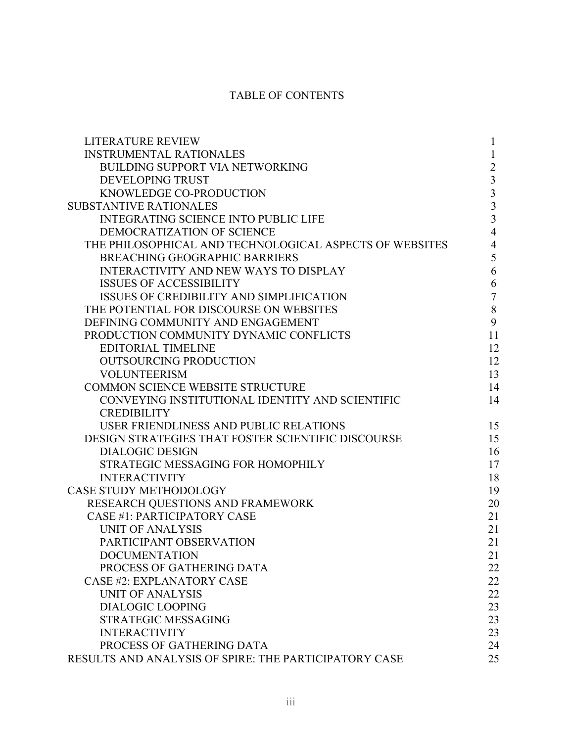# TABLE OF CONTENTS

| | |
|---|---|
| LITERATURE REVIEW | 1 |
| INSTRUMENTAL RATIONALES | 1 |
| BUILDING SUPPORT VIA NETWORKING | 2 |
| DEVELOPING TRUST | 3 |
| KNOWLEDGE CO-PRODUCTION | 3 |
| SUBSTANTIVE RATIONALES | 3 |
| INTEGRATING SCIENCE INTO PUBLIC LIFE | 3 |
| DEMOCRATIZATION OF SCIENCE | 4 |
| THE PHILOSOPHICAL AND TECHNOLOGICAL ASPECTS OF WEBSITES | 4 |
| BREACHING GEOGRAPHIC BARRIERS | 5 |
| INTERACTIVITY AND NEW WAYS TO DISPLAY | 6 |
| ISSUES OF ACCESSIBILITY | 6 |
| ISSUES OF CREDIBILITY AND SIMPLIFICATION | 7 |
| THE POTENTIAL FOR DISCOURSE ON WEBSITES | 8 |
| DEFINING COMMUNITY AND ENGAGEMENT | 9 |
| PRODUCTION COMMUNITY DYNAMIC CONFLICTS | 11 |
| EDITORIAL TIMELINE | 12 |
| OUTSOURCING PRODUCTION | 12 |
| VOLUNTEERISM | 13 |
| COMMON SCIENCE WEBSITE STRUCTURE | 14 |
| CONVEYING INSTITUTIONAL IDENTITY AND SCIENTIFIC CREDIBILITY | 14 |
| USER FRIENDLINESS AND PUBLIC RELATIONS | 15 |
| DESIGN STRATEGIES THAT FOSTER SCIENTIFIC DISCOURSE | 15 |
| DIALOGIC DESIGN | 16 |
| STRATEGIC MESSAGING FOR HOMOPHILY | 17 |
| INTERACTIVITY | 18 |
| CASE STUDY METHODOLOGY | 19 |
| RESEARCH QUESTIONS AND FRAMEWORK | 20 |
| CASE #1: PARTICIPATORY CASE | 21 |
| UNIT OF ANALYSIS | 21 |
| PARTICIPANT OBSERVATION | 21 |
| DOCUMENTATION | 21 |
| PROCESS OF GATHERING DATA | 22 |
| CASE #2: EXPLANATORY CASE | 22 |
| UNIT OF ANALYSIS | 22 |
| DIALOGIC LOOPING | 23 |
| STRATEGIC MESSAGING | 23 |
| INTERACTIVITY | 23 |
| PROCESS OF GATHERING DATA | 24 |
| RESULTS AND ANALYSIS OF SPIRE: THE PARTICIPATORY CASE | 25 |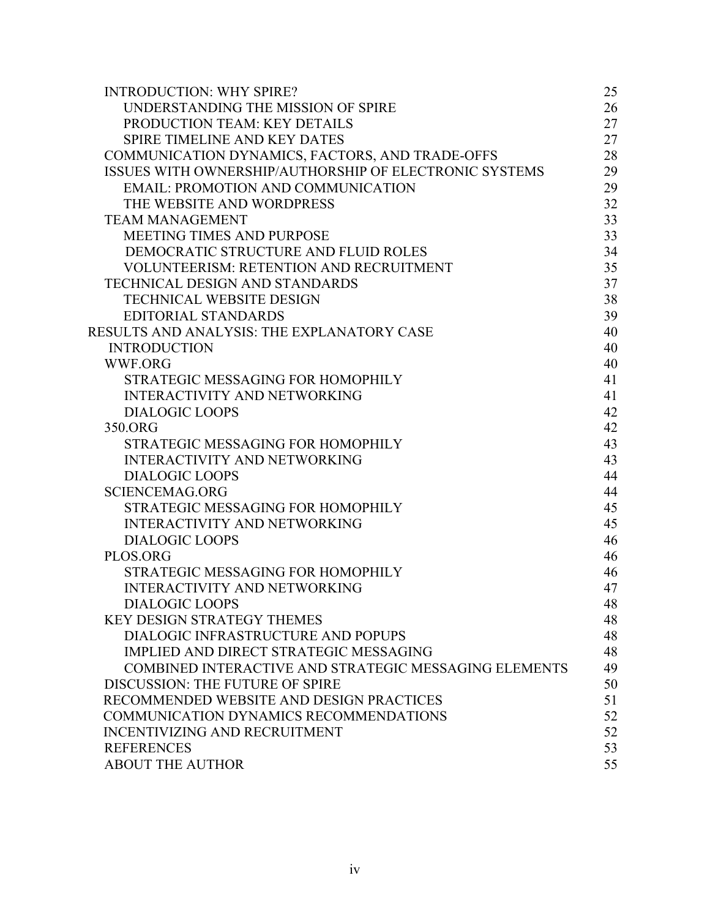| | |
|---|---|
| INTRODUCTION: WHY SPIRE? | 25 |
| UNDERSTANDING THE MISSION OF SPIRE | 26 |
| PRODUCTION TEAM: KEY DETAILS | 27 |
| SPIRE TIMELINE AND KEY DATES | 27 |
| COMMUNICATION DYNAMICS, FACTORS, AND TRADE-OFFS | 28 |
| ISSUES WITH OWNERSHIP/AUTHORSHIP OF ELECTRONIC SYSTEMS | 29 |
| EMAIL: PROMOTION AND COMMUNICATION | 29 |
| THE WEBSITE AND WORDPRESS | 32 |
| TEAM MANAGEMENT | 33 |
| MEETING TIMES AND PURPOSE | 33 |
| DEMOCRATIC STRUCTURE AND FLUID ROLES | 34 |
| VOLUNTEERISM: RETENTION AND RECRUITMENT | 35 |
| TECHNICAL DESIGN AND STANDARDS | 37 |
| TECHNICAL WEBSITE DESIGN | 38 |
| EDITORIAL STANDARDS | 39 |
| RESULTS AND ANALYSIS: THE EXPLANATORY CASE | 40 |
| INTRODUCTION | 40 |
| WWF.ORG | 40 |
| STRATEGIC MESSAGING FOR HOMOPHILY | 41 |
| INTERACTIVITY AND NETWORKING | 41 |
| DIALOGIC LOOPS | 42 |
| 350.ORG | 42 |
| STRATEGIC MESSAGING FOR HOMOPHILY | 43 |
| INTERACTIVITY AND NETWORKING | 43 |
| DIALOGIC LOOPS | 44 |
| SCIENCEMAG.ORG | 44 |
| STRATEGIC MESSAGING FOR HOMOPHILY | 45 |
| INTERACTIVITY AND NETWORKING | 45 |
| DIALOGIC LOOPS | 46 |
| PLOS.ORG | 46 |
| STRATEGIC MESSAGING FOR HOMOPHILY | 46 |
| INTERACTIVITY AND NETWORKING | 47 |
| DIALOGIC LOOPS | 48 |
| KEY DESIGN STRATEGY THEMES | 48 |
| DIALOGIC INFRASTRUCTURE AND POPUPS | 48 |
| IMPLIED AND DIRECT STRATEGIC MESSAGING | 48 |
| COMBINED INTERACTIVE AND STRATEGIC MESSAGING ELEMENTS | 49 |
| DISCUSSION: THE FUTURE OF SPIRE | 50 |
| RECOMMENDED WEBSITE AND DESIGN PRACTICES | 51 |
| COMMUNICATION DYNAMICS RECOMMENDATIONS | 52 |
| INCENTIVIZING AND RECRUITMENT | 52 |
| REFERENCES | 53 |
| ABOUT THE AUTHOR | 55 |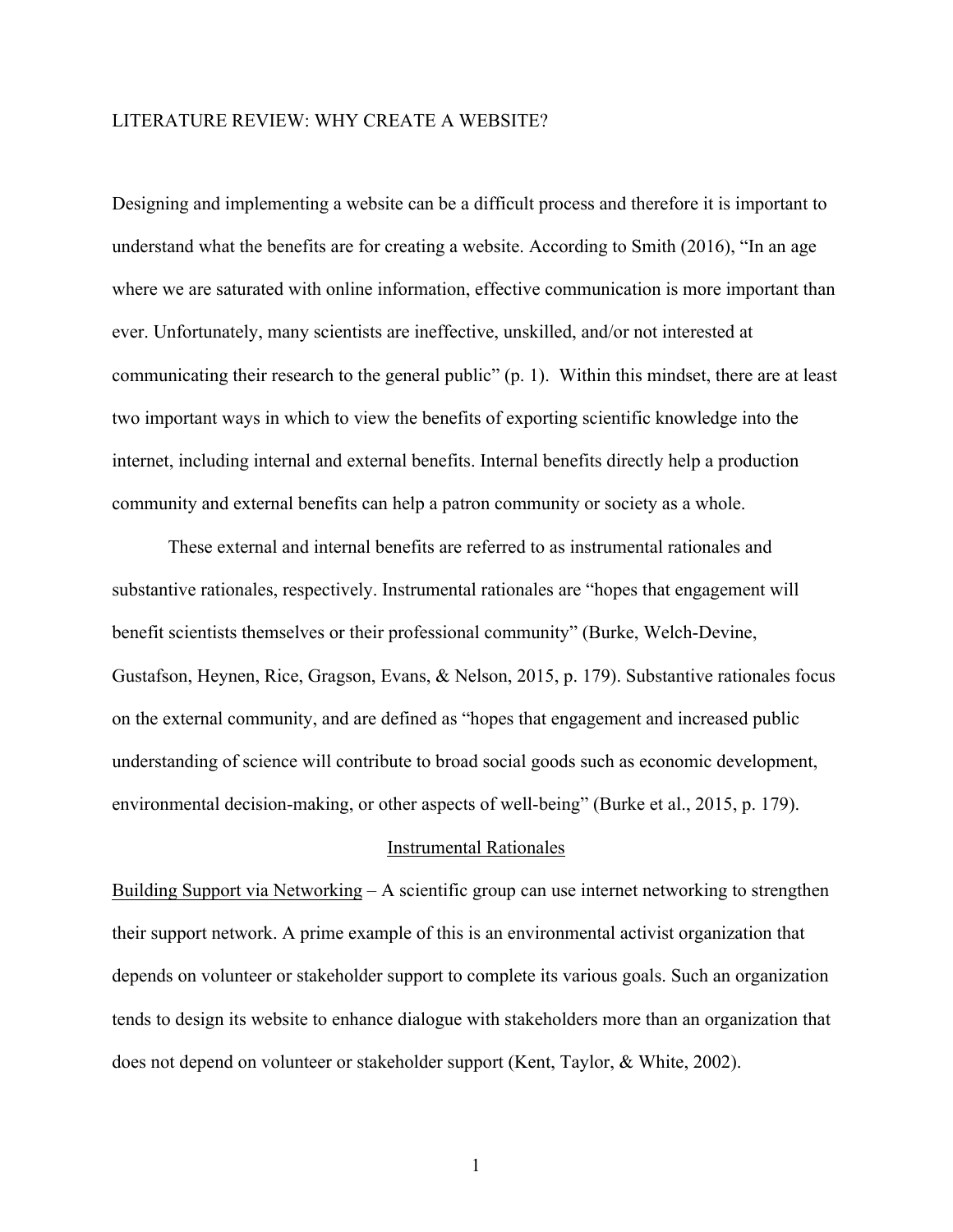# LITERATURE REVIEW: WHY CREATE A WEBSITE?

Designing and implementing a website can be a difficult process and therefore it is important to understand what the benefits are for creating a website. According to Smith (2016), "In an age where we are saturated with online information, effective communication is more important than ever. Unfortunately, many scientists are ineffective, unskilled, and/or not interested at communicating their research to the general public" (p. 1). Within this mindset, there are at least two important ways in which to view the benefits of exporting scientific knowledge into the internet, including internal and external benefits. Internal benefits directly help a production community and external benefits can help a patron community or society as a whole.

These external and internal benefits are referred to as instrumental rationales and substantive rationales, respectively. Instrumental rationales are "hopes that engagement will benefit scientists themselves or their professional community" (Burke, Welch-Devine, Gustafson, Heynen, Rice, Gragson, Evans, & Nelson, 2015, p. 179). Substantive rationales focus on the external community, and are defined as "hopes that engagement and increased public understanding of science will contribute to broad social goods such as economic development, environmental decision-making, or other aspects of well-being" (Burke et al., 2015, p. 179).

## Instrumental Rationales

Building Support via Networking – A scientific group can use internet networking to strengthen their support network. A prime example of this is an environmental activist organization that depends on volunteer or stakeholder support to complete its various goals. Such an organization tends to design its website to enhance dialogue with stakeholders more than an organization that does not depend on volunteer or stakeholder support (Kent, Taylor, & White, 2002).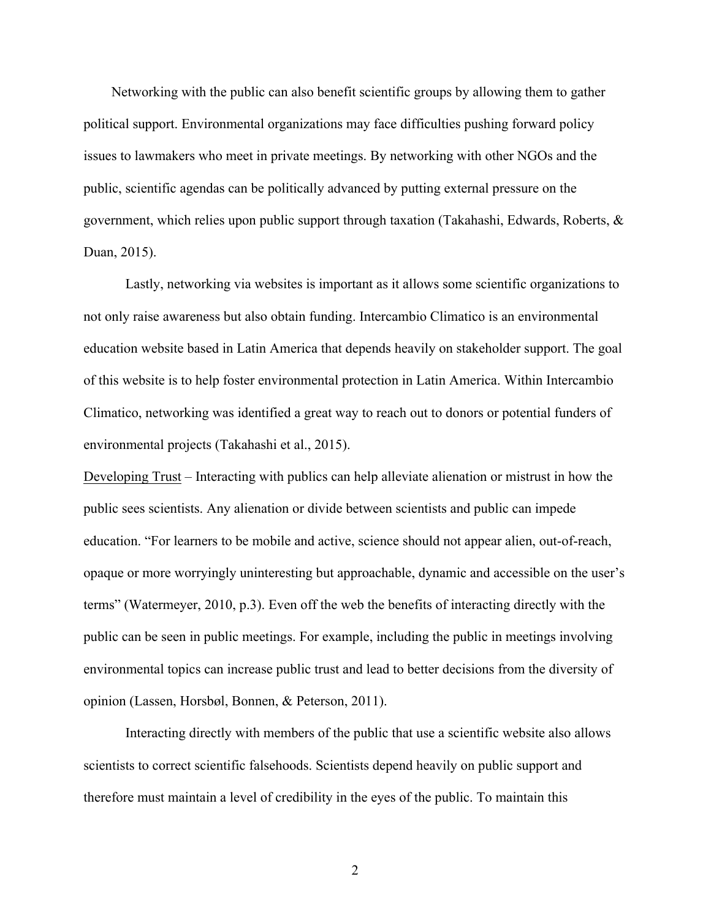Networking with the public can also benefit scientific groups by allowing them to gather political support. Environmental organizations may face difficulties pushing forward policy issues to lawmakers who meet in private meetings. By networking with other NGOs and the public, scientific agendas can be politically advanced by putting external pressure on the government, which relies upon public support through taxation (Takahashi, Edwards, Roberts, & Duan, 2015).

Lastly, networking via websites is important as it allows some scientific organizations to not only raise awareness but also obtain funding. Intercambio Climatico is an environmental education website based in Latin America that depends heavily on stakeholder support. The goal of this website is to help foster environmental protection in Latin America. Within Intercambio Climatico, networking was identified a great way to reach out to donors or potential funders of environmental projects (Takahashi et al., 2015).

<u>Developing Trust</u> – Interacting with publics can help alleviate alienation or mistrust in how the public sees scientists. Any alienation or divide between scientists and public can impede education. "For learners to be mobile and active, science should not appear alien, out-of-reach, opaque or more worryingly uninteresting but approachable, dynamic and accessible on the user's terms" (Watermeyer, 2010, p.3). Even off the web the benefits of interacting directly with the public can be seen in public meetings. For example, including the public in meetings involving environmental topics can increase public trust and lead to better decisions from the diversity of opinion (Lassen, Horsbøl, Bonnen, & Peterson, 2011).

Interacting directly with members of the public that use a scientific website also allows scientists to correct scientific falsehoods. Scientists depend heavily on public support and therefore must maintain a level of credibility in the eyes of the public. To maintain this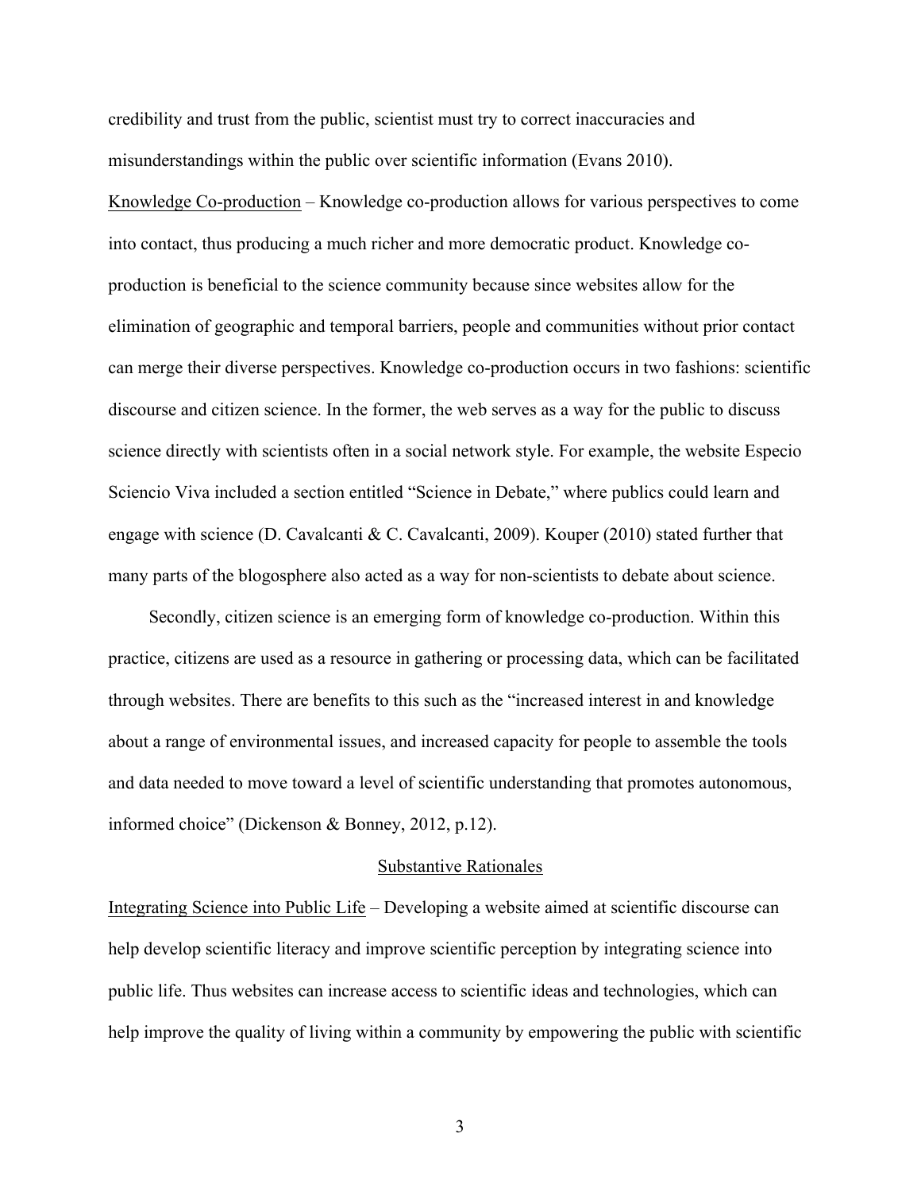credibility and trust from the public, scientist must try to correct inaccuracies and misunderstandings within the public over scientific information (Evans 2010).

<u>Knowledge Co-production</u> – Knowledge co-production allows for various perspectives to come into contact, thus producing a much richer and more democratic product. Knowledge co-production is beneficial to the science community because since websites allow for the elimination of geographic and temporal barriers, people and communities without prior contact can merge their diverse perspectives. Knowledge co-production occurs in two fashions: scientific discourse and citizen science. In the former, the web serves as a way for the public to discuss science directly with scientists often in a social network style. For example, the website Especio Sciencio Viva included a section entitled "Science in Debate," where publics could learn and engage with science (D. Cavalcanti & C. Cavalcanti, 2009). Kouper (2010) stated further that many parts of the blogosphere also acted as a way for non-scientists to debate about science.

Secondly, citizen science is an emerging form of knowledge co-production. Within this practice, citizens are used as a resource in gathering or processing data, which can be facilitated through websites. There are benefits to this such as the "increased interest in and knowledge about a range of environmental issues, and increased capacity for people to assemble the tools and data needed to move toward a level of scientific understanding that promotes autonomous, informed choice" (Dickenson & Bonney, 2012, p.12).

## <u>Substantive Rationales</u>

<u>Integrating Science into Public Life</u> – Developing a website aimed at scientific discourse can help develop scientific literacy and improve scientific perception by integrating science into public life. Thus websites can increase access to scientific ideas and technologies, which can help improve the quality of living within a community by empowering the public with scientific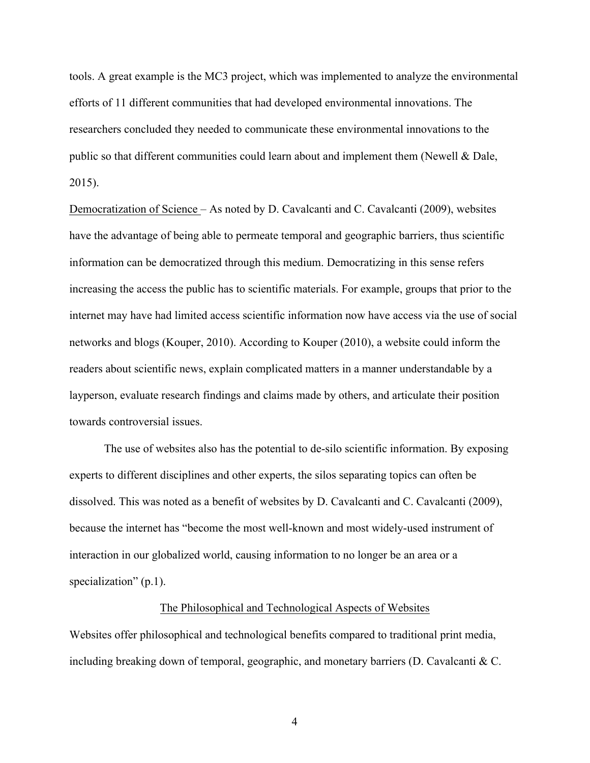tools. A great example is the MC3 project, which was implemented to analyze the environmental efforts of 11 different communities that had developed environmental innovations. The researchers concluded they needed to communicate these environmental innovations to the public so that different communities could learn about and implement them (Newell & Dale, 2015).

Democratization of Science – As noted by D. Cavalcanti and C. Cavalcanti (2009), websites have the advantage of being able to permeate temporal and geographic barriers, thus scientific information can be democratized through this medium. Democratizing in this sense refers increasing the access the public has to scientific materials. For example, groups that prior to the internet may have had limited access scientific information now have access via the use of social networks and blogs (Kouper, 2010). According to Kouper (2010), a website could inform the readers about scientific news, explain complicated matters in a manner understandable by a layperson, evaluate research findings and claims made by others, and articulate their position towards controversial issues.

The use of websites also has the potential to de-silo scientific information. By exposing experts to different disciplines and other experts, the silos separating topics can often be dissolved. This was noted as a benefit of websites by D. Cavalcanti and C. Cavalcanti (2009), because the internet has "become the most well-known and most widely-used instrument of interaction in our globalized world, causing information to no longer be an area or a specialization" (p.1).

## The Philosophical and Technological Aspects of Websites

Websites offer philosophical and technological benefits compared to traditional print media, including breaking down of temporal, geographic, and monetary barriers (D. Cavalcanti & C.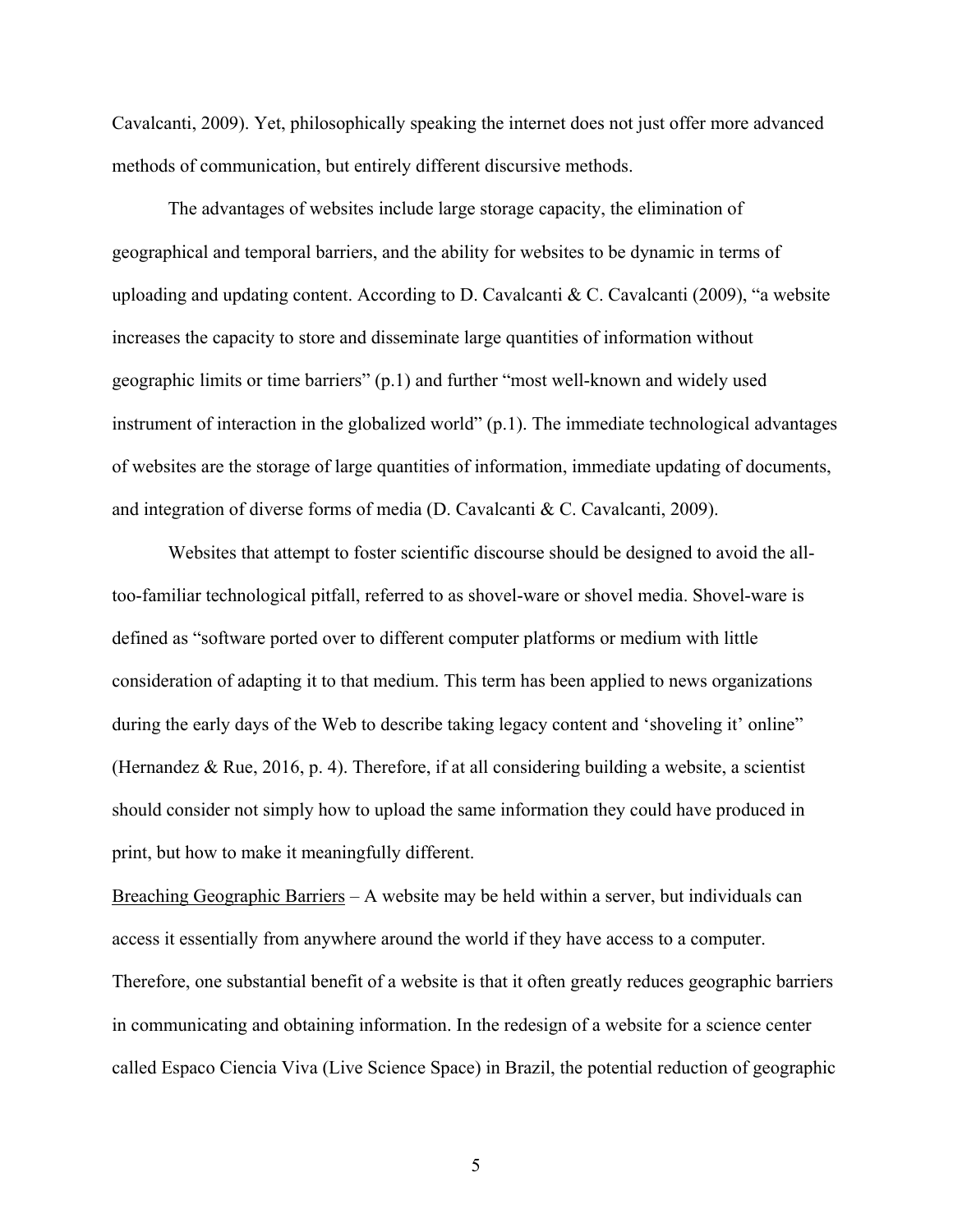Cavalcanti, 2009). Yet, philosophically speaking the internet does not just offer more advanced methods of communication, but entirely different discursive methods.

The advantages of websites include large storage capacity, the elimination of geographical and temporal barriers, and the ability for websites to be dynamic in terms of uploading and updating content. According to D. Cavalcanti & C. Cavalcanti (2009), "a website increases the capacity to store and disseminate large quantities of information without geographic limits or time barriers" (p.1) and further "most well-known and widely used instrument of interaction in the globalized world" (p.1). The immediate technological advantages of websites are the storage of large quantities of information, immediate updating of documents, and integration of diverse forms of media (D. Cavalcanti & C. Cavalcanti, 2009).

Websites that attempt to foster scientific discourse should be designed to avoid the all-too-familiar technological pitfall, referred to as shovel-ware or shovel media. Shovel-ware is defined as "software ported over to different computer platforms or medium with little consideration of adapting it to that medium. This term has been applied to news organizations during the early days of the Web to describe taking legacy content and 'shoveling it' online" (Hernandez & Rue, 2016, p. 4). Therefore, if at all considering building a website, a scientist should consider not simply how to upload the same information they could have produced in print, but how to make it meaningfully different.

<u>Breaching Geographic Barriers</u> – A website may be held within a server, but individuals can access it essentially from anywhere around the world if they have access to a computer. Therefore, one substantial benefit of a website is that it often greatly reduces geographic barriers in communicating and obtaining information. In the redesign of a website for a science center called Espaco Ciencia Viva (Live Science Space) in Brazil, the potential reduction of geographic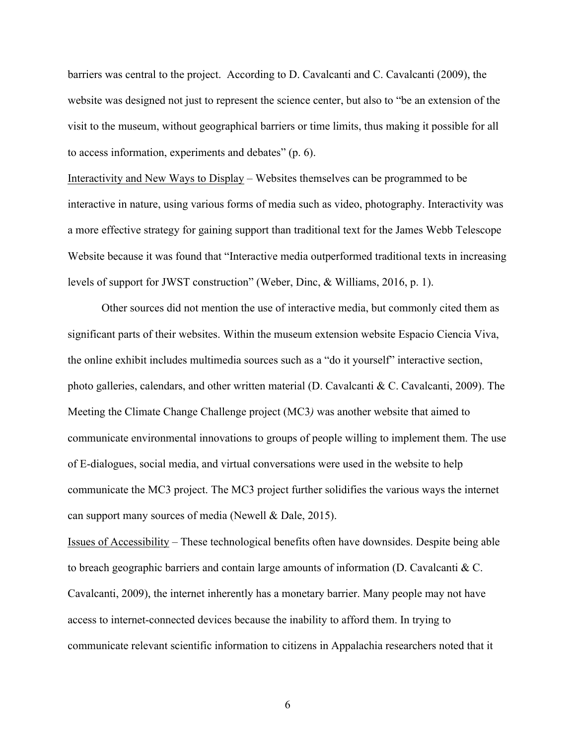barriers was central to the project. According to D. Cavalcanti and C. Cavalcanti (2009), the website was designed not just to represent the science center, but also to "be an extension of the visit to the museum, without geographical barriers or time limits, thus making it possible for all to access information, experiments and debates" (p. 6).

<u>Interactivity and New Ways to Display</u> – Websites themselves can be programmed to be interactive in nature, using various forms of media such as video, photography. Interactivity was a more effective strategy for gaining support than traditional text for the James Webb Telescope Website because it was found that "Interactive media outperformed traditional texts in increasing levels of support for JWST construction" (Weber, Dinc, & Williams, 2016, p. 1).

Other sources did not mention the use of interactive media, but commonly cited them as significant parts of their websites. Within the museum extension website Espacio Ciencia Viva, the online exhibit includes multimedia sources such as a "do it yourself" interactive section, photo galleries, calendars, and other written material (D. Cavalcanti & C. Cavalcanti, 2009). The Meeting the Climate Change Challenge project (MC3*)* was another website that aimed to communicate environmental innovations to groups of people willing to implement them. The use of E-dialogues, social media, and virtual conversations were used in the website to help communicate the MC3 project. The MC3 project further solidifies the various ways the internet can support many sources of media (Newell & Dale, 2015).

<u>Issues of Accessibility</u> – These technological benefits often have downsides. Despite being able to breach geographic barriers and contain large amounts of information (D. Cavalcanti & C. Cavalcanti, 2009), the internet inherently has a monetary barrier. Many people may not have access to internet-connected devices because the inability to afford them. In trying to communicate relevant scientific information to citizens in Appalachia researchers noted that it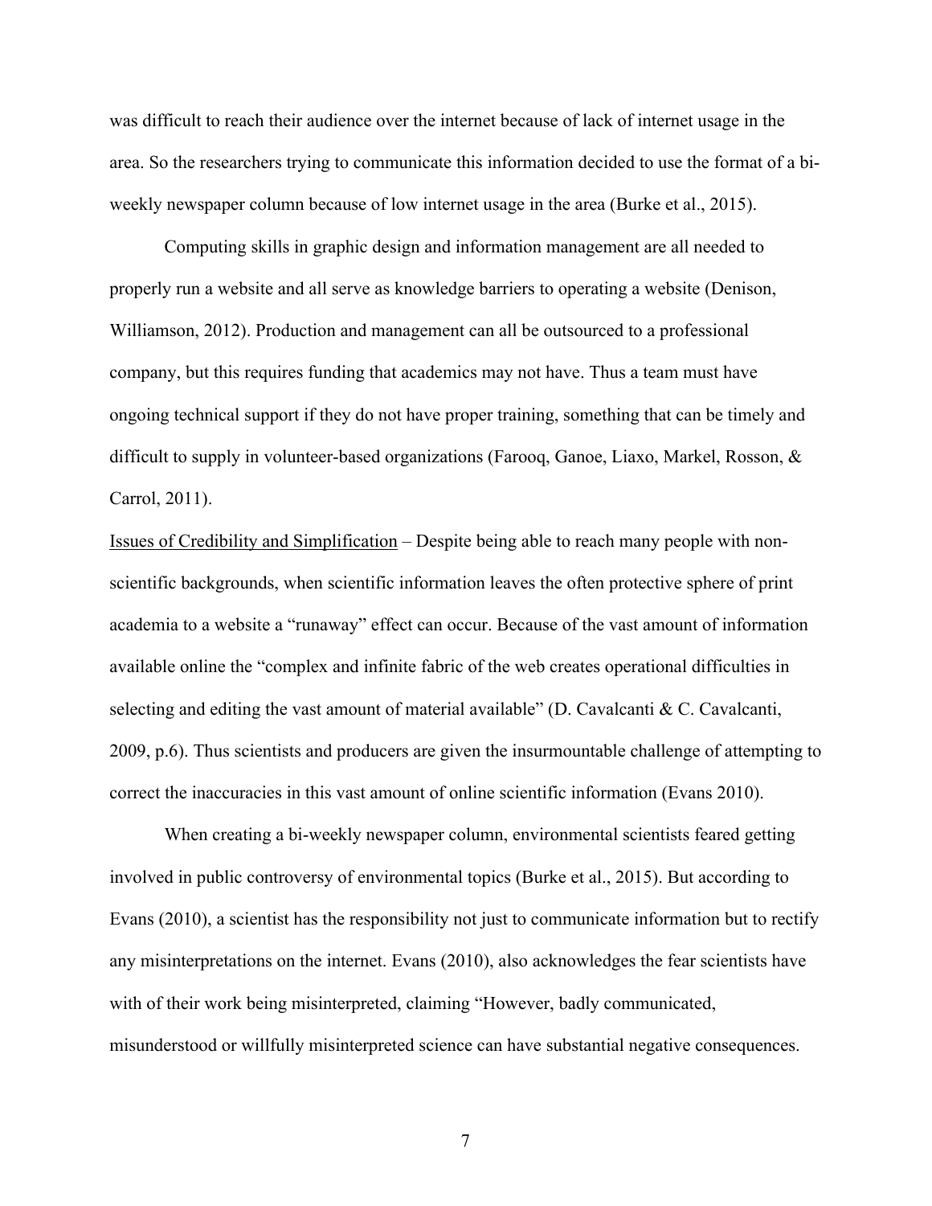was difficult to reach their audience over the internet because of lack of internet usage in the area. So the researchers trying to communicate this information decided to use the format of a bi-weekly newspaper column because of low internet usage in the area (Burke et al., 2015).

Computing skills in graphic design and information management are all needed to properly run a website and all serve as knowledge barriers to operating a website (Denison, Williamson, 2012). Production and management can all be outsourced to a professional company, but this requires funding that academics may not have. Thus a team must have ongoing technical support if they do not have proper training, something that can be timely and difficult to supply in volunteer-based organizations (Farooq, Ganoe, Liaxo, Markel, Rosson, & Carrol, 2011).

<u>Issues of Credibility and Simplification</u> – Despite being able to reach many people with non-scientific backgrounds, when scientific information leaves the often protective sphere of print academia to a website a "runaway" effect can occur. Because of the vast amount of information available online the "complex and infinite fabric of the web creates operational difficulties in selecting and editing the vast amount of material available" (D. Cavalcanti & C. Cavalcanti, 2009, p.6). Thus scientists and producers are given the insurmountable challenge of attempting to correct the inaccuracies in this vast amount of online scientific information (Evans 2010).

When creating a bi-weekly newspaper column, environmental scientists feared getting involved in public controversy of environmental topics (Burke et al., 2015). But according to Evans (2010), a scientist has the responsibility not just to communicate information but to rectify any misinterpretations on the internet. Evans (2010), also acknowledges the fear scientists have with of their work being misinterpreted, claiming "However, badly communicated, misunderstood or willfully misinterpreted science can have substantial negative consequences.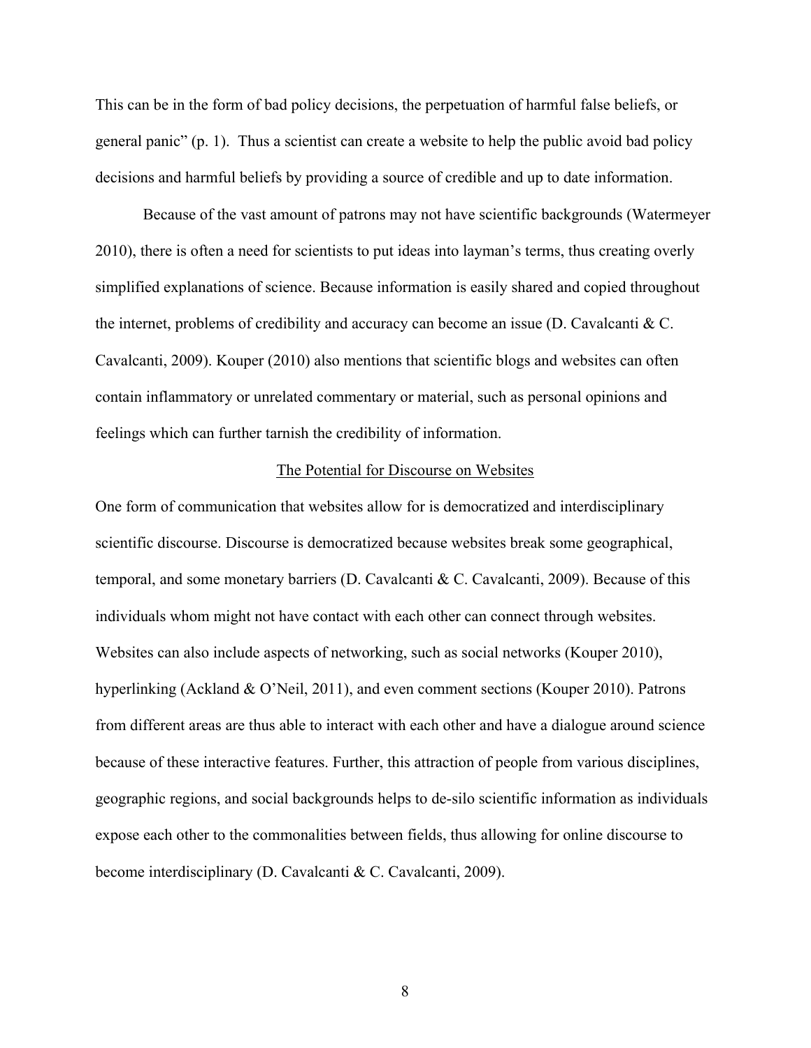This can be in the form of bad policy decisions, the perpetuation of harmful false beliefs, or general panic" (p. 1). Thus a scientist can create a website to help the public avoid bad policy decisions and harmful beliefs by providing a source of credible and up to date information.

Because of the vast amount of patrons may not have scientific backgrounds (Watermeyer 2010), there is often a need for scientists to put ideas into layman's terms, thus creating overly simplified explanations of science. Because information is easily shared and copied throughout the internet, problems of credibility and accuracy can become an issue (D. Cavalcanti & C. Cavalcanti, 2009). Kouper (2010) also mentions that scientific blogs and websites can often contain inflammatory or unrelated commentary or material, such as personal opinions and feelings which can further tarnish the credibility of information.

## The Potential for Discourse on Websites

One form of communication that websites allow for is democratized and interdisciplinary scientific discourse. Discourse is democratized because websites break some geographical, temporal, and some monetary barriers (D. Cavalcanti & C. Cavalcanti, 2009). Because of this individuals whom might not have contact with each other can connect through websites. Websites can also include aspects of networking, such as social networks (Kouper 2010), hyperlinking (Ackland & O'Neil, 2011), and even comment sections (Kouper 2010). Patrons from different areas are thus able to interact with each other and have a dialogue around science because of these interactive features. Further, this attraction of people from various disciplines, geographic regions, and social backgrounds helps to de-silo scientific information as individuals expose each other to the commonalities between fields, thus allowing for online discourse to become interdisciplinary (D. Cavalcanti & C. Cavalcanti, 2009).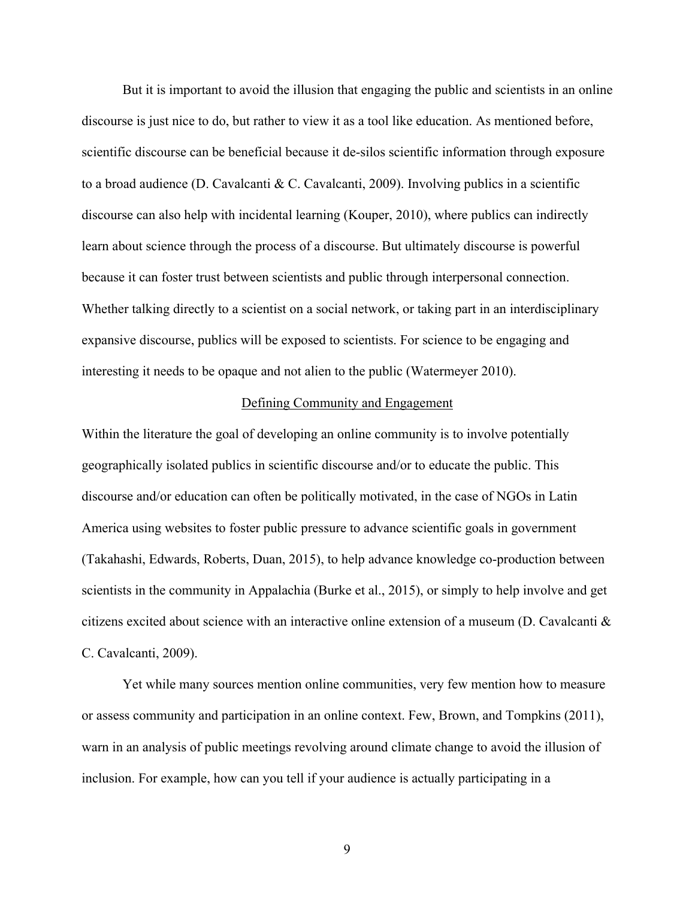But it is important to avoid the illusion that engaging the public and scientists in an online discourse is just nice to do, but rather to view it as a tool like education. As mentioned before, scientific discourse can be beneficial because it de-silos scientific information through exposure to a broad audience (D. Cavalcanti & C. Cavalcanti, 2009). Involving publics in a scientific discourse can also help with incidental learning (Kouper, 2010), where publics can indirectly learn about science through the process of a discourse. But ultimately discourse is powerful because it can foster trust between scientists and public through interpersonal connection. Whether talking directly to a scientist on a social network, or taking part in an interdisciplinary expansive discourse, publics will be exposed to scientists. For science to be engaging and interesting it needs to be opaque and not alien to the public (Watermeyer 2010).

## Defining Community and Engagement

Within the literature the goal of developing an online community is to involve potentially geographically isolated publics in scientific discourse and/or to educate the public. This discourse and/or education can often be politically motivated, in the case of NGOs in Latin America using websites to foster public pressure to advance scientific goals in government (Takahashi, Edwards, Roberts, Duan, 2015), to help advance knowledge co-production between scientists in the community in Appalachia (Burke et al., 2015), or simply to help involve and get citizens excited about science with an interactive online extension of a museum (D. Cavalcanti & C. Cavalcanti, 2009).

Yet while many sources mention online communities, very few mention how to measure or assess community and participation in an online context. Few, Brown, and Tompkins (2011), warn in an analysis of public meetings revolving around climate change to avoid the illusion of inclusion. For example, how can you tell if your audience is actually participating in a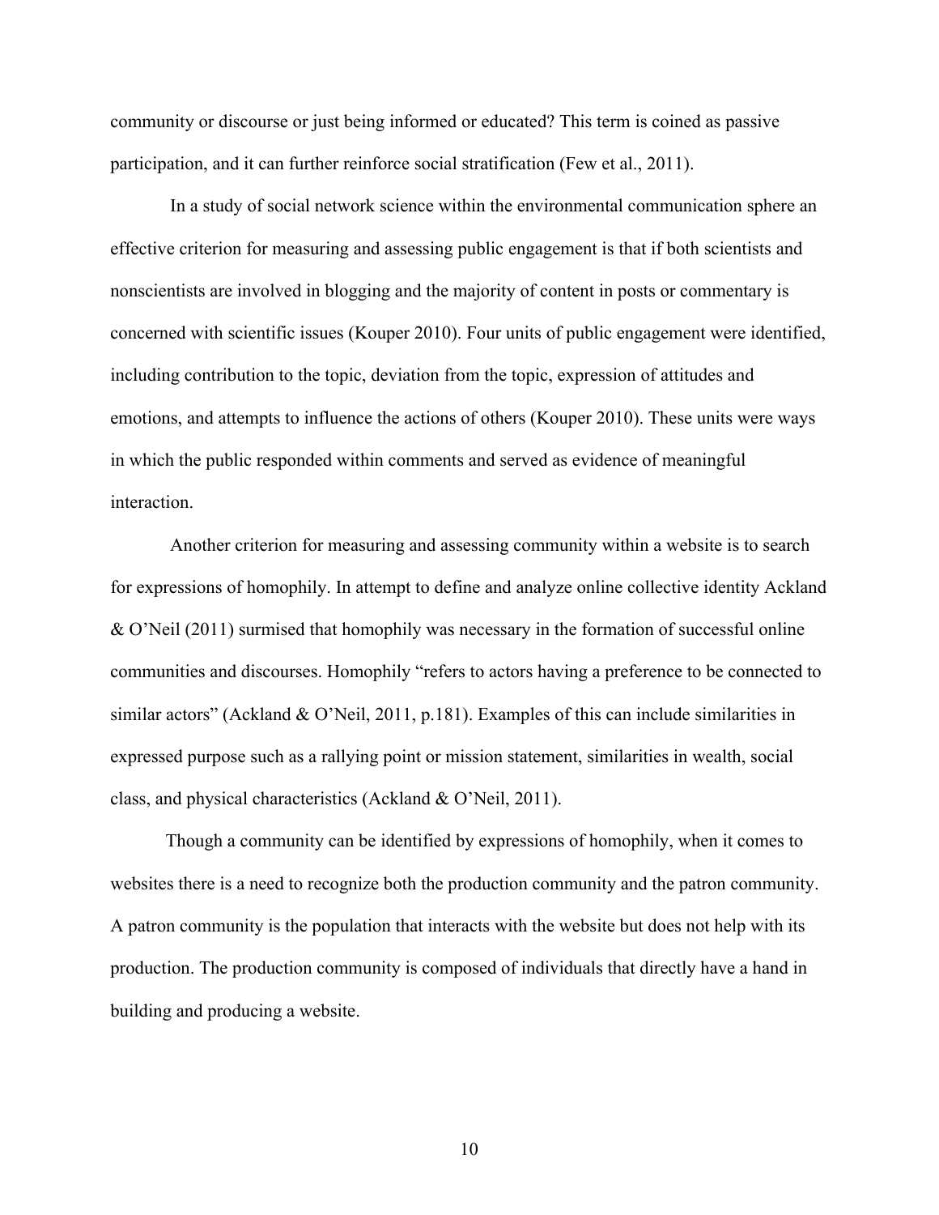community or discourse or just being informed or educated? This term is coined as passive participation, and it can further reinforce social stratification (Few et al., 2011).

In a study of social network science within the environmental communication sphere an effective criterion for measuring and assessing public engagement is that if both scientists and nonscientists are involved in blogging and the majority of content in posts or commentary is concerned with scientific issues (Kouper 2010). Four units of public engagement were identified, including contribution to the topic, deviation from the topic, expression of attitudes and emotions, and attempts to influence the actions of others (Kouper 2010). These units were ways in which the public responded within comments and served as evidence of meaningful interaction.

Another criterion for measuring and assessing community within a website is to search for expressions of homophily. In attempt to define and analyze online collective identity Ackland & O'Neil (2011) surmised that homophily was necessary in the formation of successful online communities and discourses. Homophily "refers to actors having a preference to be connected to similar actors" (Ackland & O'Neil, 2011, p.181). Examples of this can include similarities in expressed purpose such as a rallying point or mission statement, similarities in wealth, social class, and physical characteristics (Ackland & O'Neil, 2011).

Though a community can be identified by expressions of homophily, when it comes to websites there is a need to recognize both the production community and the patron community. A patron community is the population that interacts with the website but does not help with its production. The production community is composed of individuals that directly have a hand in building and producing a website.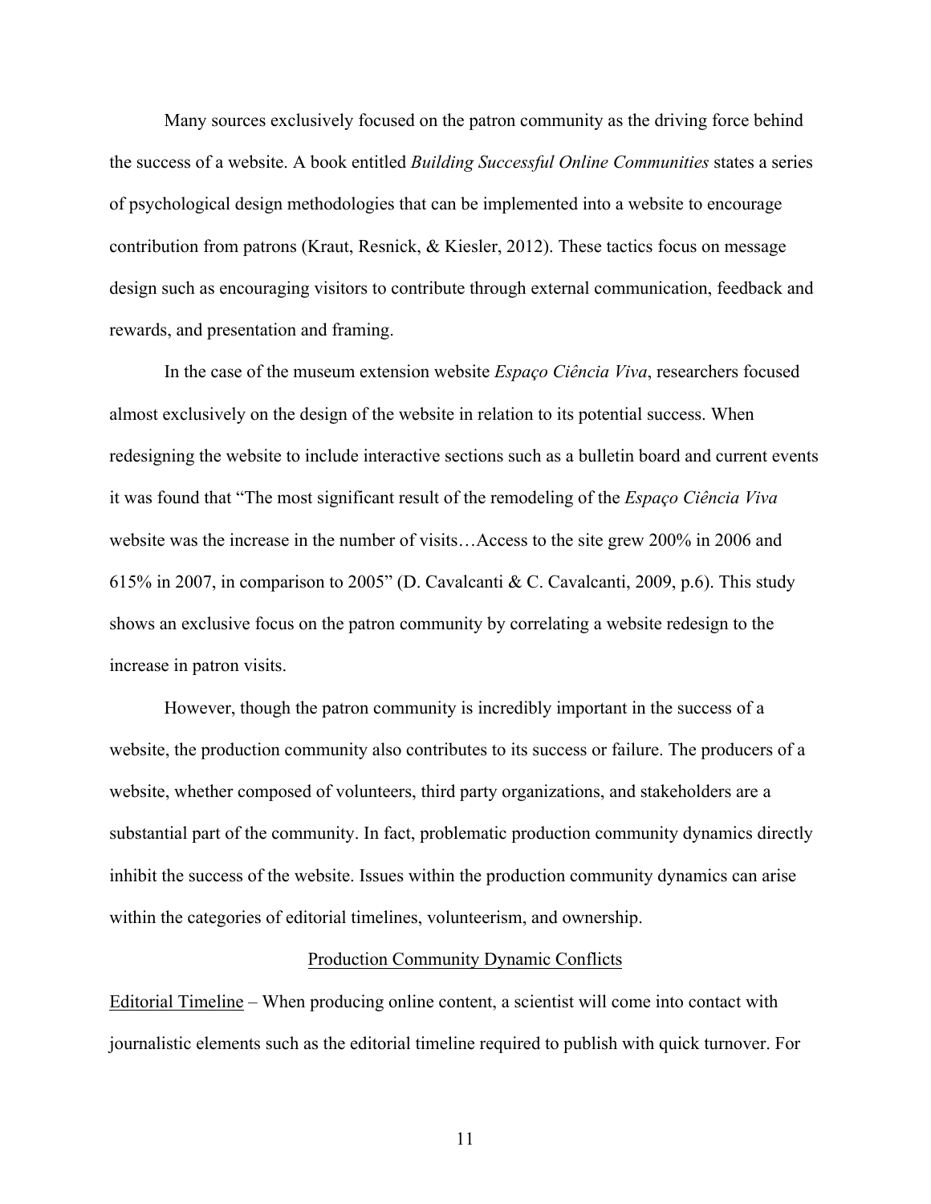Many sources exclusively focused on the patron community as the driving force behind the success of a website. A book entitled *Building Successful Online Communities* states a series of psychological design methodologies that can be implemented into a website to encourage contribution from patrons (Kraut, Resnick, & Kiesler, 2012). These tactics focus on message design such as encouraging visitors to contribute through external communication, feedback and rewards, and presentation and framing.

In the case of the museum extension website *Espaço Ciência Viva*, researchers focused almost exclusively on the design of the website in relation to its potential success. When redesigning the website to include interactive sections such as a bulletin board and current events it was found that "The most significant result of the remodeling of the *Espaço Ciência Viva* website was the increase in the number of visits…Access to the site grew 200% in 2006 and 615% in 2007, in comparison to 2005" (D. Cavalcanti & C. Cavalcanti, 2009, p.6). This study shows an exclusive focus on the patron community by correlating a website redesign to the increase in patron visits.

However, though the patron community is incredibly important in the success of a website, the production community also contributes to its success or failure. The producers of a website, whether composed of volunteers, third party organizations, and stakeholders are a substantial part of the community. In fact, problematic production community dynamics directly inhibit the success of the website. Issues within the production community dynamics can arise within the categories of editorial timelines, volunteerism, and ownership.

## Production Community Dynamic Conflicts

Editorial Timeline – When producing online content, a scientist will come into contact with journalistic elements such as the editorial timeline required to publish with quick turnover. For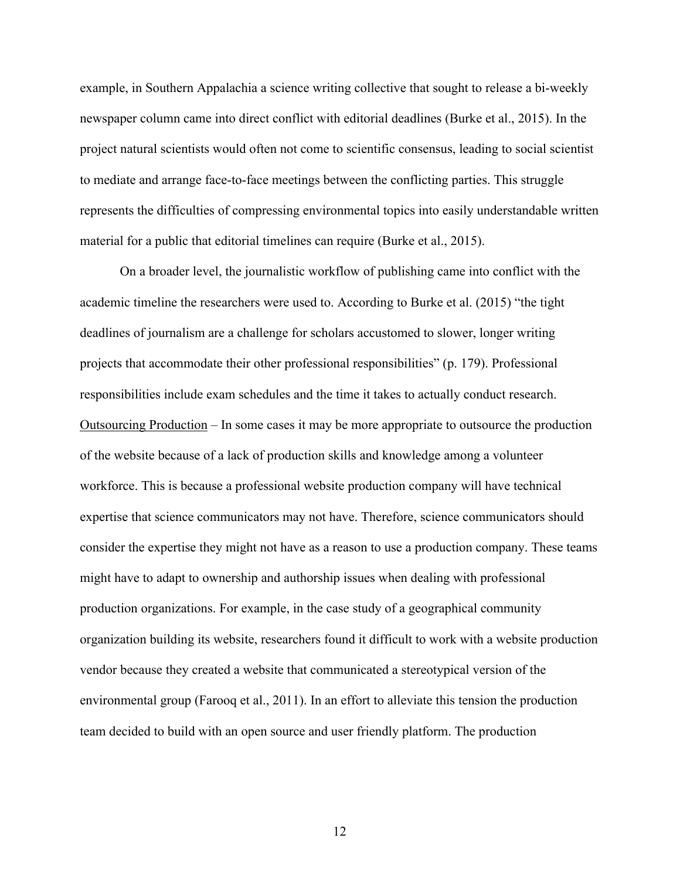example, in Southern Appalachia a science writing collective that sought to release a bi-weekly newspaper column came into direct conflict with editorial deadlines (Burke et al., 2015). In the project natural scientists would often not come to scientific consensus, leading to social scientist to mediate and arrange face-to-face meetings between the conflicting parties. This struggle represents the difficulties of compressing environmental topics into easily understandable written material for a public that editorial timelines can require (Burke et al., 2015).

On a broader level, the journalistic workflow of publishing came into conflict with the academic timeline the researchers were used to. According to Burke et al. (2015) "the tight deadlines of journalism are a challenge for scholars accustomed to slower, longer writing projects that accommodate their other professional responsibilities" (p. 179). Professional responsibilities include exam schedules and the time it takes to actually conduct research.

<u>Outsourcing Production</u> – In some cases it may be more appropriate to outsource the production of the website because of a lack of production skills and knowledge among a volunteer workforce. This is because a professional website production company will have technical expertise that science communicators may not have. Therefore, science communicators should consider the expertise they might not have as a reason to use a production company. These teams might have to adapt to ownership and authorship issues when dealing with professional production organizations. For example, in the case study of a geographical community organization building its website, researchers found it difficult to work with a website production vendor because they created a website that communicated a stereotypical version of the environmental group (Farooq et al., 2011). In an effort to alleviate this tension the production team decided to build with an open source and user friendly platform. The production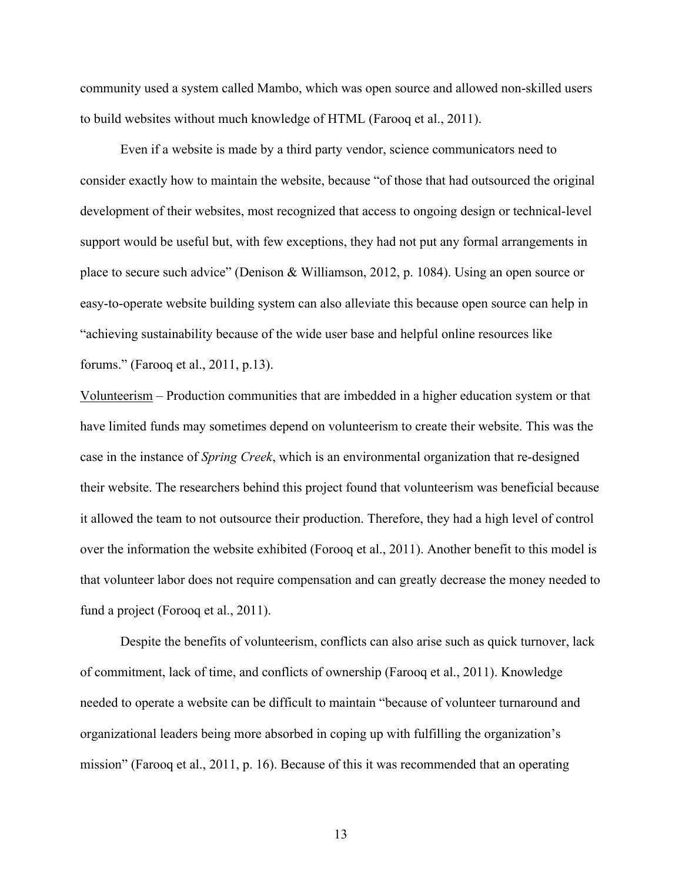community used a system called Mambo, which was open source and allowed non-skilled users to build websites without much knowledge of HTML (Farooq et al., 2011).

Even if a website is made by a third party vendor, science communicators need to consider exactly how to maintain the website, because "of those that had outsourced the original development of their websites, most recognized that access to ongoing design or technical-level support would be useful but, with few exceptions, they had not put any formal arrangements in place to secure such advice" (Denison & Williamson, 2012, p. 1084). Using an open source or easy-to-operate website building system can also alleviate this because open source can help in "achieving sustainability because of the wide user base and helpful online resources like forums." (Farooq et al., 2011, p.13).

<u>Volunteerism</u> – Production communities that are imbedded in a higher education system or that have limited funds may sometimes depend on volunteerism to create their website. This was the case in the instance of *Spring Creek*, which is an environmental organization that re-designed their website. The researchers behind this project found that volunteerism was beneficial because it allowed the team to not outsource their production. Therefore, they had a high level of control over the information the website exhibited (Forooq et al., 2011). Another benefit to this model is that volunteer labor does not require compensation and can greatly decrease the money needed to fund a project (Forooq et al., 2011).

Despite the benefits of volunteerism, conflicts can also arise such as quick turnover, lack of commitment, lack of time, and conflicts of ownership (Farooq et al., 2011). Knowledge needed to operate a website can be difficult to maintain "because of volunteer turnaround and organizational leaders being more absorbed in coping up with fulfilling the organization's mission" (Farooq et al., 2011, p. 16). Because of this it was recommended that an operating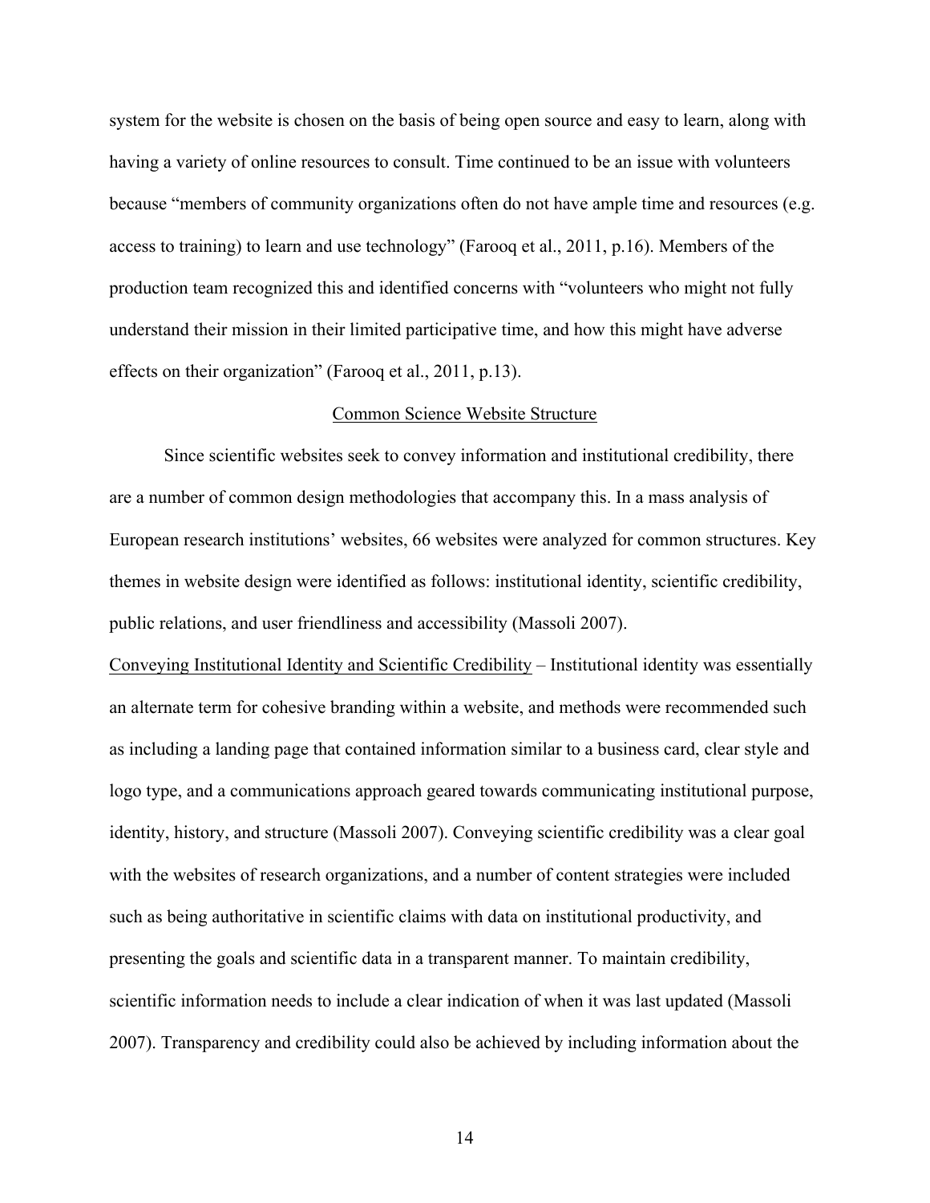system for the website is chosen on the basis of being open source and easy to learn, along with having a variety of online resources to consult. Time continued to be an issue with volunteers because "members of community organizations often do not have ample time and resources (e.g. access to training) to learn and use technology" (Farooq et al., 2011, p.16). Members of the production team recognized this and identified concerns with "volunteers who might not fully understand their mission in their limited participative time, and how this might have adverse effects on their organization" (Farooq et al., 2011, p.13).

## Common Science Website Structure

Since scientific websites seek to convey information and institutional credibility, there are a number of common design methodologies that accompany this. In a mass analysis of European research institutions' websites, 66 websites were analyzed for common structures. Key themes in website design were identified as follows: institutional identity, scientific credibility, public relations, and user friendliness and accessibility (Massoli 2007).

Conveying Institutional Identity and Scientific Credibility – Institutional identity was essentially an alternate term for cohesive branding within a website, and methods were recommended such as including a landing page that contained information similar to a business card, clear style and logo type, and a communications approach geared towards communicating institutional purpose, identity, history, and structure (Massoli 2007). Conveying scientific credibility was a clear goal with the websites of research organizations, and a number of content strategies were included such as being authoritative in scientific claims with data on institutional productivity, and presenting the goals and scientific data in a transparent manner. To maintain credibility, scientific information needs to include a clear indication of when it was last updated (Massoli 2007). Transparency and credibility could also be achieved by including information about the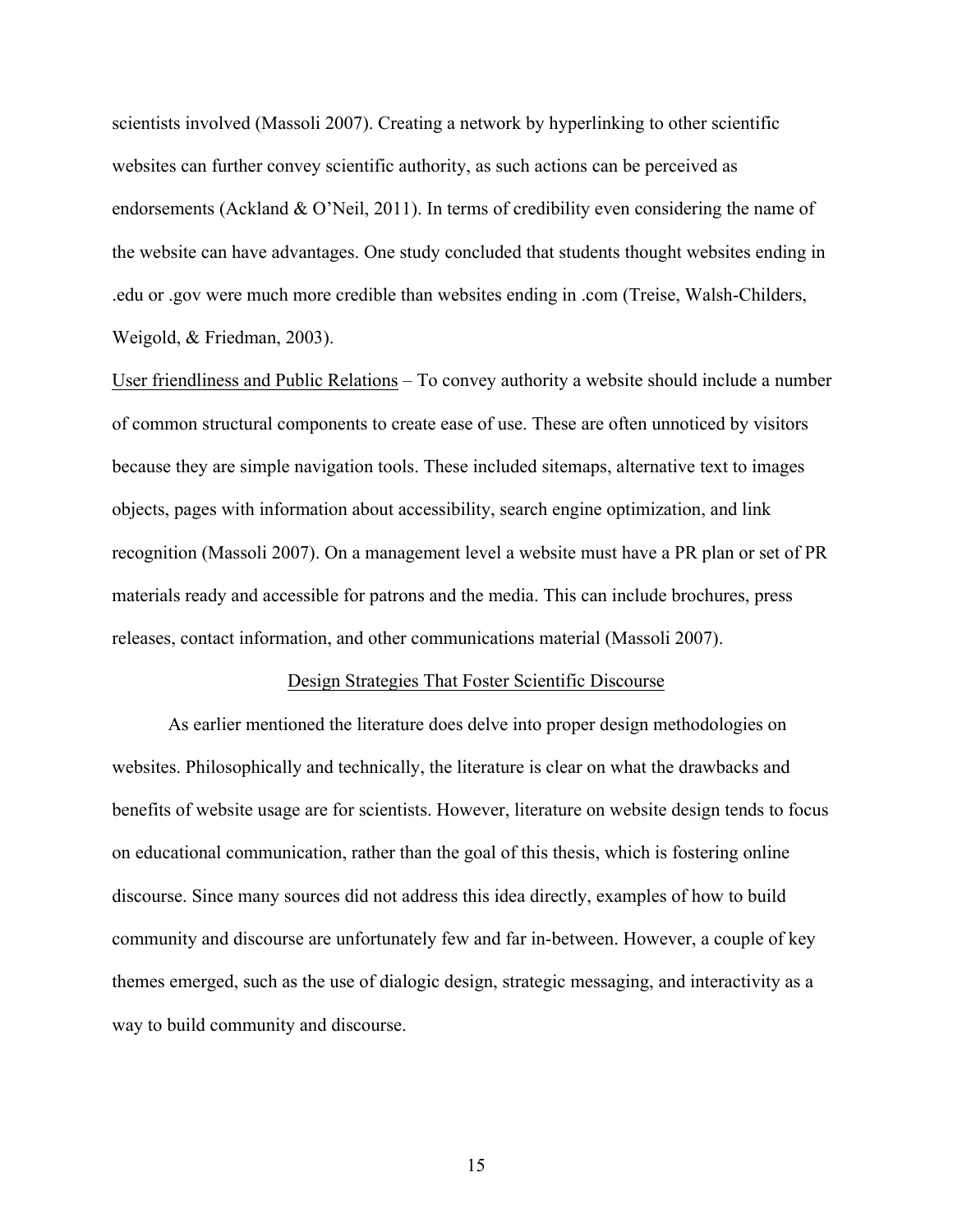scientists involved (Massoli 2007). Creating a network by hyperlinking to other scientific websites can further convey scientific authority, as such actions can be perceived as endorsements (Ackland & O'Neil, 2011). In terms of credibility even considering the name of the website can have advantages. One study concluded that students thought websites ending in .edu or .gov were much more credible than websites ending in .com (Treise, Walsh-Childers, Weigold, & Friedman, 2003).

<u>User friendliness and Public Relations</u> – To convey authority a website should include a number of common structural components to create ease of use. These are often unnoticed by visitors because they are simple navigation tools. These included sitemaps, alternative text to images objects, pages with information about accessibility, search engine optimization, and link recognition (Massoli 2007). On a management level a website must have a PR plan or set of PR materials ready and accessible for patrons and the media. This can include brochures, press releases, contact information, and other communications material (Massoli 2007).

## Design Strategies That Foster Scientific Discourse

As earlier mentioned the literature does delve into proper design methodologies on websites. Philosophically and technically, the literature is clear on what the drawbacks and benefits of website usage are for scientists. However, literature on website design tends to focus on educational communication, rather than the goal of this thesis, which is fostering online discourse. Since many sources did not address this idea directly, examples of how to build community and discourse are unfortunately few and far in-between. However, a couple of key themes emerged, such as the use of dialogic design, strategic messaging, and interactivity as a way to build community and discourse.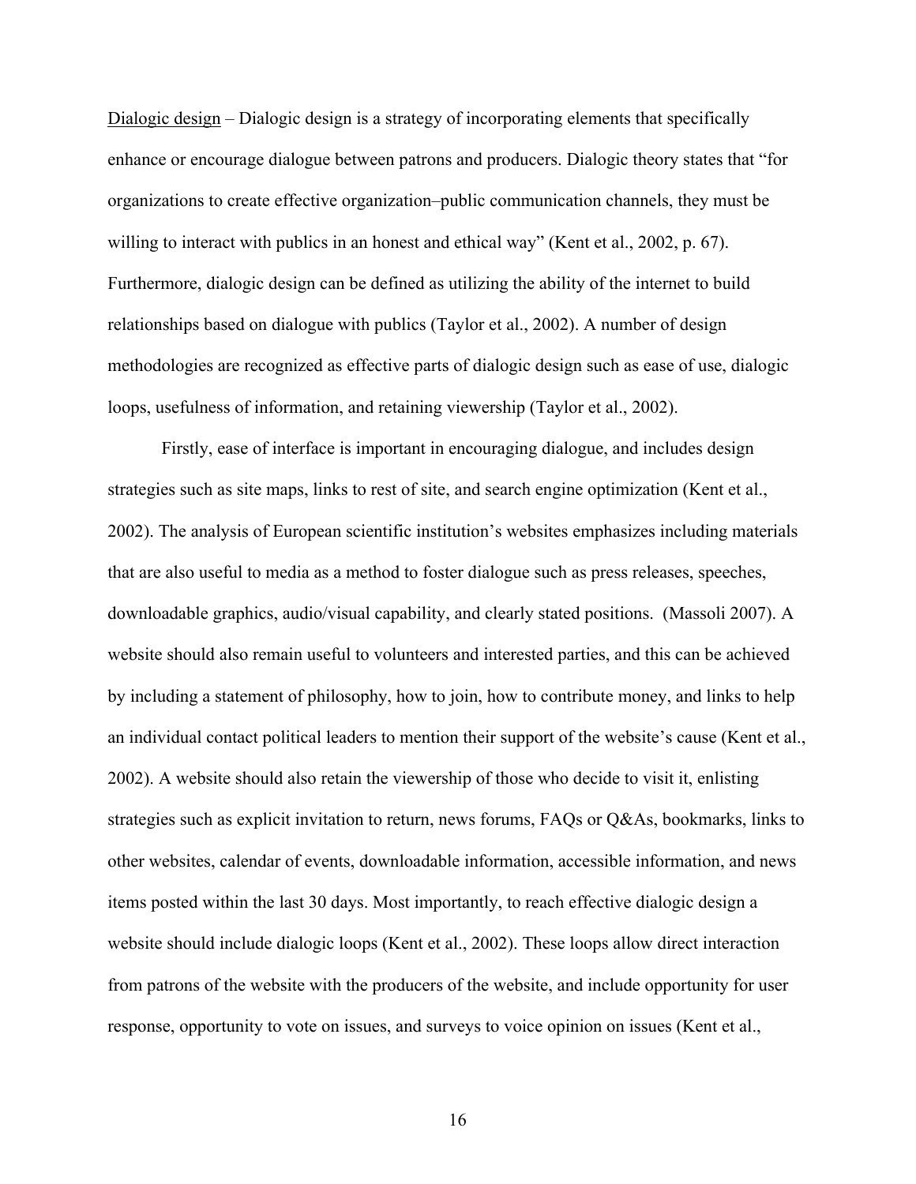Dialogic design – Dialogic design is a strategy of incorporating elements that specifically enhance or encourage dialogue between patrons and producers. Dialogic theory states that "for organizations to create effective organization–public communication channels, they must be willing to interact with publics in an honest and ethical way" (Kent et al., 2002, p. 67). Furthermore, dialogic design can be defined as utilizing the ability of the internet to build relationships based on dialogue with publics (Taylor et al., 2002). A number of design methodologies are recognized as effective parts of dialogic design such as ease of use, dialogic loops, usefulness of information, and retaining viewership (Taylor et al., 2002).

Firstly, ease of interface is important in encouraging dialogue, and includes design strategies such as site maps, links to rest of site, and search engine optimization (Kent et al., 2002). The analysis of European scientific institution's websites emphasizes including materials that are also useful to media as a method to foster dialogue such as press releases, speeches, downloadable graphics, audio/visual capability, and clearly stated positions. (Massoli 2007). A website should also remain useful to volunteers and interested parties, and this can be achieved by including a statement of philosophy, how to join, how to contribute money, and links to help an individual contact political leaders to mention their support of the website's cause (Kent et al., 2002). A website should also retain the viewership of those who decide to visit it, enlisting strategies such as explicit invitation to return, news forums, FAQs or Q&As, bookmarks, links to other websites, calendar of events, downloadable information, accessible information, and news items posted within the last 30 days. Most importantly, to reach effective dialogic design a website should include dialogic loops (Kent et al., 2002). These loops allow direct interaction from patrons of the website with the producers of the website, and include opportunity for user response, opportunity to vote on issues, and surveys to voice opinion on issues (Kent et al.,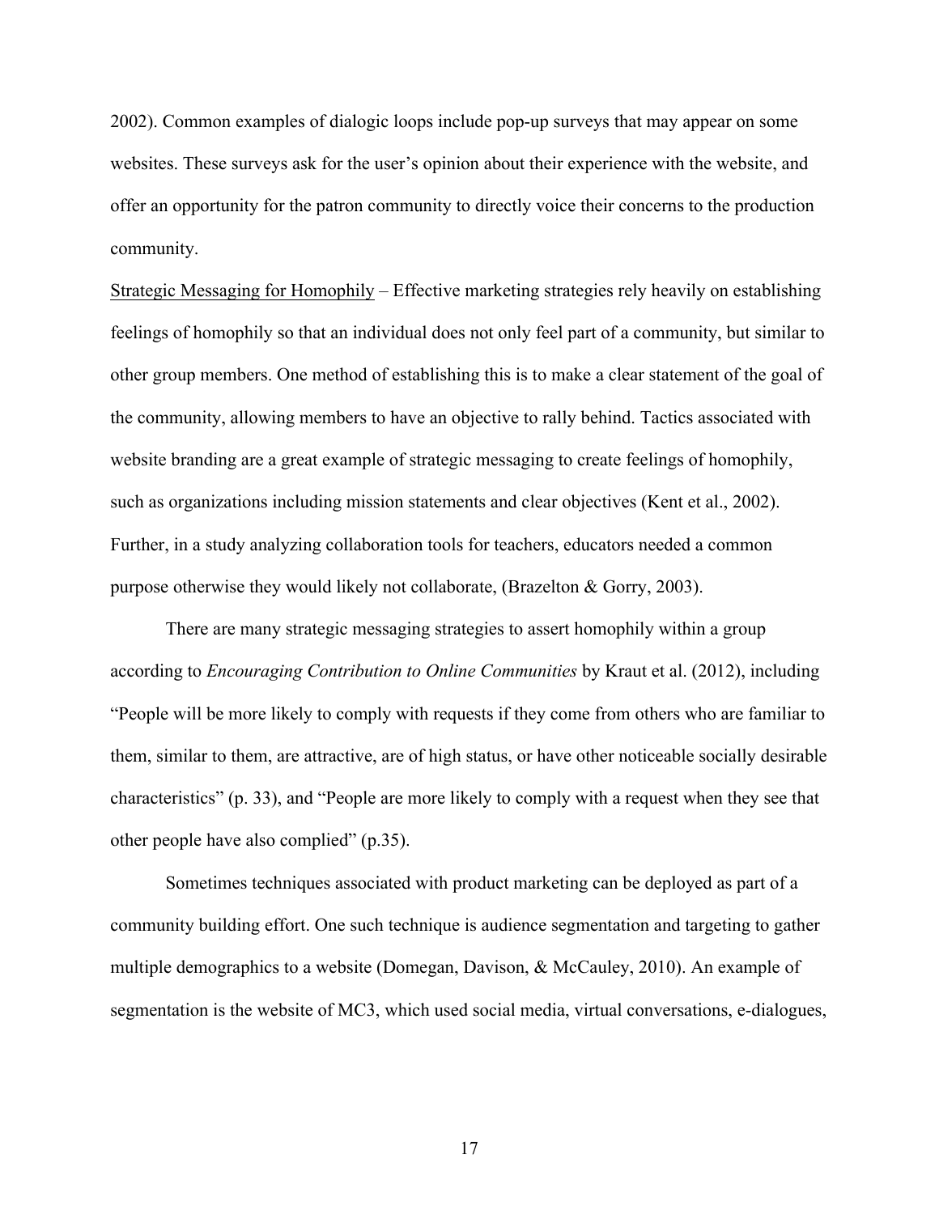2002). Common examples of dialogic loops include pop-up surveys that may appear on some websites. These surveys ask for the user's opinion about their experience with the website, and offer an opportunity for the patron community to directly voice their concerns to the production community.

<u>Strategic Messaging for Homophily</u> – Effective marketing strategies rely heavily on establishing feelings of homophily so that an individual does not only feel part of a community, but similar to other group members. One method of establishing this is to make a clear statement of the goal of the community, allowing members to have an objective to rally behind. Tactics associated with website branding are a great example of strategic messaging to create feelings of homophily, such as organizations including mission statements and clear objectives (Kent et al., 2002). Further, in a study analyzing collaboration tools for teachers, educators needed a common purpose otherwise they would likely not collaborate, (Brazelton & Gorry, 2003).

There are many strategic messaging strategies to assert homophily within a group according to *Encouraging Contribution to Online Communities* by Kraut et al. (2012), including "People will be more likely to comply with requests if they come from others who are familiar to them, similar to them, are attractive, are of high status, or have other noticeable socially desirable characteristics" (p. 33), and "People are more likely to comply with a request when they see that other people have also complied" (p.35).

Sometimes techniques associated with product marketing can be deployed as part of a community building effort. One such technique is audience segmentation and targeting to gather multiple demographics to a website (Domegan, Davison, & McCauley, 2010). An example of segmentation is the website of MC3, which used social media, virtual conversations, e-dialogues,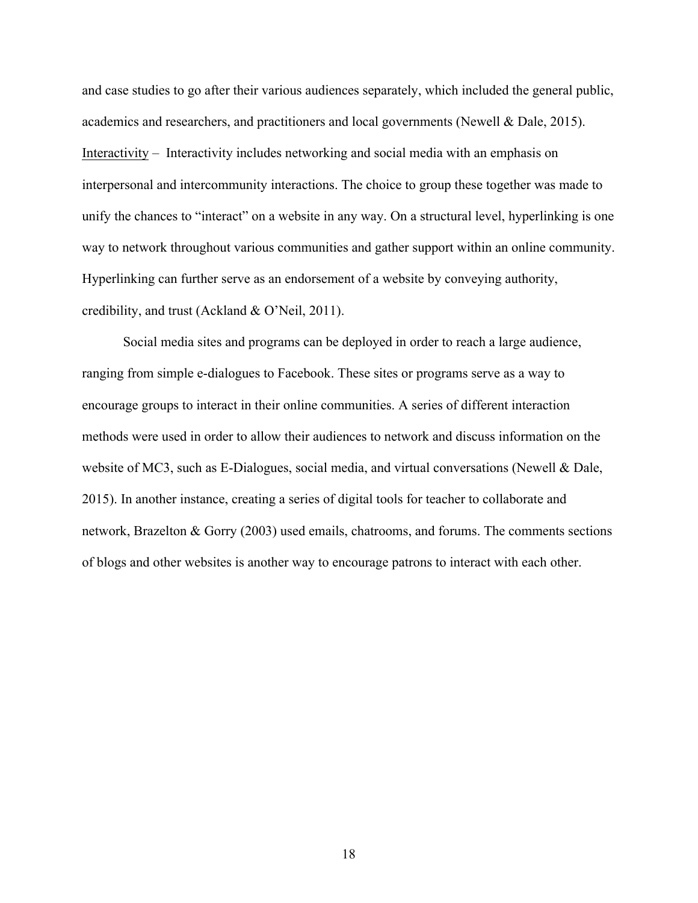and case studies to go after their various audiences separately, which included the general public, academics and researchers, and practitioners and local governments (Newell & Dale, 2015).

<u>Interactivity</u> – Interactivity includes networking and social media with an emphasis on interpersonal and intercommunity interactions. The choice to group these together was made to unify the chances to "interact" on a website in any way. On a structural level, hyperlinking is one way to network throughout various communities and gather support within an online community. Hyperlinking can further serve as an endorsement of a website by conveying authority, credibility, and trust (Ackland & O'Neil, 2011).

Social media sites and programs can be deployed in order to reach a large audience, ranging from simple e-dialogues to Facebook. These sites or programs serve as a way to encourage groups to interact in their online communities. A series of different interaction methods were used in order to allow their audiences to network and discuss information on the website of MC3, such as E-Dialogues, social media, and virtual conversations (Newell & Dale, 2015). In another instance, creating a series of digital tools for teacher to collaborate and network, Brazelton & Gorry (2003) used emails, chatrooms, and forums. The comments sections of blogs and other websites is another way to encourage patrons to interact with each other.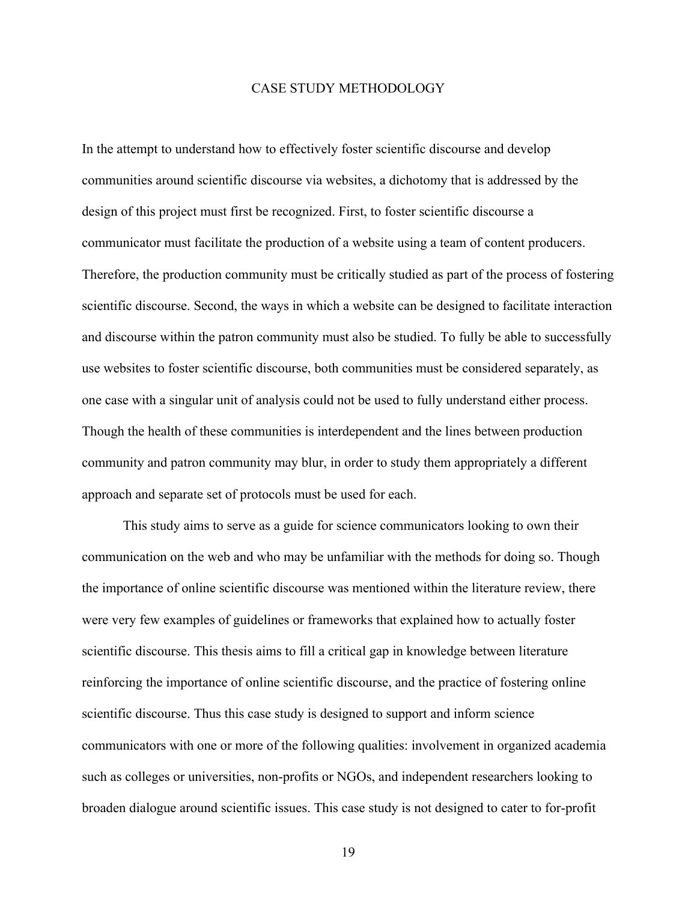# CASE STUDY METHODOLOGY

In the attempt to understand how to effectively foster scientific discourse and develop communities around scientific discourse via websites, a dichotomy that is addressed by the design of this project must first be recognized. First, to foster scientific discourse a communicator must facilitate the production of a website using a team of content producers. Therefore, the production community must be critically studied as part of the process of fostering scientific discourse. Second, the ways in which a website can be designed to facilitate interaction and discourse within the patron community must also be studied. To fully be able to successfully use websites to foster scientific discourse, both communities must be considered separately, as one case with a singular unit of analysis could not be used to fully understand either process. Though the health of these communities is interdependent and the lines between production community and patron community may blur, in order to study them appropriately a different approach and separate set of protocols must be used for each.

This study aims to serve as a guide for science communicators looking to own their communication on the web and who may be unfamiliar with the methods for doing so. Though the importance of online scientific discourse was mentioned within the literature review, there were very few examples of guidelines or frameworks that explained how to actually foster scientific discourse. This thesis aims to fill a critical gap in knowledge between literature reinforcing the importance of online scientific discourse, and the practice of fostering online scientific discourse. Thus this case study is designed to support and inform science communicators with one or more of the following qualities: involvement in organized academia such as colleges or universities, non-profits or NGOs, and independent researchers looking to broaden dialogue around scientific issues. This case study is not designed to cater to for-profit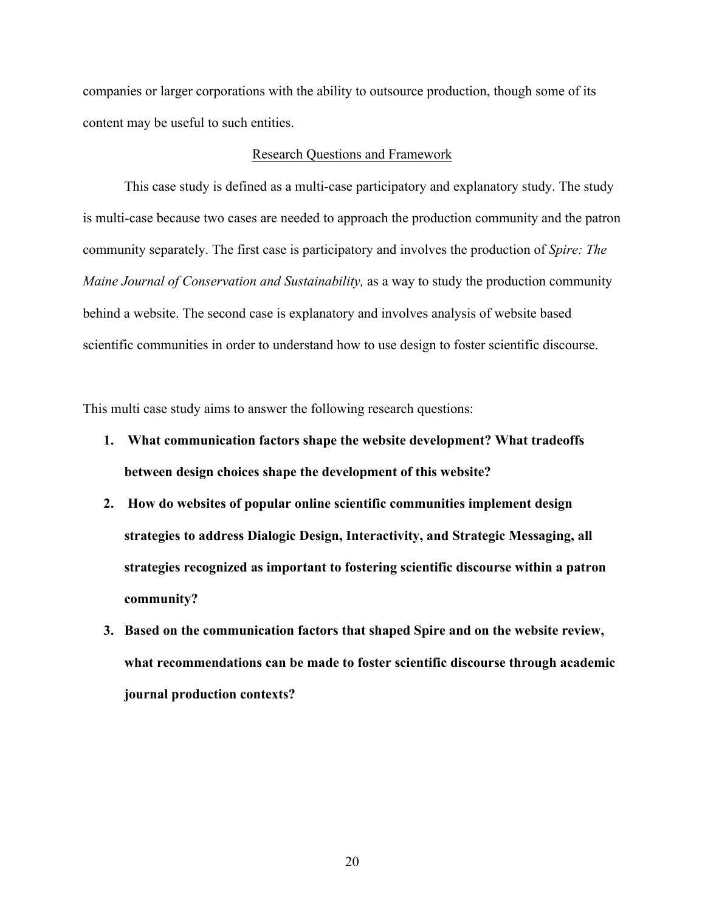companies or larger corporations with the ability to outsource production, though some of its content may be useful to such entities.

## Research Questions and Framework

This case study is defined as a multi-case participatory and explanatory study. The study is multi-case because two cases are needed to approach the production community and the patron community separately. The first case is participatory and involves the production of *Spire: The Maine Journal of Conservation and Sustainability,* as a way to study the production community behind a website. The second case is explanatory and involves analysis of website based scientific communities in order to understand how to use design to foster scientific discourse.

This multi case study aims to answer the following research questions:

1. **What communication factors shape the website development? What tradeoffs between design choices shape the development of this website?**
2. **How do websites of popular online scientific communities implement design strategies to address Dialogic Design, Interactivity, and Strategic Messaging, all strategies recognized as important to fostering scientific discourse within a patron community?**
3. **Based on the communication factors that shaped Spire and on the website review, what recommendations can be made to foster scientific discourse through academic journal production contexts?**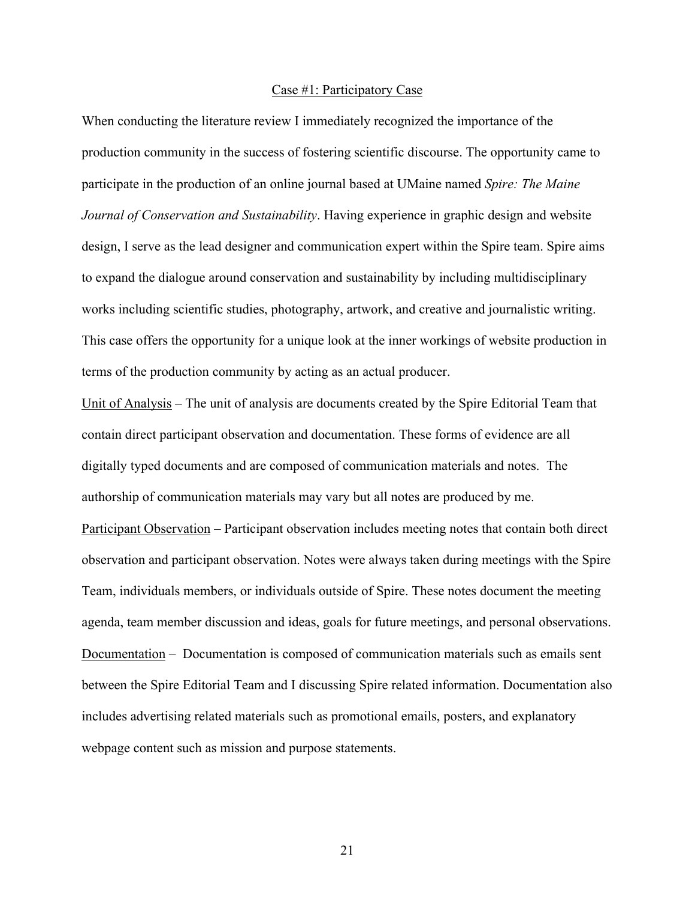## Case #1: Participatory Case

When conducting the literature review I immediately recognized the importance of the production community in the success of fostering scientific discourse. The opportunity came to participate in the production of an online journal based at UMaine named *Spire: The Maine Journal of Conservation and Sustainability*. Having experience in graphic design and website design, I serve as the lead designer and communication expert within the Spire team. Spire aims to expand the dialogue around conservation and sustainability by including multidisciplinary works including scientific studies, photography, artwork, and creative and journalistic writing. This case offers the opportunity for a unique look at the inner workings of website production in terms of the production community by acting as an actual producer.

Unit of Analysis – The unit of analysis are documents created by the Spire Editorial Team that contain direct participant observation and documentation. These forms of evidence are all digitally typed documents and are composed of communication materials and notes. The authorship of communication materials may vary but all notes are produced by me.

Participant Observation – Participant observation includes meeting notes that contain both direct observation and participant observation. Notes were always taken during meetings with the Spire Team, individuals members, or individuals outside of Spire. These notes document the meeting agenda, team member discussion and ideas, goals for future meetings, and personal observations.

Documentation – Documentation is composed of communication materials such as emails sent between the Spire Editorial Team and I discussing Spire related information. Documentation also includes advertising related materials such as promotional emails, posters, and explanatory webpage content such as mission and purpose statements.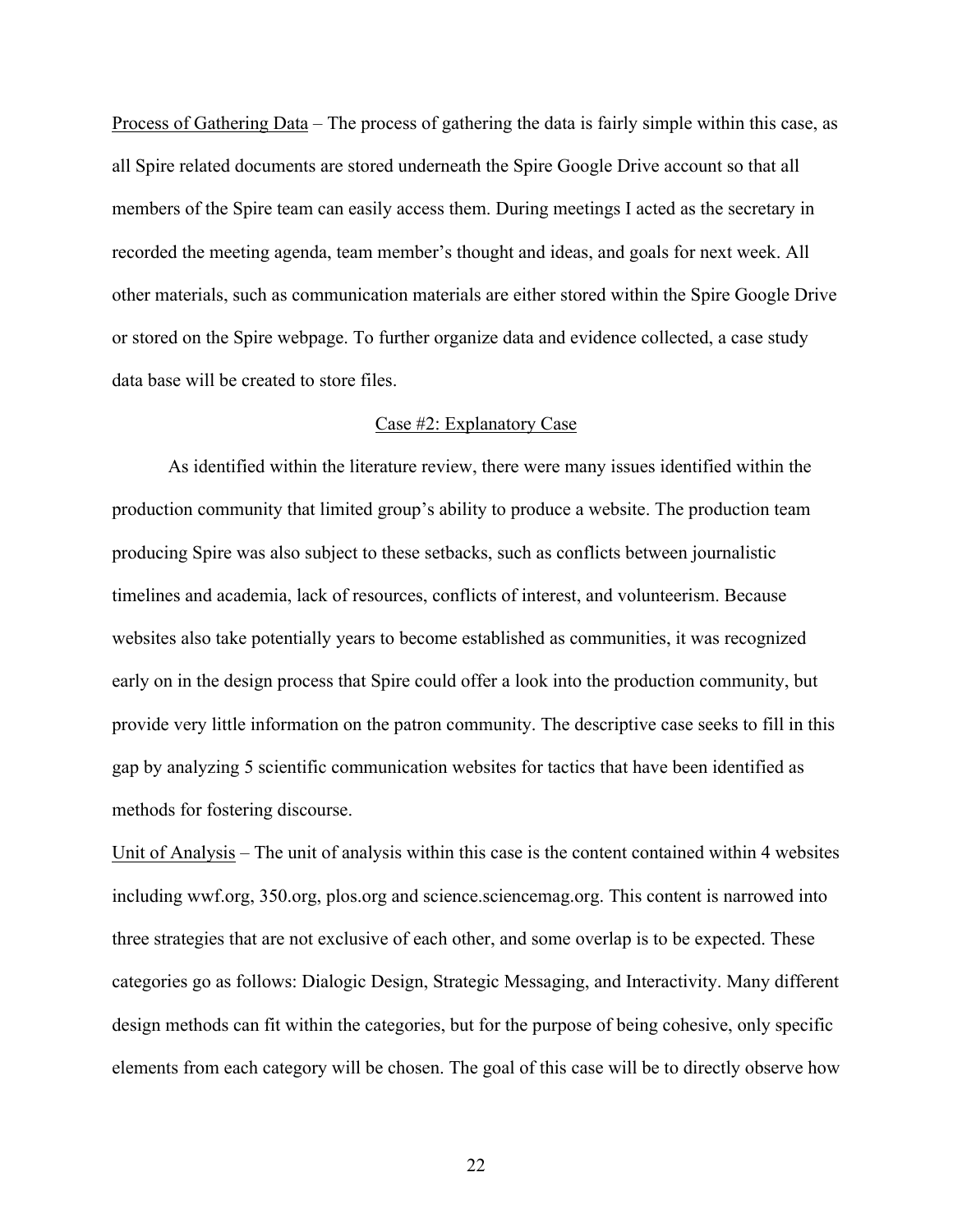Process of Gathering Data – The process of gathering the data is fairly simple within this case, as all Spire related documents are stored underneath the Spire Google Drive account so that all members of the Spire team can easily access them. During meetings I acted as the secretary in recorded the meeting agenda, team member's thought and ideas, and goals for next week. All other materials, such as communication materials are either stored within the Spire Google Drive or stored on the Spire webpage. To further organize data and evidence collected, a case study data base will be created to store files.

## Case #2: Explanatory Case

As identified within the literature review, there were many issues identified within the production community that limited group's ability to produce a website. The production team producing Spire was also subject to these setbacks, such as conflicts between journalistic timelines and academia, lack of resources, conflicts of interest, and volunteerism. Because websites also take potentially years to become established as communities, it was recognized early on in the design process that Spire could offer a look into the production community, but provide very little information on the patron community. The descriptive case seeks to fill in this gap by analyzing 5 scientific communication websites for tactics that have been identified as methods for fostering discourse.

Unit of Analysis – The unit of analysis within this case is the content contained within 4 websites including wwf.org, 350.org, plos.org and science.sciencemag.org. This content is narrowed into three strategies that are not exclusive of each other, and some overlap is to be expected. These categories go as follows: Dialogic Design, Strategic Messaging, and Interactivity. Many different design methods can fit within the categories, but for the purpose of being cohesive, only specific elements from each category will be chosen. The goal of this case will be to directly observe how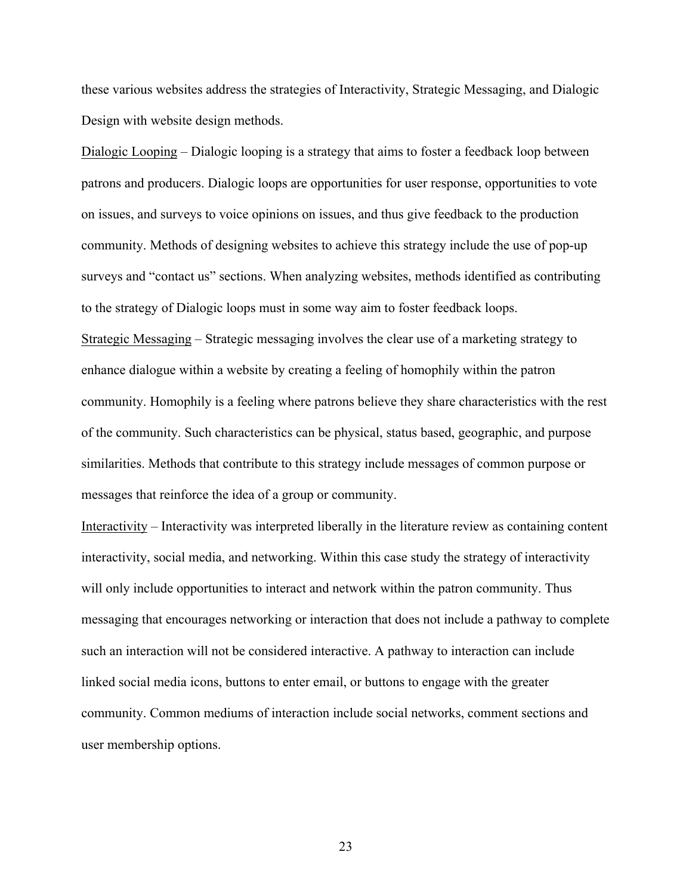these various websites address the strategies of Interactivity, Strategic Messaging, and Dialogic Design with website design methods.

<u>Dialogic Looping</u> – Dialogic looping is a strategy that aims to foster a feedback loop between patrons and producers. Dialogic loops are opportunities for user response, opportunities to vote on issues, and surveys to voice opinions on issues, and thus give feedback to the production community. Methods of designing websites to achieve this strategy include the use of pop-up surveys and "contact us" sections. When analyzing websites, methods identified as contributing to the strategy of Dialogic loops must in some way aim to foster feedback loops.

<u>Strategic Messaging</u> – Strategic messaging involves the clear use of a marketing strategy to enhance dialogue within a website by creating a feeling of homophily within the patron community. Homophily is a feeling where patrons believe they share characteristics with the rest of the community. Such characteristics can be physical, status based, geographic, and purpose similarities. Methods that contribute to this strategy include messages of common purpose or messages that reinforce the idea of a group or community.

<u>Interactivity</u> – Interactivity was interpreted liberally in the literature review as containing content interactivity, social media, and networking. Within this case study the strategy of interactivity will only include opportunities to interact and network within the patron community. Thus messaging that encourages networking or interaction that does not include a pathway to complete such an interaction will not be considered interactive. A pathway to interaction can include linked social media icons, buttons to enter email, or buttons to engage with the greater community. Common mediums of interaction include social networks, comment sections and user membership options.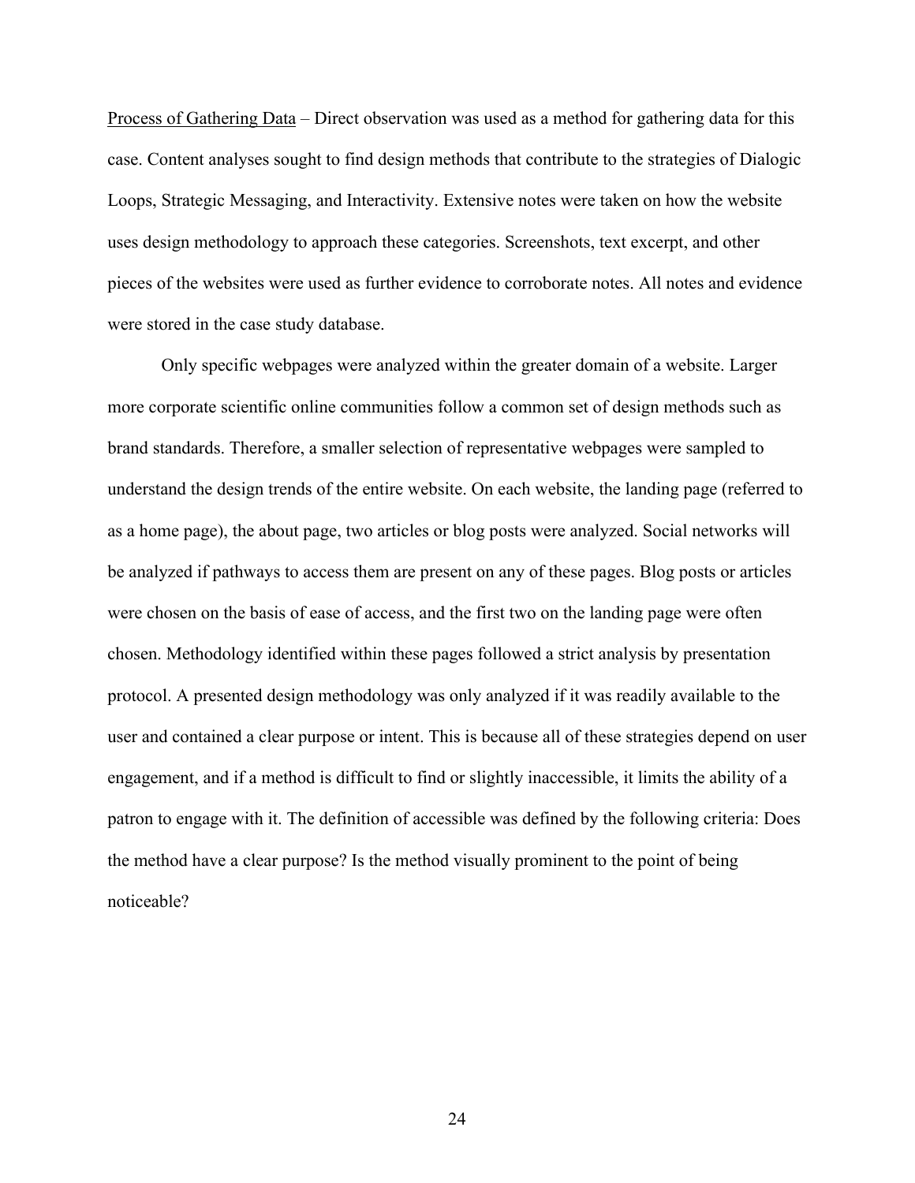<u>Process of Gathering Data</u> – Direct observation was used as a method for gathering data for this case. Content analyses sought to find design methods that contribute to the strategies of Dialogic Loops, Strategic Messaging, and Interactivity. Extensive notes were taken on how the website uses design methodology to approach these categories. Screenshots, text excerpt, and other pieces of the websites were used as further evidence to corroborate notes. All notes and evidence were stored in the case study database.

Only specific webpages were analyzed within the greater domain of a website. Larger more corporate scientific online communities follow a common set of design methods such as brand standards. Therefore, a smaller selection of representative webpages were sampled to understand the design trends of the entire website. On each website, the landing page (referred to as a home page), the about page, two articles or blog posts were analyzed. Social networks will be analyzed if pathways to access them are present on any of these pages. Blog posts or articles were chosen on the basis of ease of access, and the first two on the landing page were often chosen. Methodology identified within these pages followed a strict analysis by presentation protocol. A presented design methodology was only analyzed if it was readily available to the user and contained a clear purpose or intent. This is because all of these strategies depend on user engagement, and if a method is difficult to find or slightly inaccessible, it limits the ability of a patron to engage with it. The definition of accessible was defined by the following criteria: Does the method have a clear purpose? Is the method visually prominent to the point of being noticeable?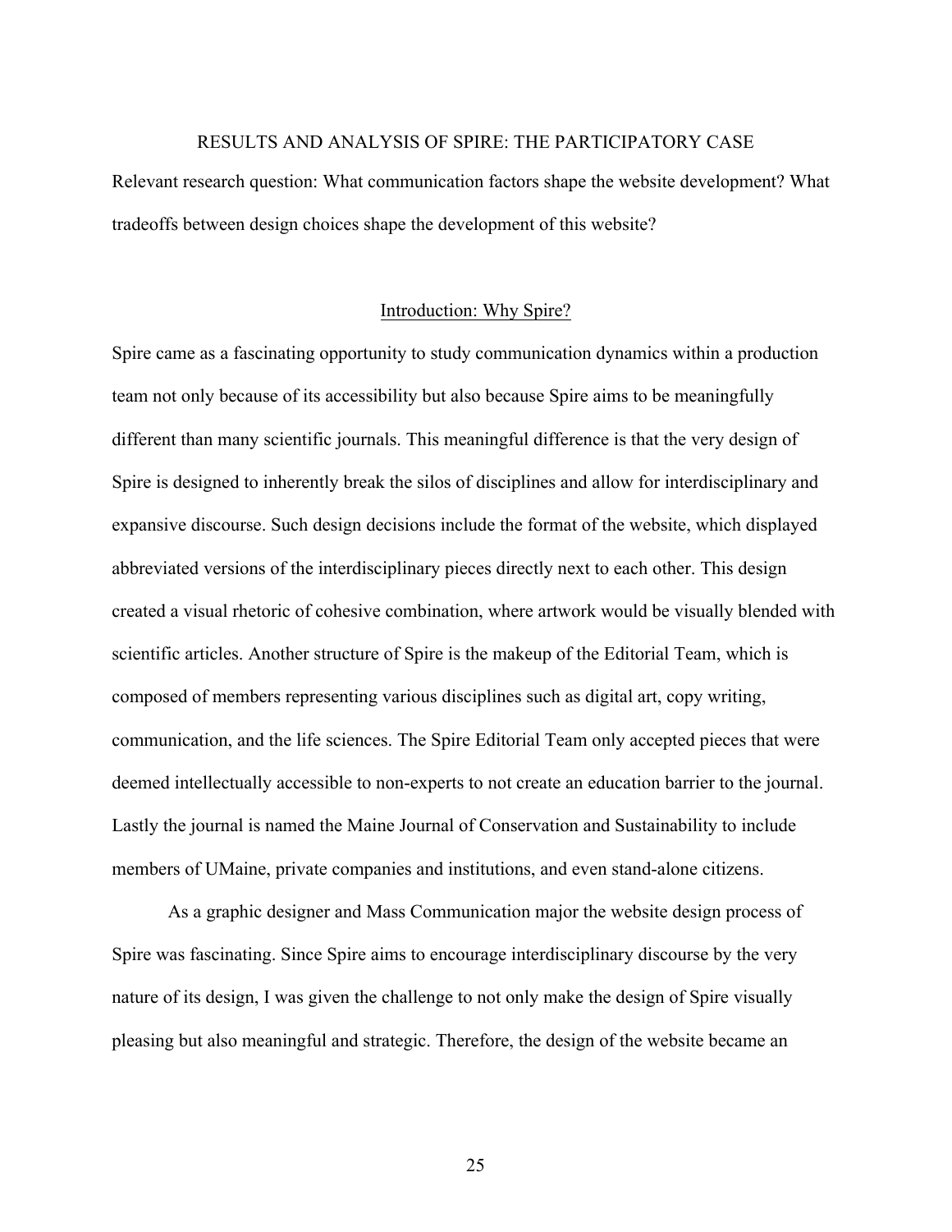# RESULTS AND ANALYSIS OF SPIRE: THE PARTICIPATORY CASE

Relevant research question: What communication factors shape the website development? What tradeoffs between design choices shape the development of this website?

## Introduction: Why Spire?

Spire came as a fascinating opportunity to study communication dynamics within a production team not only because of its accessibility but also because Spire aims to be meaningfully different than many scientific journals. This meaningful difference is that the very design of Spire is designed to inherently break the silos of disciplines and allow for interdisciplinary and expansive discourse. Such design decisions include the format of the website, which displayed abbreviated versions of the interdisciplinary pieces directly next to each other. This design created a visual rhetoric of cohesive combination, where artwork would be visually blended with scientific articles. Another structure of Spire is the makeup of the Editorial Team, which is composed of members representing various disciplines such as digital art, copy writing, communication, and the life sciences. The Spire Editorial Team only accepted pieces that were deemed intellectually accessible to non-experts to not create an education barrier to the journal. Lastly the journal is named the Maine Journal of Conservation and Sustainability to include members of UMaine, private companies and institutions, and even stand-alone citizens.

As a graphic designer and Mass Communication major the website design process of Spire was fascinating. Since Spire aims to encourage interdisciplinary discourse by the very nature of its design, I was given the challenge to not only make the design of Spire visually pleasing but also meaningful and strategic. Therefore, the design of the website became an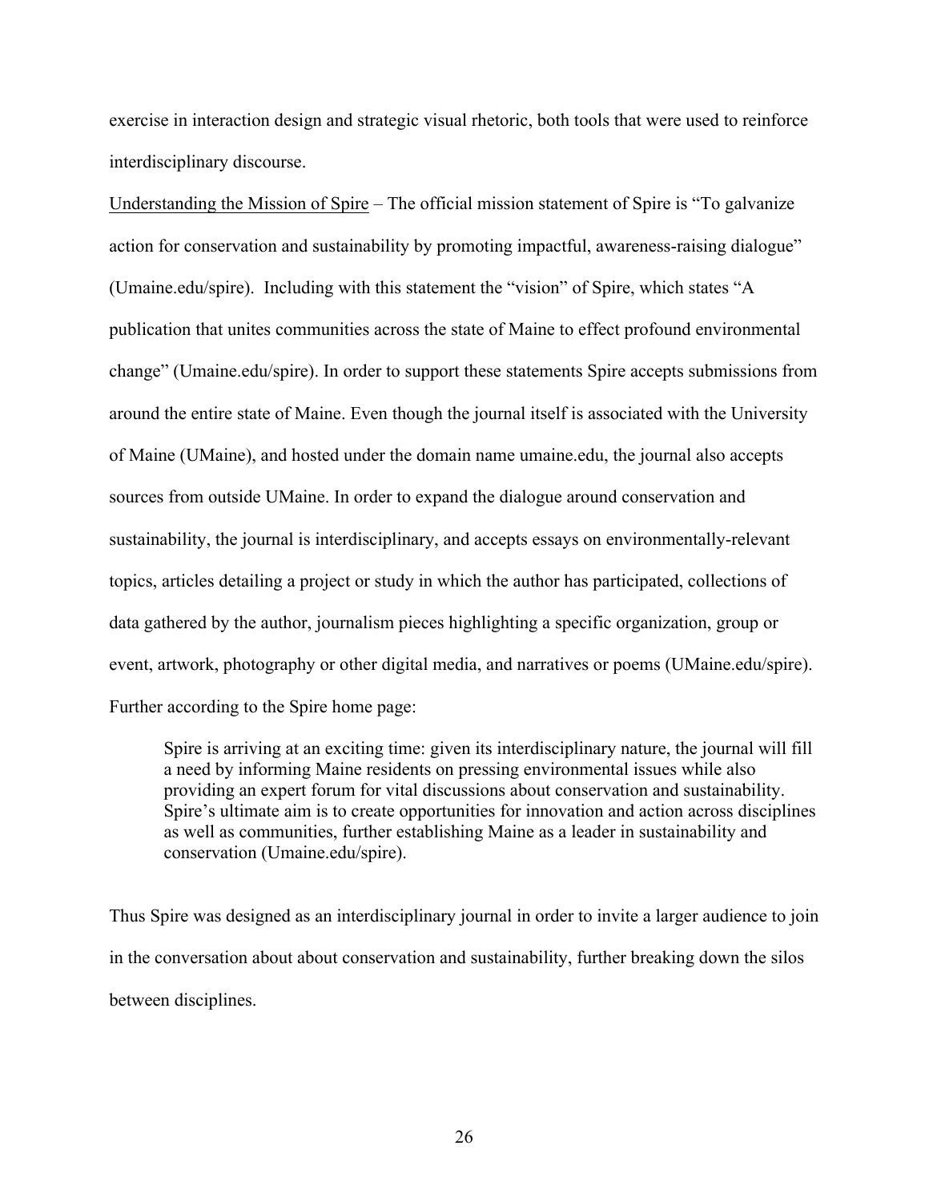exercise in interaction design and strategic visual rhetoric, both tools that were used to reinforce interdisciplinary discourse.

<u>Understanding the Mission of Spire</u> – The official mission statement of Spire is "To galvanize action for conservation and sustainability by promoting impactful, awareness-raising dialogue" (Umaine.edu/spire). Including with this statement the "vision" of Spire, which states "A publication that unites communities across the state of Maine to effect profound environmental change" (Umaine.edu/spire). In order to support these statements Spire accepts submissions from around the entire state of Maine. Even though the journal itself is associated with the University of Maine (UMaine), and hosted under the domain name umaine.edu, the journal also accepts sources from outside UMaine. In order to expand the dialogue around conservation and sustainability, the journal is interdisciplinary, and accepts essays on environmentally-relevant topics, articles detailing a project or study in which the author has participated, collections of data gathered by the author, journalism pieces highlighting a specific organization, group or event, artwork, photography or other digital media, and narratives or poems (UMaine.edu/spire). Further according to the Spire home page:

> Spire is arriving at an exciting time: given its interdisciplinary nature, the journal will fill a need by informing Maine residents on pressing environmental issues while also providing an expert forum for vital discussions about conservation and sustainability. Spire's ultimate aim is to create opportunities for innovation and action across disciplines as well as communities, further establishing Maine as a leader in sustainability and conservation (Umaine.edu/spire).

Thus Spire was designed as an interdisciplinary journal in order to invite a larger audience to join in the conversation about about conservation and sustainability, further breaking down the silos between disciplines.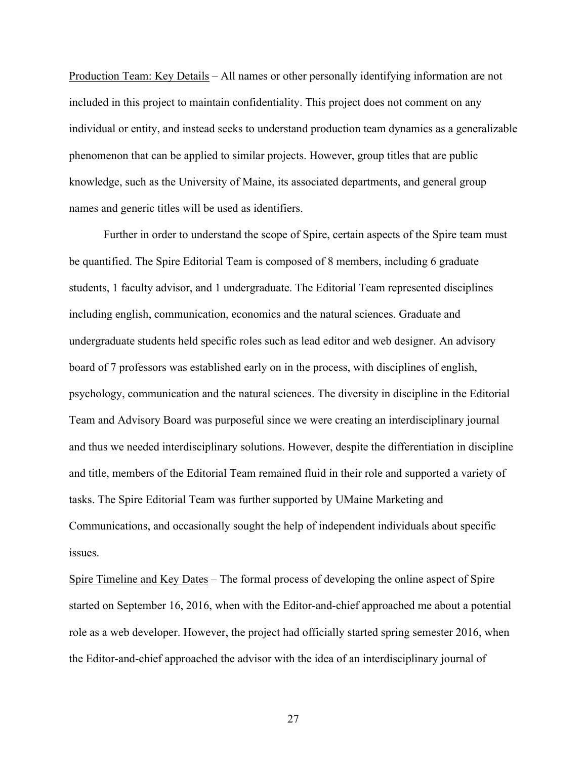<u>Production Team: Key Details</u> – All names or other personally identifying information are not included in this project to maintain confidentiality. This project does not comment on any individual or entity, and instead seeks to understand production team dynamics as a generalizable phenomenon that can be applied to similar projects. However, group titles that are public knowledge, such as the University of Maine, its associated departments, and general group names and generic titles will be used as identifiers.

Further in order to understand the scope of Spire, certain aspects of the Spire team must be quantified. The Spire Editorial Team is composed of 8 members, including 6 graduate students, 1 faculty advisor, and 1 undergraduate. The Editorial Team represented disciplines including english, communication, economics and the natural sciences. Graduate and undergraduate students held specific roles such as lead editor and web designer. An advisory board of 7 professors was established early on in the process, with disciplines of english, psychology, communication and the natural sciences. The diversity in discipline in the Editorial Team and Advisory Board was purposeful since we were creating an interdisciplinary journal and thus we needed interdisciplinary solutions. However, despite the differentiation in discipline and title, members of the Editorial Team remained fluid in their role and supported a variety of tasks. The Spire Editorial Team was further supported by UMaine Marketing and Communications, and occasionally sought the help of independent individuals about specific issues.

<u>Spire Timeline and Key Dates</u> – The formal process of developing the online aspect of Spire started on September 16, 2016, when with the Editor-and-chief approached me about a potential role as a web developer. However, the project had officially started spring semester 2016, when the Editor-and-chief approached the advisor with the idea of an interdisciplinary journal of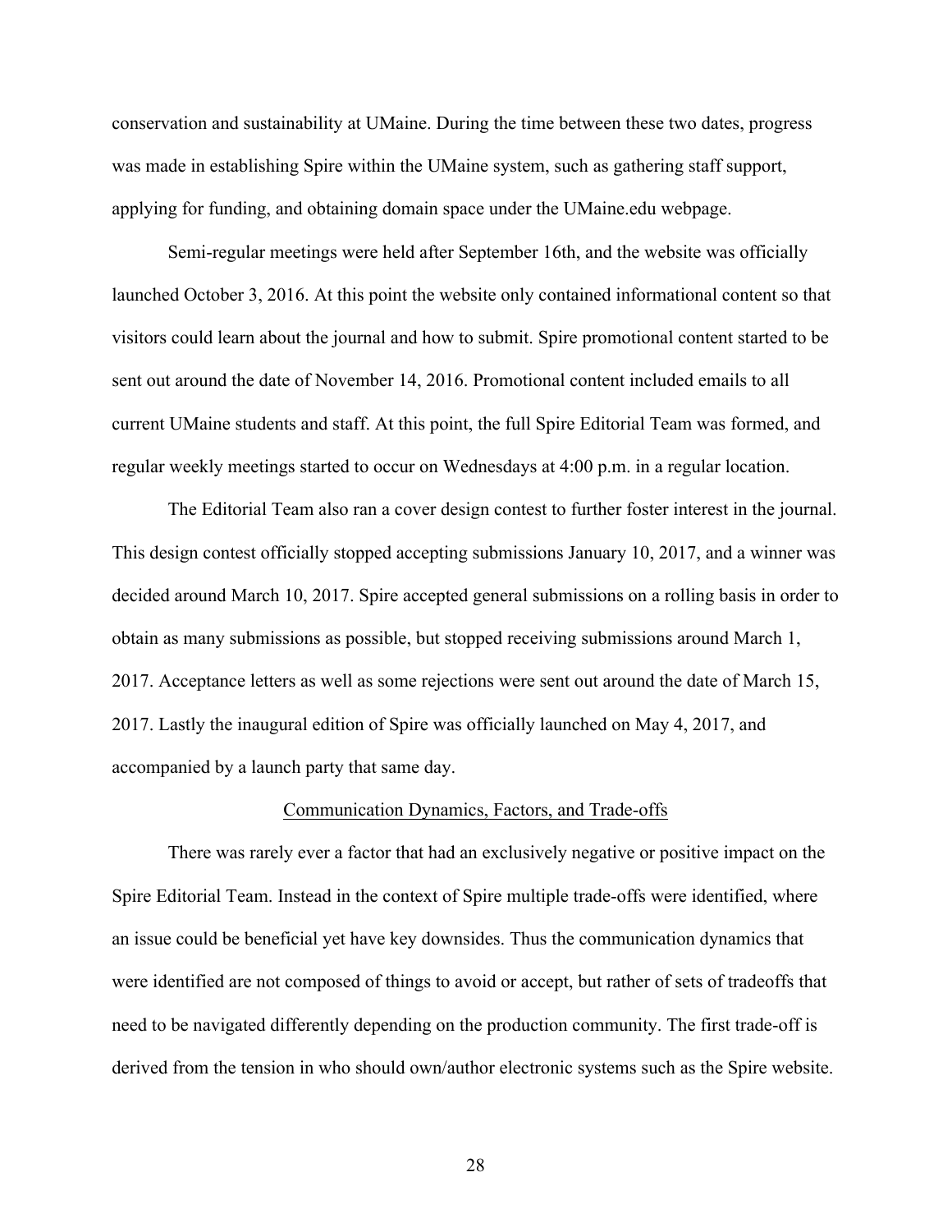conservation and sustainability at UMaine. During the time between these two dates, progress was made in establishing Spire within the UMaine system, such as gathering staff support, applying for funding, and obtaining domain space under the UMaine.edu webpage.

Semi-regular meetings were held after September 16th, and the website was officially launched October 3, 2016. At this point the website only contained informational content so that visitors could learn about the journal and how to submit. Spire promotional content started to be sent out around the date of November 14, 2016. Promotional content included emails to all current UMaine students and staff. At this point, the full Spire Editorial Team was formed, and regular weekly meetings started to occur on Wednesdays at 4:00 p.m. in a regular location.

The Editorial Team also ran a cover design contest to further foster interest in the journal. This design contest officially stopped accepting submissions January 10, 2017, and a winner was decided around March 10, 2017. Spire accepted general submissions on a rolling basis in order to obtain as many submissions as possible, but stopped receiving submissions around March 1, 2017. Acceptance letters as well as some rejections were sent out around the date of March 15, 2017. Lastly the inaugural edition of Spire was officially launched on May 4, 2017, and accompanied by a launch party that same day.

## Communication Dynamics, Factors, and Trade-offs

There was rarely ever a factor that had an exclusively negative or positive impact on the Spire Editorial Team. Instead in the context of Spire multiple trade-offs were identified, where an issue could be beneficial yet have key downsides. Thus the communication dynamics that were identified are not composed of things to avoid or accept, but rather of sets of tradeoffs that need to be navigated differently depending on the production community. The first trade-off is derived from the tension in who should own/author electronic systems such as the Spire website.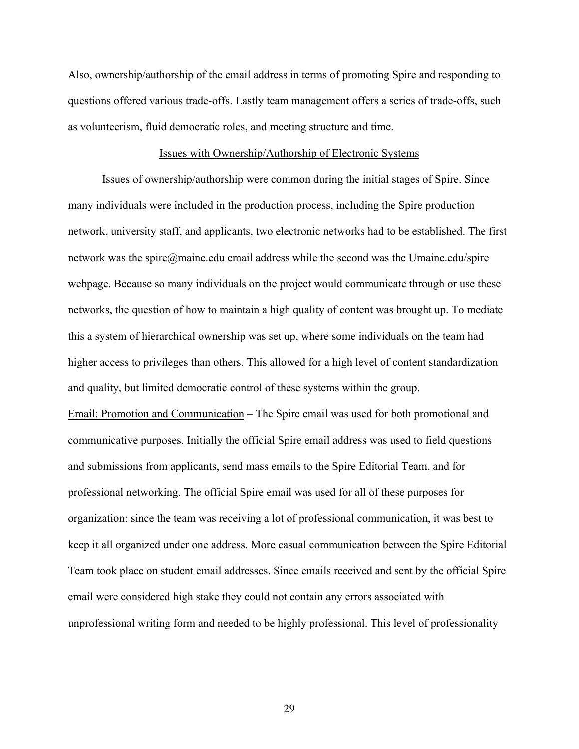Also, ownership/authorship of the email address in terms of promoting Spire and responding to questions offered various trade-offs. Lastly team management offers a series of trade-offs, such as volunteerism, fluid democratic roles, and meeting structure and time.

## Issues with Ownership/Authorship of Electronic Systems

Issues of ownership/authorship were common during the initial stages of Spire. Since many individuals were included in the production process, including the Spire production network, university staff, and applicants, two electronic networks had to be established. The first network was the spire@maine.edu email address while the second was the Umaine.edu/spire webpage. Because so many individuals on the project would communicate through or use these networks, the question of how to maintain a high quality of content was brought up. To mediate this a system of hierarchical ownership was set up, where some individuals on the team had higher access to privileges than others. This allowed for a high level of content standardization and quality, but limited democratic control of these systems within the group.

Email: Promotion and Communication – The Spire email was used for both promotional and communicative purposes. Initially the official Spire email address was used to field questions and submissions from applicants, send mass emails to the Spire Editorial Team, and for professional networking. The official Spire email was used for all of these purposes for organization: since the team was receiving a lot of professional communication, it was best to keep it all organized under one address. More casual communication between the Spire Editorial Team took place on student email addresses. Since emails received and sent by the official Spire email were considered high stake they could not contain any errors associated with unprofessional writing form and needed to be highly professional. This level of professionality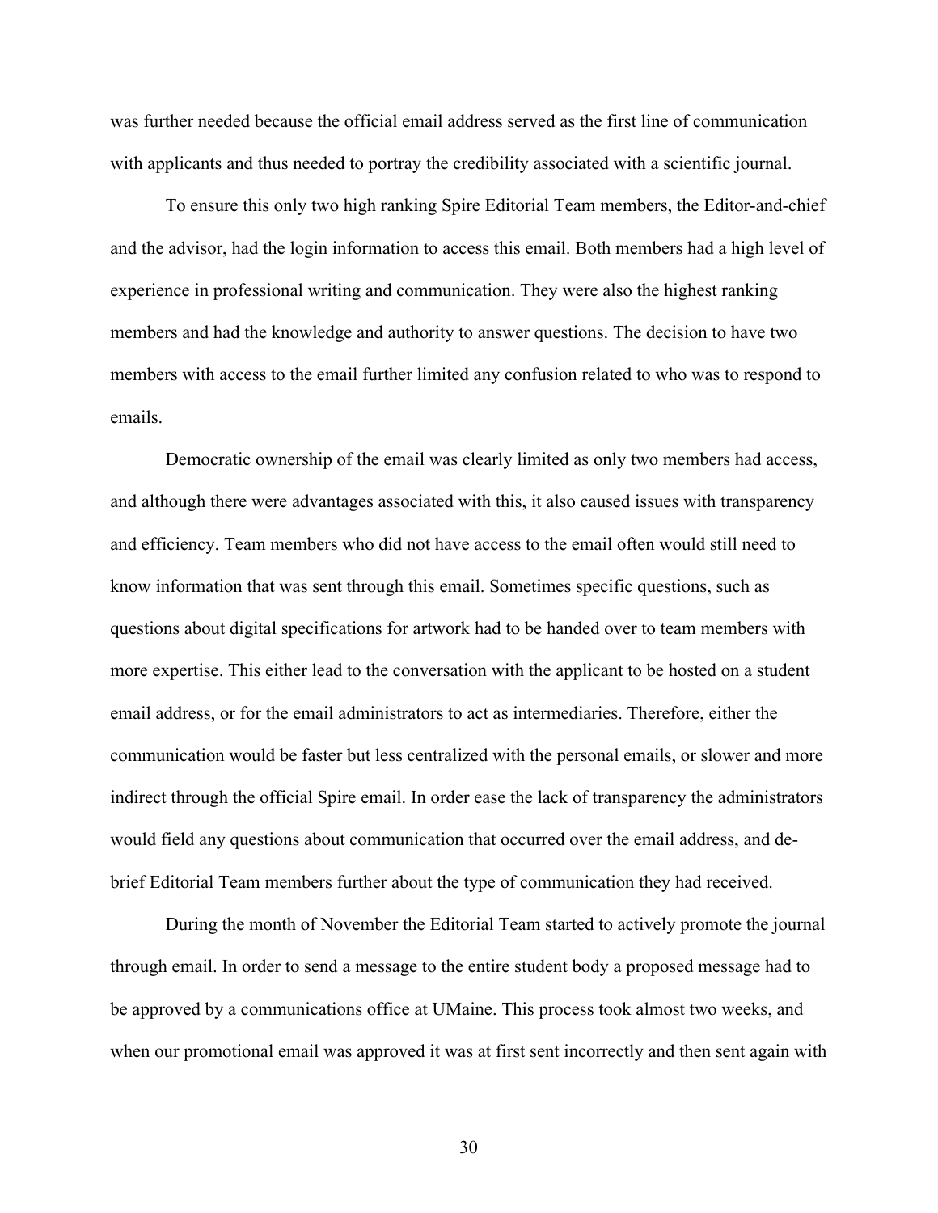was further needed because the official email address served as the first line of communication with applicants and thus needed to portray the credibility associated with a scientific journal.

To ensure this only two high ranking Spire Editorial Team members, the Editor-and-chief and the advisor, had the login information to access this email. Both members had a high level of experience in professional writing and communication. They were also the highest ranking members and had the knowledge and authority to answer questions. The decision to have two members with access to the email further limited any confusion related to who was to respond to emails.

Democratic ownership of the email was clearly limited as only two members had access, and although there were advantages associated with this, it also caused issues with transparency and efficiency. Team members who did not have access to the email often would still need to know information that was sent through this email. Sometimes specific questions, such as questions about digital specifications for artwork had to be handed over to team members with more expertise. This either lead to the conversation with the applicant to be hosted on a student email address, or for the email administrators to act as intermediaries. Therefore, either the communication would be faster but less centralized with the personal emails, or slower and more indirect through the official Spire email. In order ease the lack of transparency the administrators would field any questions about communication that occurred over the email address, and de-brief Editorial Team members further about the type of communication they had received.

During the month of November the Editorial Team started to actively promote the journal through email. In order to send a message to the entire student body a proposed message had to be approved by a communications office at UMaine. This process took almost two weeks, and when our promotional email was approved it was at first sent incorrectly and then sent again with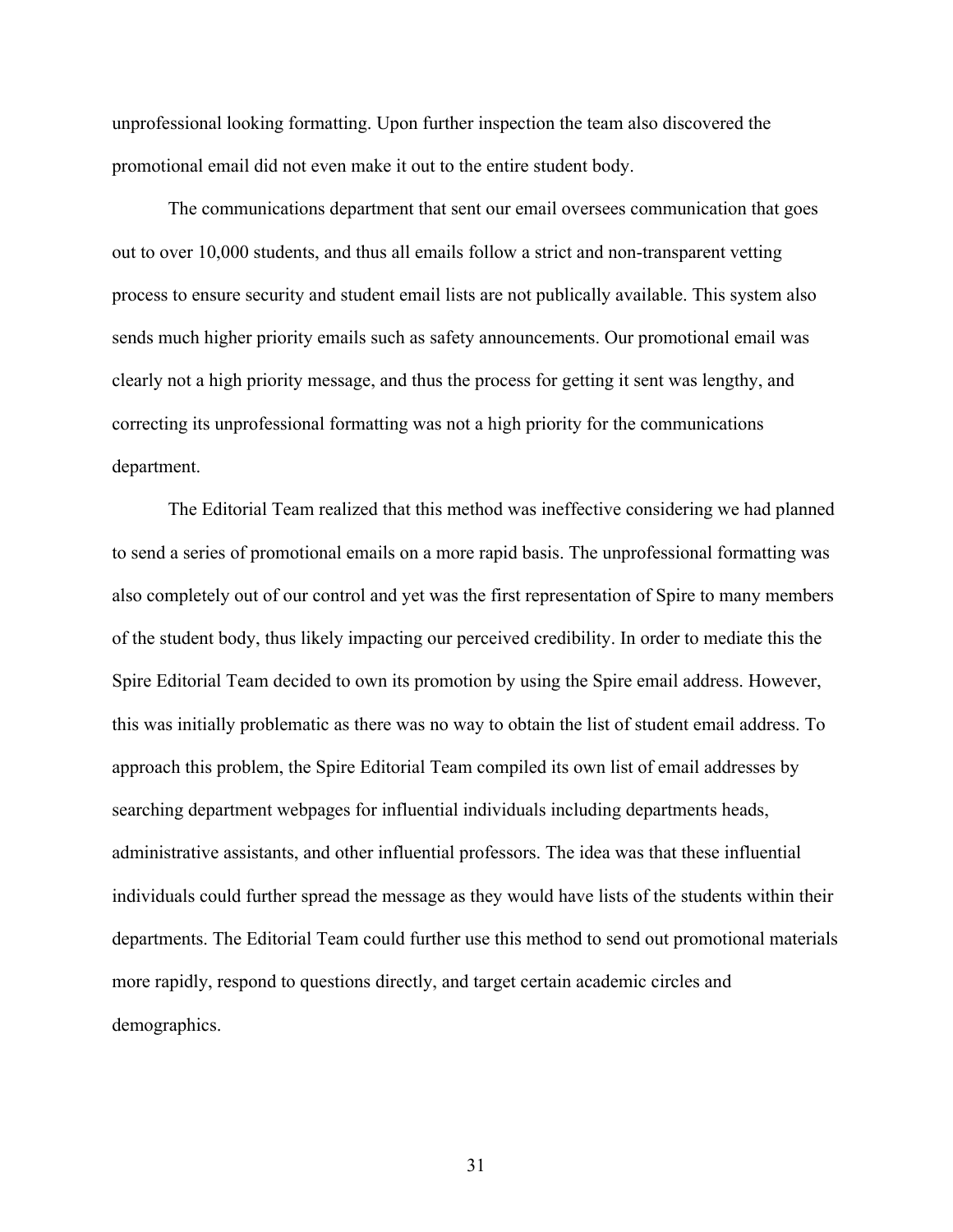unprofessional looking formatting. Upon further inspection the team also discovered the promotional email did not even make it out to the entire student body.

The communications department that sent our email oversees communication that goes out to over 10,000 students, and thus all emails follow a strict and non-transparent vetting process to ensure security and student email lists are not publically available. This system also sends much higher priority emails such as safety announcements. Our promotional email was clearly not a high priority message, and thus the process for getting it sent was lengthy, and correcting its unprofessional formatting was not a high priority for the communications department.

The Editorial Team realized that this method was ineffective considering we had planned to send a series of promotional emails on a more rapid basis. The unprofessional formatting was also completely out of our control and yet was the first representation of Spire to many members of the student body, thus likely impacting our perceived credibility. In order to mediate this the Spire Editorial Team decided to own its promotion by using the Spire email address. However, this was initially problematic as there was no way to obtain the list of student email address. To approach this problem, the Spire Editorial Team compiled its own list of email addresses by searching department webpages for influential individuals including departments heads, administrative assistants, and other influential professors. The idea was that these influential individuals could further spread the message as they would have lists of the students within their departments. The Editorial Team could further use this method to send out promotional materials more rapidly, respond to questions directly, and target certain academic circles and demographics.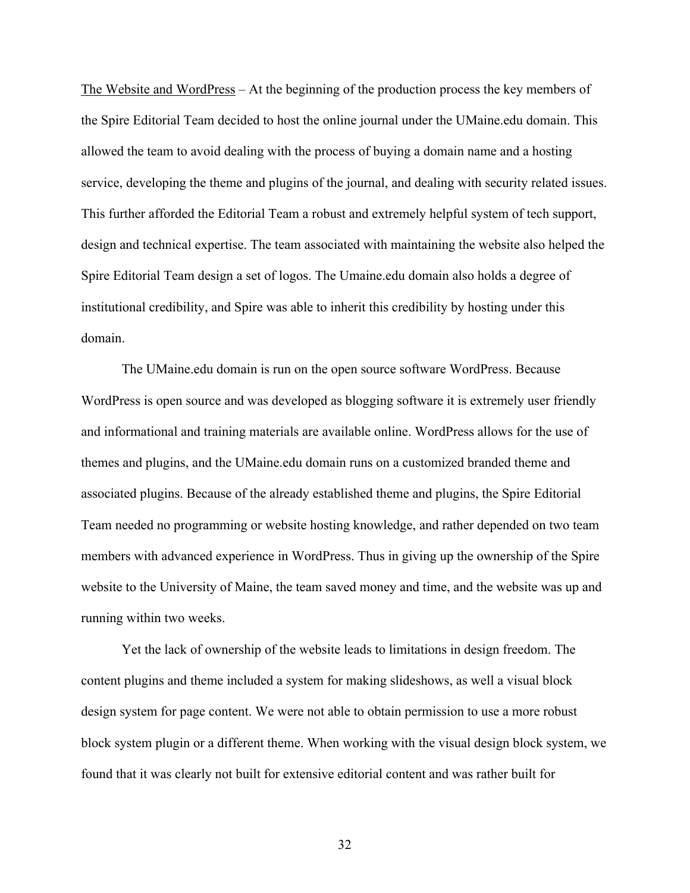<u>The Website and WordPress</u> – At the beginning of the production process the key members of the Spire Editorial Team decided to host the online journal under the UMaine.edu domain. This allowed the team to avoid dealing with the process of buying a domain name and a hosting service, developing the theme and plugins of the journal, and dealing with security related issues. This further afforded the Editorial Team a robust and extremely helpful system of tech support, design and technical expertise. The team associated with maintaining the website also helped the Spire Editorial Team design a set of logos. The Umaine.edu domain also holds a degree of institutional credibility, and Spire was able to inherit this credibility by hosting under this domain.

The UMaine.edu domain is run on the open source software WordPress. Because WordPress is open source and was developed as blogging software it is extremely user friendly and informational and training materials are available online. WordPress allows for the use of themes and plugins, and the UMaine.edu domain runs on a customized branded theme and associated plugins. Because of the already established theme and plugins, the Spire Editorial Team needed no programming or website hosting knowledge, and rather depended on two team members with advanced experience in WordPress. Thus in giving up the ownership of the Spire website to the University of Maine, the team saved money and time, and the website was up and running within two weeks.

Yet the lack of ownership of the website leads to limitations in design freedom. The content plugins and theme included a system for making slideshows, as well a visual block design system for page content. We were not able to obtain permission to use a more robust block system plugin or a different theme. When working with the visual design block system, we found that it was clearly not built for extensive editorial content and was rather built for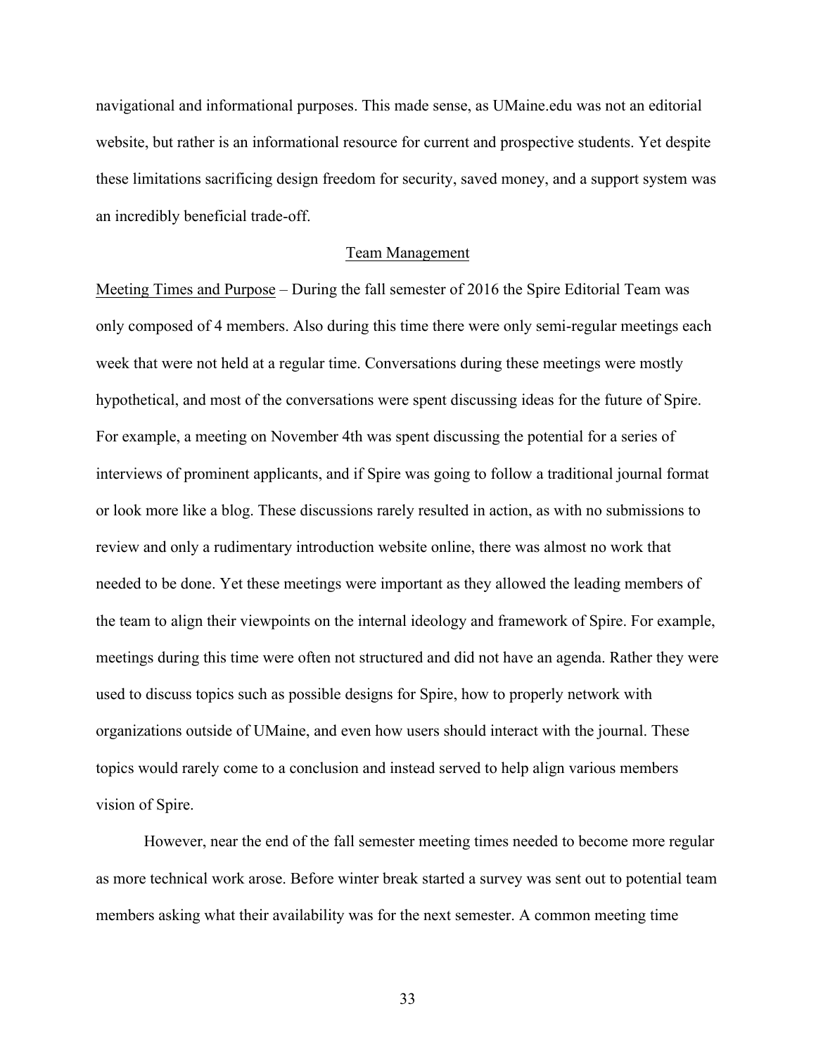navigational and informational purposes. This made sense, as UMaine.edu was not an editorial website, but rather is an informational resource for current and prospective students. Yet despite these limitations sacrificing design freedom for security, saved money, and a support system was an incredibly beneficial trade-off.

## Team Management

Meeting Times and Purpose – During the fall semester of 2016 the Spire Editorial Team was only composed of 4 members. Also during this time there were only semi-regular meetings each week that were not held at a regular time. Conversations during these meetings were mostly hypothetical, and most of the conversations were spent discussing ideas for the future of Spire. For example, a meeting on November 4th was spent discussing the potential for a series of interviews of prominent applicants, and if Spire was going to follow a traditional journal format or look more like a blog. These discussions rarely resulted in action, as with no submissions to review and only a rudimentary introduction website online, there was almost no work that needed to be done. Yet these meetings were important as they allowed the leading members of the team to align their viewpoints on the internal ideology and framework of Spire. For example, meetings during this time were often not structured and did not have an agenda. Rather they were used to discuss topics such as possible designs for Spire, how to properly network with organizations outside of UMaine, and even how users should interact with the journal. These topics would rarely come to a conclusion and instead served to help align various members vision of Spire.

However, near the end of the fall semester meeting times needed to become more regular as more technical work arose. Before winter break started a survey was sent out to potential team members asking what their availability was for the next semester. A common meeting time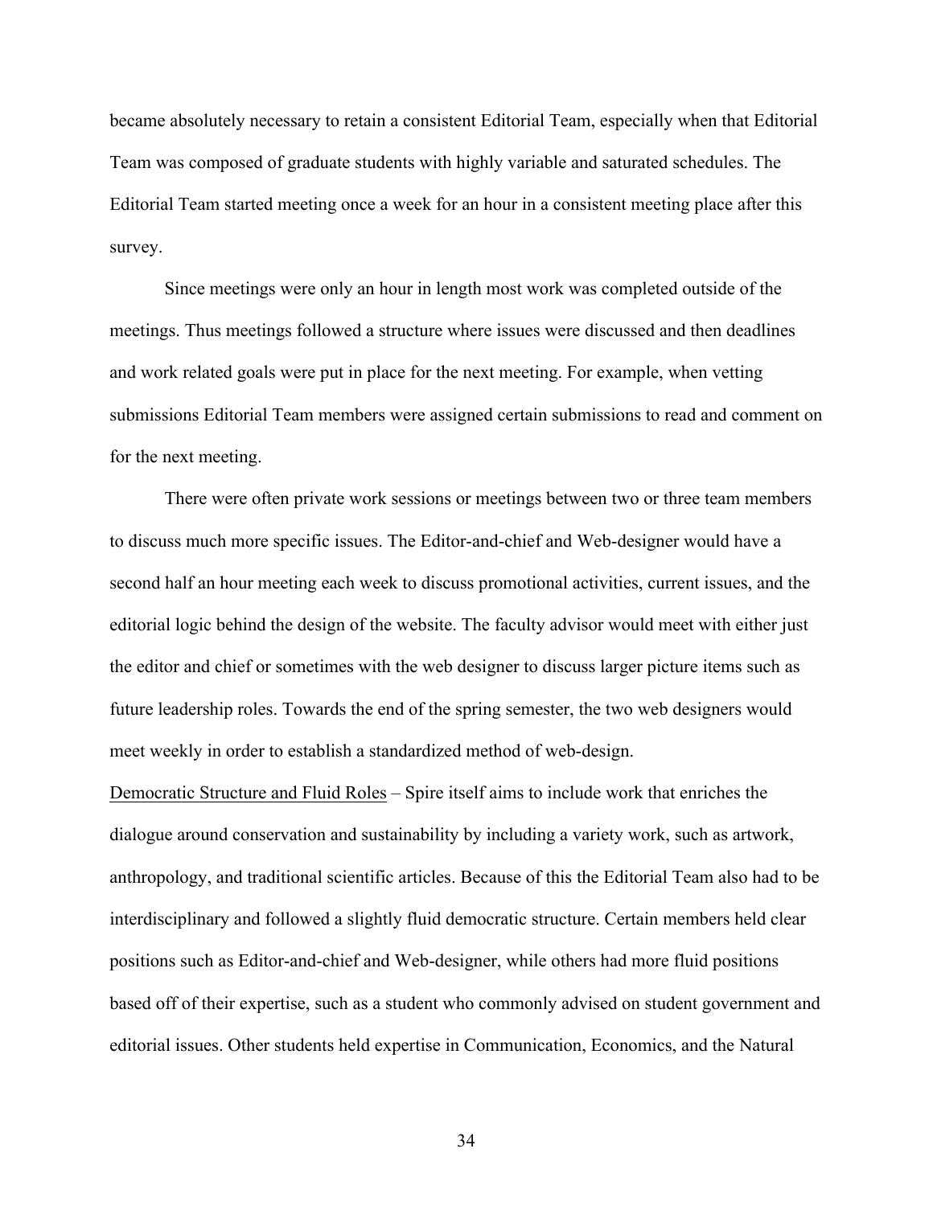became absolutely necessary to retain a consistent Editorial Team, especially when that Editorial Team was composed of graduate students with highly variable and saturated schedules. The Editorial Team started meeting once a week for an hour in a consistent meeting place after this survey.

Since meetings were only an hour in length most work was completed outside of the meetings. Thus meetings followed a structure where issues were discussed and then deadlines and work related goals were put in place for the next meeting. For example, when vetting submissions Editorial Team members were assigned certain submissions to read and comment on for the next meeting.

There were often private work sessions or meetings between two or three team members to discuss much more specific issues. The Editor-and-chief and Web-designer would have a second half an hour meeting each week to discuss promotional activities, current issues, and the editorial logic behind the design of the website. The faculty advisor would meet with either just the editor and chief or sometimes with the web designer to discuss larger picture items such as future leadership roles. Towards the end of the spring semester, the two web designers would meet weekly in order to establish a standardized method of web-design.

<u>Democratic Structure and Fluid Roles</u> – Spire itself aims to include work that enriches the dialogue around conservation and sustainability by including a variety work, such as artwork, anthropology, and traditional scientific articles. Because of this the Editorial Team also had to be interdisciplinary and followed a slightly fluid democratic structure. Certain members held clear positions such as Editor-and-chief and Web-designer, while others had more fluid positions based off of their expertise, such as a student who commonly advised on student government and editorial issues. Other students held expertise in Communication, Economics, and the Natural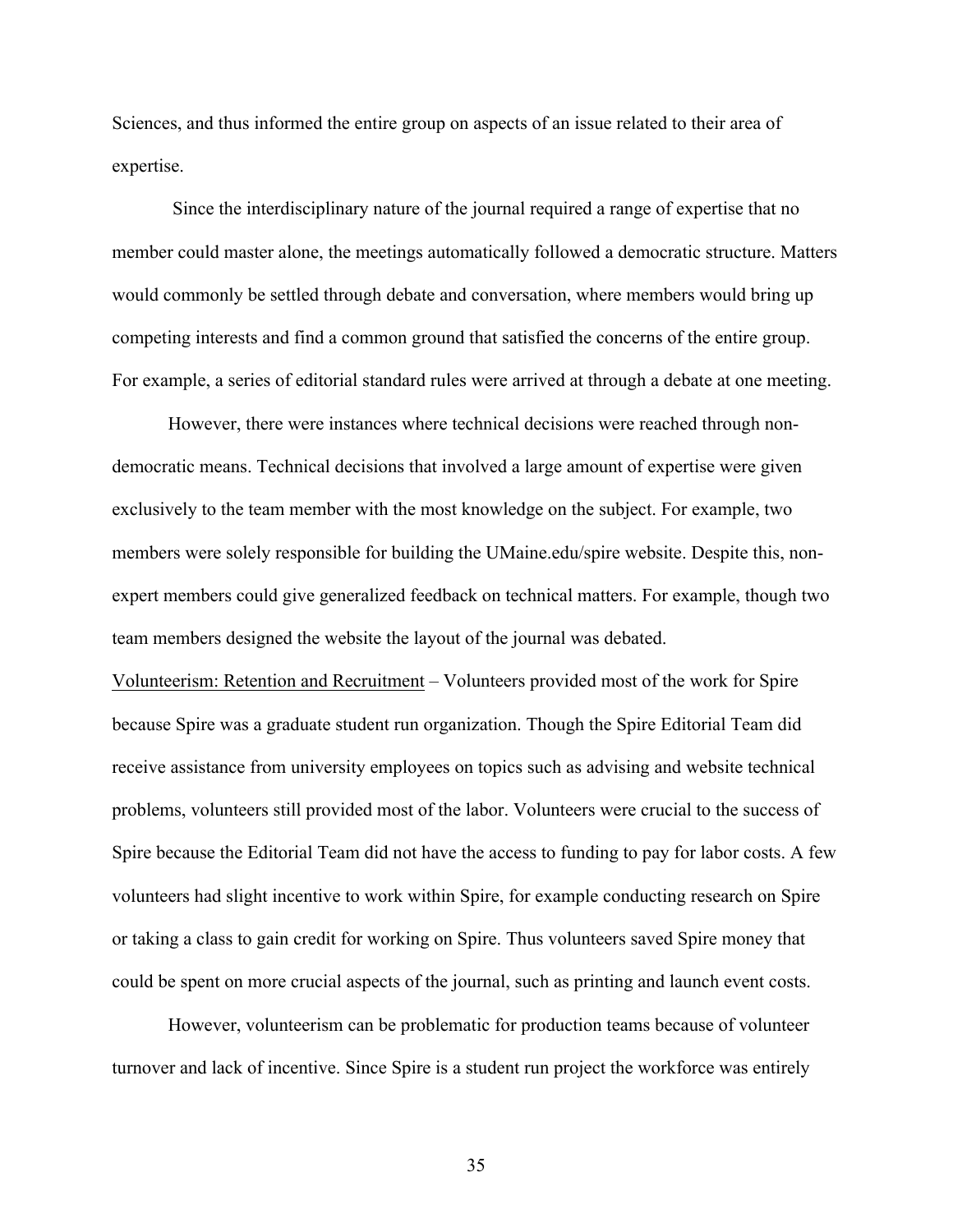Sciences, and thus informed the entire group on aspects of an issue related to their area of expertise.

Since the interdisciplinary nature of the journal required a range of expertise that no member could master alone, the meetings automatically followed a democratic structure. Matters would commonly be settled through debate and conversation, where members would bring up competing interests and find a common ground that satisfied the concerns of the entire group. For example, a series of editorial standard rules were arrived at through a debate at one meeting.

However, there were instances where technical decisions were reached through non-democratic means. Technical decisions that involved a large amount of expertise were given exclusively to the team member with the most knowledge on the subject. For example, two members were solely responsible for building the UMaine.edu/spire website. Despite this, non-expert members could give generalized feedback on technical matters. For example, though two team members designed the website the layout of the journal was debated.

<u>Volunteerism: Retention and Recruitment</u> – Volunteers provided most of the work for Spire because Spire was a graduate student run organization. Though the Spire Editorial Team did receive assistance from university employees on topics such as advising and website technical problems, volunteers still provided most of the labor. Volunteers were crucial to the success of Spire because the Editorial Team did not have the access to funding to pay for labor costs. A few volunteers had slight incentive to work within Spire, for example conducting research on Spire or taking a class to gain credit for working on Spire. Thus volunteers saved Spire money that could be spent on more crucial aspects of the journal, such as printing and launch event costs.

However, volunteerism can be problematic for production teams because of volunteer turnover and lack of incentive. Since Spire is a student run project the workforce was entirely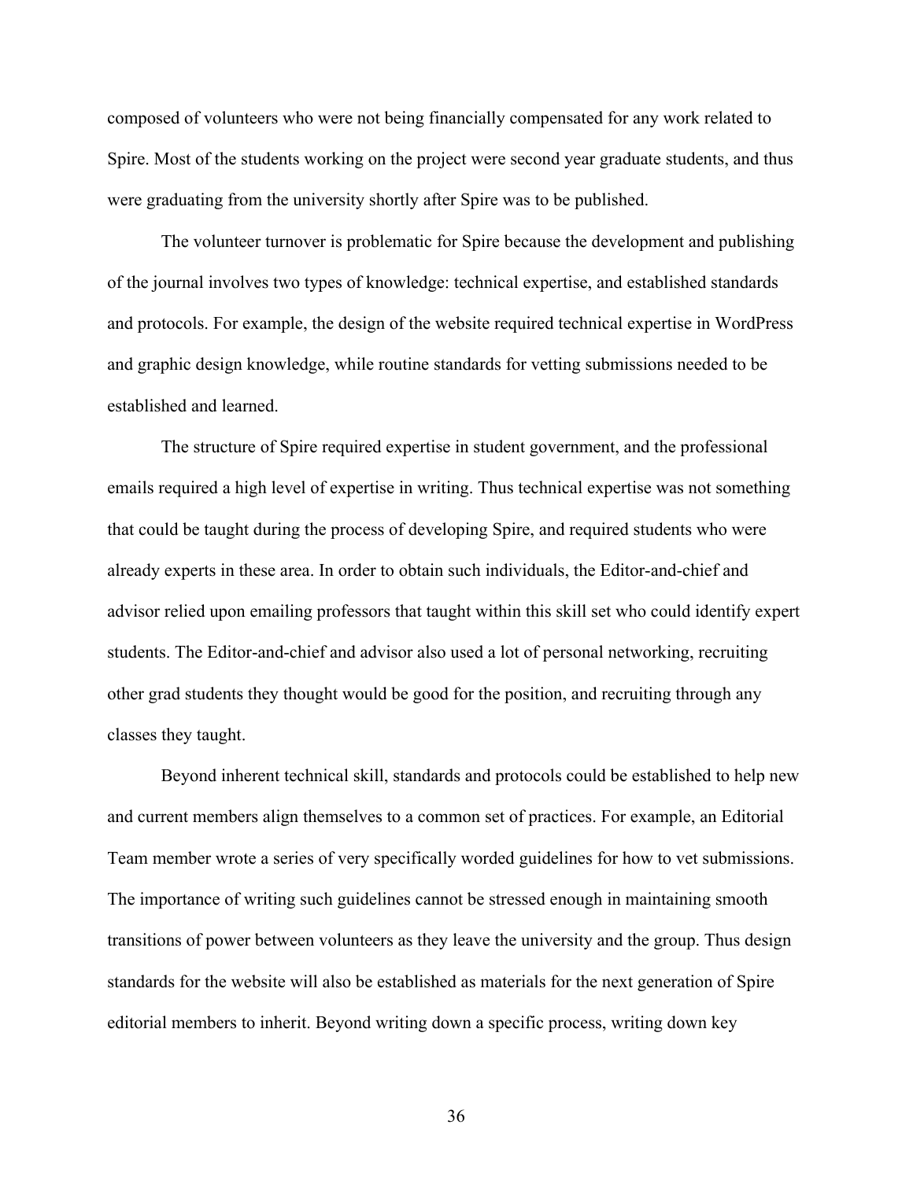composed of volunteers who were not being financially compensated for any work related to Spire. Most of the students working on the project were second year graduate students, and thus were graduating from the university shortly after Spire was to be published.

The volunteer turnover is problematic for Spire because the development and publishing of the journal involves two types of knowledge: technical expertise, and established standards and protocols. For example, the design of the website required technical expertise in WordPress and graphic design knowledge, while routine standards for vetting submissions needed to be established and learned.

The structure of Spire required expertise in student government, and the professional emails required a high level of expertise in writing. Thus technical expertise was not something that could be taught during the process of developing Spire, and required students who were already experts in these area. In order to obtain such individuals, the Editor-and-chief and advisor relied upon emailing professors that taught within this skill set who could identify expert students. The Editor-and-chief and advisor also used a lot of personal networking, recruiting other grad students they thought would be good for the position, and recruiting through any classes they taught.

Beyond inherent technical skill, standards and protocols could be established to help new and current members align themselves to a common set of practices. For example, an Editorial Team member wrote a series of very specifically worded guidelines for how to vet submissions. The importance of writing such guidelines cannot be stressed enough in maintaining smooth transitions of power between volunteers as they leave the university and the group. Thus design standards for the website will also be established as materials for the next generation of Spire editorial members to inherit. Beyond writing down a specific process, writing down key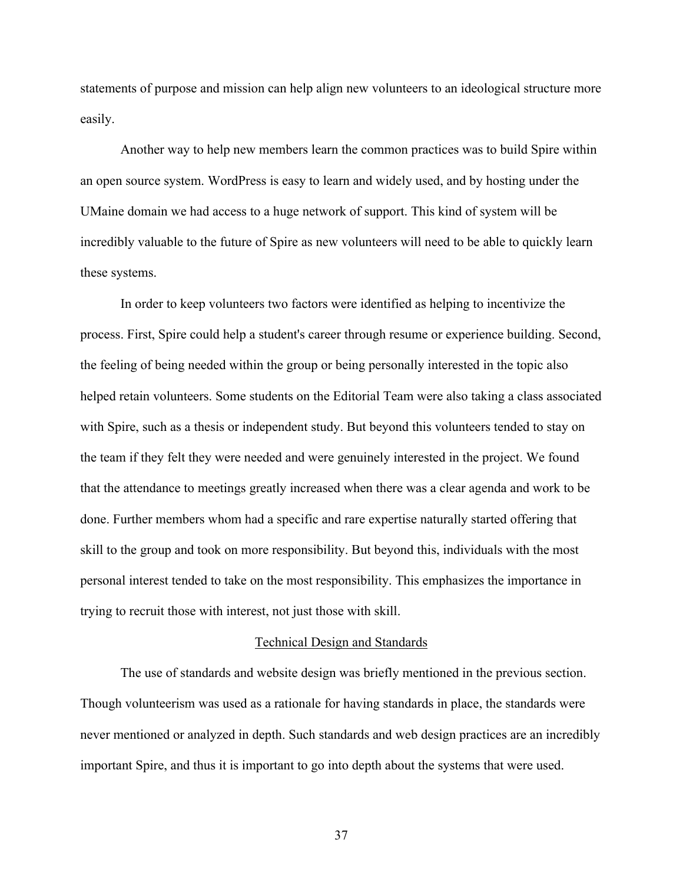statements of purpose and mission can help align new volunteers to an ideological structure more easily.

Another way to help new members learn the common practices was to build Spire within an open source system. WordPress is easy to learn and widely used, and by hosting under the UMaine domain we had access to a huge network of support. This kind of system will be incredibly valuable to the future of Spire as new volunteers will need to be able to quickly learn these systems.

In order to keep volunteers two factors were identified as helping to incentivize the process. First, Spire could help a student's career through resume or experience building. Second, the feeling of being needed within the group or being personally interested in the topic also helped retain volunteers. Some students on the Editorial Team were also taking a class associated with Spire, such as a thesis or independent study. But beyond this volunteers tended to stay on the team if they felt they were needed and were genuinely interested in the project. We found that the attendance to meetings greatly increased when there was a clear agenda and work to be done. Further members whom had a specific and rare expertise naturally started offering that skill to the group and took on more responsibility. But beyond this, individuals with the most personal interest tended to take on the most responsibility. This emphasizes the importance in trying to recruit those with interest, not just those with skill.

## Technical Design and Standards

The use of standards and website design was briefly mentioned in the previous section. Though volunteerism was used as a rationale for having standards in place, the standards were never mentioned or analyzed in depth. Such standards and web design practices are an incredibly important Spire, and thus it is important to go into depth about the systems that were used.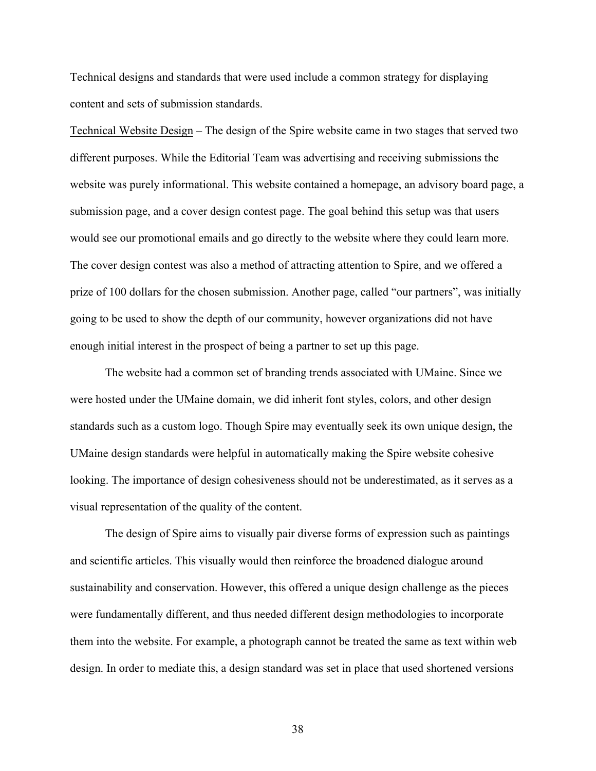Technical designs and standards that were used include a common strategy for displaying content and sets of submission standards.

<u>Technical Website Design</u> – The design of the Spire website came in two stages that served two different purposes. While the Editorial Team was advertising and receiving submissions the website was purely informational. This website contained a homepage, an advisory board page, a submission page, and a cover design contest page. The goal behind this setup was that users would see our promotional emails and go directly to the website where they could learn more. The cover design contest was also a method of attracting attention to Spire, and we offered a prize of 100 dollars for the chosen submission. Another page, called "our partners", was initially going to be used to show the depth of our community, however organizations did not have enough initial interest in the prospect of being a partner to set up this page.

The website had a common set of branding trends associated with UMaine. Since we were hosted under the UMaine domain, we did inherit font styles, colors, and other design standards such as a custom logo. Though Spire may eventually seek its own unique design, the UMaine design standards were helpful in automatically making the Spire website cohesive looking. The importance of design cohesiveness should not be underestimated, as it serves as a visual representation of the quality of the content.

The design of Spire aims to visually pair diverse forms of expression such as paintings and scientific articles. This visually would then reinforce the broadened dialogue around sustainability and conservation. However, this offered a unique design challenge as the pieces were fundamentally different, and thus needed different design methodologies to incorporate them into the website. For example, a photograph cannot be treated the same as text within web design. In order to mediate this, a design standard was set in place that used shortened versions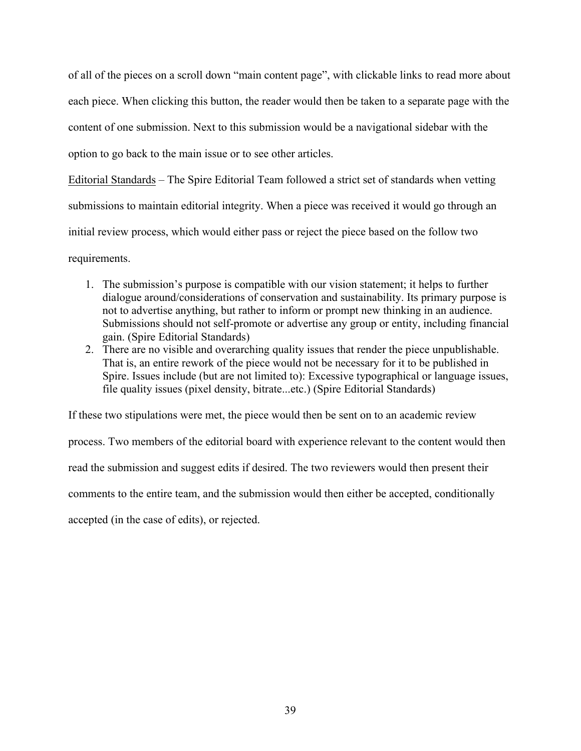of all of the pieces on a scroll down "main content page", with clickable links to read more about each piece. When clicking this button, the reader would then be taken to a separate page with the content of one submission. Next to this submission would be a navigational sidebar with the option to go back to the main issue or to see other articles.

<u>Editorial Standards</u> – The Spire Editorial Team followed a strict set of standards when vetting submissions to maintain editorial integrity. When a piece was received it would go through an initial review process, which would either pass or reject the piece based on the follow two requirements.

1. The submission's purpose is compatible with our vision statement; it helps to further dialogue around/considerations of conservation and sustainability. Its primary purpose is not to advertise anything, but rather to inform or prompt new thinking in an audience. Submissions should not self-promote or advertise any group or entity, including financial gain. (Spire Editorial Standards)
2. There are no visible and overarching quality issues that render the piece unpublishable. That is, an entire rework of the piece would not be necessary for it to be published in Spire. Issues include (but are not limited to): Excessive typographical or language issues, file quality issues (pixel density, bitrate...etc.) (Spire Editorial Standards)

If these two stipulations were met, the piece would then be sent on to an academic review process. Two members of the editorial board with experience relevant to the content would then read the submission and suggest edits if desired. The two reviewers would then present their comments to the entire team, and the submission would then either be accepted, conditionally accepted (in the case of edits), or rejected.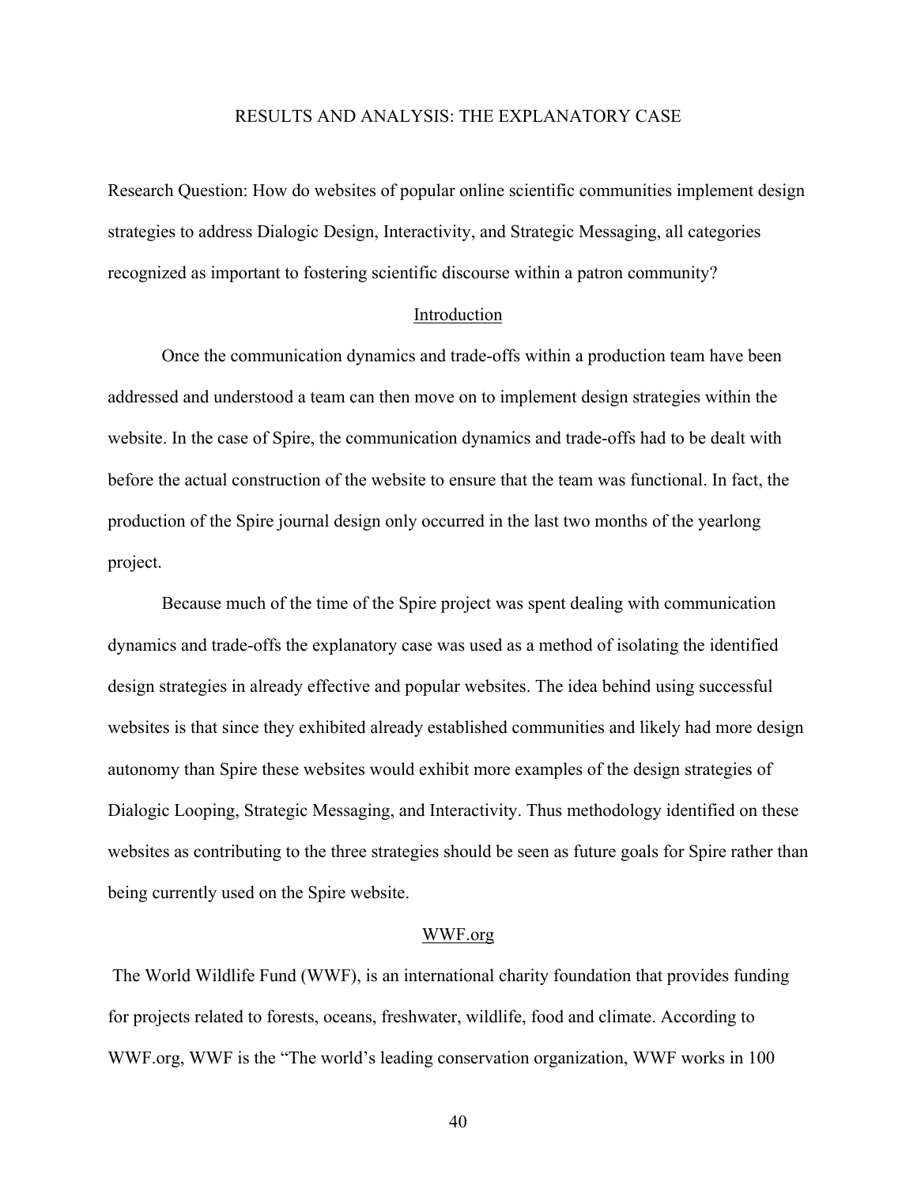# RESULTS AND ANALYSIS: THE EXPLANATORY CASE

Research Question: How do websites of popular online scientific communities implement design strategies to address Dialogic Design, Interactivity, and Strategic Messaging, all categories recognized as important to fostering scientific discourse within a patron community?

## Introduction

Once the communication dynamics and trade-offs within a production team have been addressed and understood a team can then move on to implement design strategies within the website. In the case of Spire, the communication dynamics and trade-offs had to be dealt with before the actual construction of the website to ensure that the team was functional. In fact, the production of the Spire journal design only occurred in the last two months of the yearlong project.

Because much of the time of the Spire project was spent dealing with communication dynamics and trade-offs the explanatory case was used as a method of isolating the identified design strategies in already effective and popular websites. The idea behind using successful websites is that since they exhibited already established communities and likely had more design autonomy than Spire these websites would exhibit more examples of the design strategies of Dialogic Looping, Strategic Messaging, and Interactivity. Thus methodology identified on these websites as contributing to the three strategies should be seen as future goals for Spire rather than being currently used on the Spire website.

## WWF.org

The World Wildlife Fund (WWF), is an international charity foundation that provides funding for projects related to forests, oceans, freshwater, wildlife, food and climate. According to WWF.org, WWF is the "The world's leading conservation organization, WWF works in 100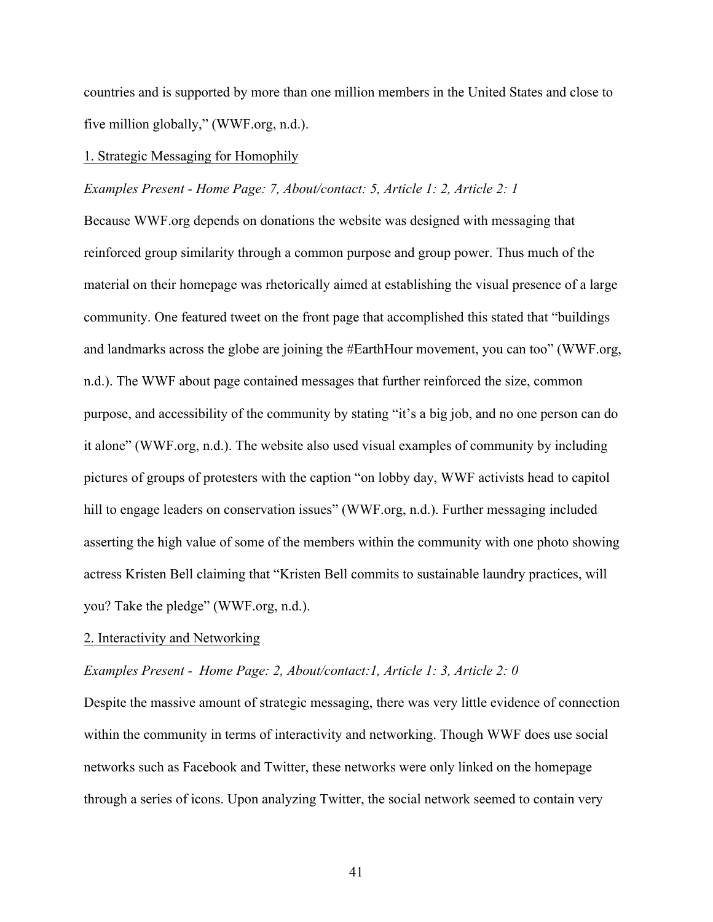countries and is supported by more than one million members in the United States and close to five million globally," (WWF.org, n.d.).

<u>1. Strategic Messaging for Homophily</u>

*Examples Present - Home Page: 7, About/contact: 5, Article 1: 2, Article 2: 1*

Because WWF.org depends on donations the website was designed with messaging that reinforced group similarity through a common purpose and group power. Thus much of the material on their homepage was rhetorically aimed at establishing the visual presence of a large community. One featured tweet on the front page that accomplished this stated that "buildings and landmarks across the globe are joining the #EarthHour movement, you can too" (WWF.org, n.d.). The WWF about page contained messages that further reinforced the size, common purpose, and accessibility of the community by stating "it's a big job, and no one person can do it alone" (WWF.org, n.d.). The website also used visual examples of community by including pictures of groups of protesters with the caption "on lobby day, WWF activists head to capitol hill to engage leaders on conservation issues" (WWF.org, n.d.). Further messaging included asserting the high value of some of the members within the community with one photo showing actress Kristen Bell claiming that "Kristen Bell commits to sustainable laundry practices, will you? Take the pledge" (WWF.org, n.d.).

<u>2. Interactivity and Networking</u>

*Examples Present - Home Page: 2, About/contact:1, Article 1: 3, Article 2: 0*

Despite the massive amount of strategic messaging, there was very little evidence of connection within the community in terms of interactivity and networking. Though WWF does use social networks such as Facebook and Twitter, these networks were only linked on the homepage through a series of icons. Upon analyzing Twitter, the social network seemed to contain very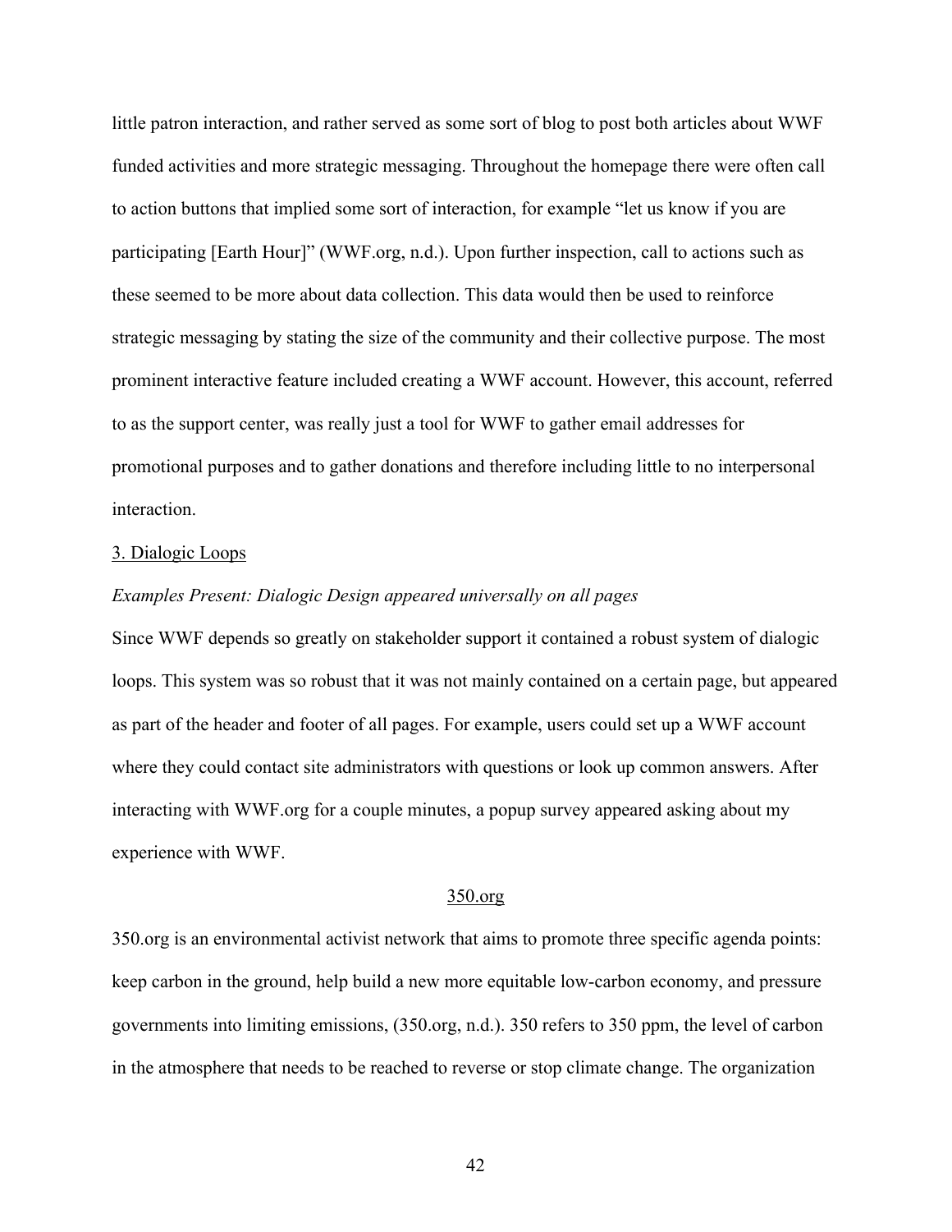little patron interaction, and rather served as some sort of blog to post both articles about WWF funded activities and more strategic messaging. Throughout the homepage there were often call to action buttons that implied some sort of interaction, for example "let us know if you are participating [Earth Hour]" (WWF.org, n.d.). Upon further inspection, call to actions such as these seemed to be more about data collection. This data would then be used to reinforce strategic messaging by stating the size of the community and their collective purpose. The most prominent interactive feature included creating a WWF account. However, this account, referred to as the support center, was really just a tool for WWF to gather email addresses for promotional purposes and to gather donations and therefore including little to no interpersonal interaction.

<u>3. Dialogic Loops</u>

*Examples Present: Dialogic Design appeared universally on all pages*

Since WWF depends so greatly on stakeholder support it contained a robust system of dialogic loops. This system was so robust that it was not mainly contained on a certain page, but appeared as part of the header and footer of all pages. For example, users could set up a WWF account where they could contact site administrators with questions or look up common answers. After interacting with WWF.org for a couple minutes, a popup survey appeared asking about my experience with WWF.

<u>350.org</u>

350.org is an environmental activist network that aims to promote three specific agenda points: keep carbon in the ground, help build a new more equitable low-carbon economy, and pressure governments into limiting emissions, (350.org, n.d.). 350 refers to 350 ppm, the level of carbon in the atmosphere that needs to be reached to reverse or stop climate change. The organization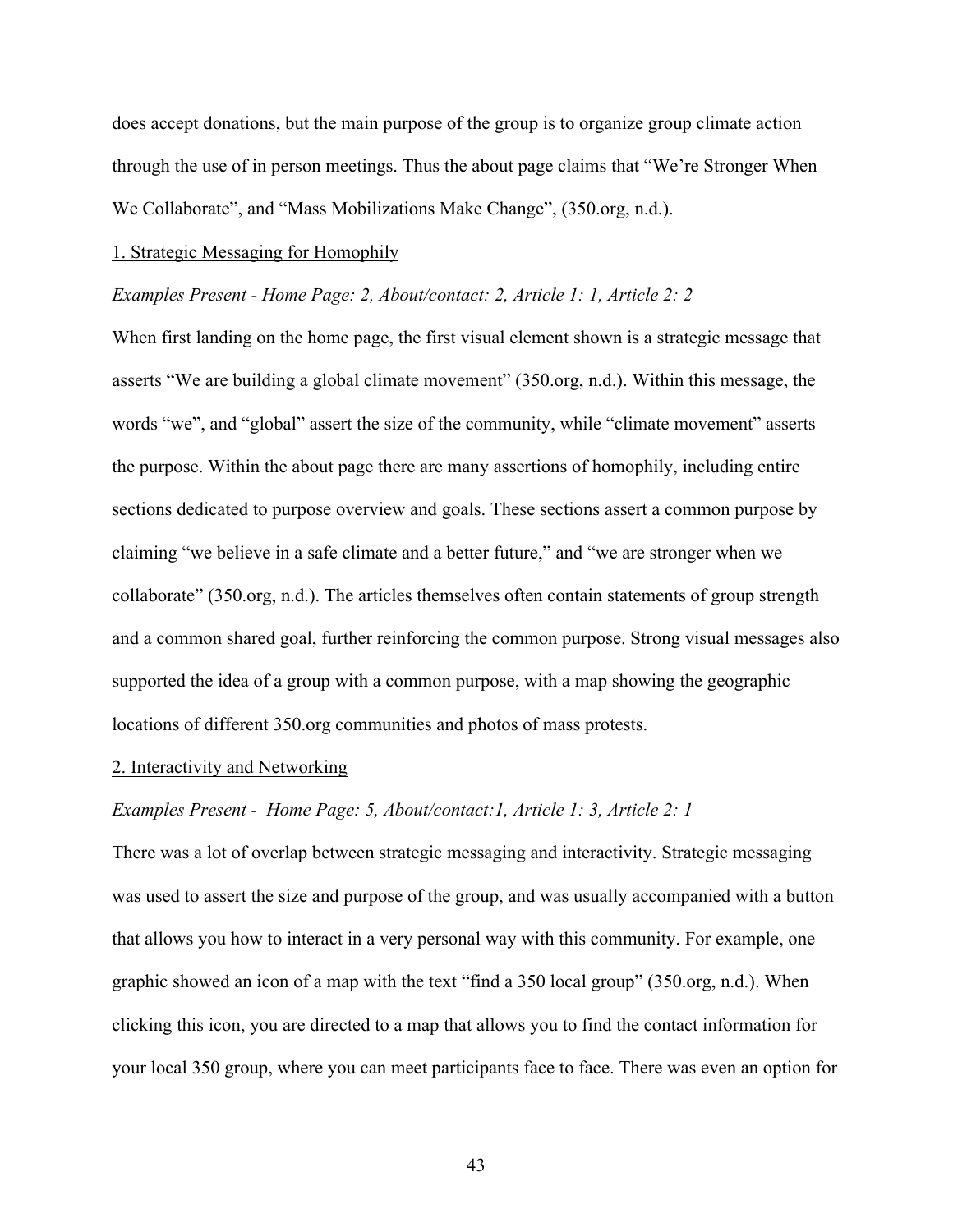does accept donations, but the main purpose of the group is to organize group climate action through the use of in person meetings. Thus the about page claims that "We're Stronger When We Collaborate", and "Mass Mobilizations Make Change", (350.org, n.d.).

<u>1. Strategic Messaging for Homophily</u>

*Examples Present - Home Page: 2, About/contact: 2, Article 1: 1, Article 2: 2*

When first landing on the home page, the first visual element shown is a strategic message that asserts "We are building a global climate movement" (350.org, n.d.). Within this message, the words "we", and "global" assert the size of the community, while "climate movement" asserts the purpose. Within the about page there are many assertions of homophily, including entire sections dedicated to purpose overview and goals. These sections assert a common purpose by claiming "we believe in a safe climate and a better future," and "we are stronger when we collaborate" (350.org, n.d.). The articles themselves often contain statements of group strength and a common shared goal, further reinforcing the common purpose. Strong visual messages also supported the idea of a group with a common purpose, with a map showing the geographic locations of different 350.org communities and photos of mass protests.

<u>2. Interactivity and Networking</u>

*Examples Present - Home Page: 5, About/contact:1, Article 1: 3, Article 2: 1*

There was a lot of overlap between strategic messaging and interactivity. Strategic messaging was used to assert the size and purpose of the group, and was usually accompanied with a button that allows you how to interact in a very personal way with this community. For example, one graphic showed an icon of a map with the text "find a 350 local group" (350.org, n.d.). When clicking this icon, you are directed to a map that allows you to find the contact information for your local 350 group, where you can meet participants face to face. There was even an option for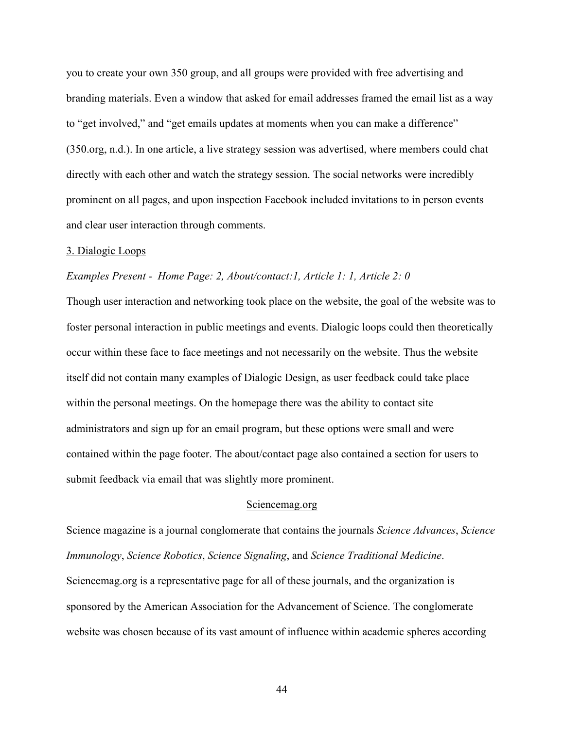you to create your own 350 group, and all groups were provided with free advertising and branding materials. Even a window that asked for email addresses framed the email list as a way to "get involved," and "get emails updates at moments when you can make a difference" (350.org, n.d.). In one article, a live strategy session was advertised, where members could chat directly with each other and watch the strategy session. The social networks were incredibly prominent on all pages, and upon inspection Facebook included invitations to in person events and clear user interaction through comments.

3. Dialogic Loops

*Examples Present - Home Page: 2, About/contact:1, Article 1: 1, Article 2: 0*

Though user interaction and networking took place on the website, the goal of the website was to foster personal interaction in public meetings and events. Dialogic loops could then theoretically occur within these face to face meetings and not necessarily on the website. Thus the website itself did not contain many examples of Dialogic Design, as user feedback could take place within the personal meetings. On the homepage there was the ability to contact site administrators and sign up for an email program, but these options were small and were contained within the page footer. The about/contact page also contained a section for users to submit feedback via email that was slightly more prominent.

## Sciencemag.org

Science magazine is a journal conglomerate that contains the journals *Science Advances*, *Science Immunology*, *Science Robotics*, *Science Signaling*, and *Science Traditional Medicine*. Sciencemag.org is a representative page for all of these journals, and the organization is sponsored by the American Association for the Advancement of Science. The conglomerate website was chosen because of its vast amount of influence within academic spheres according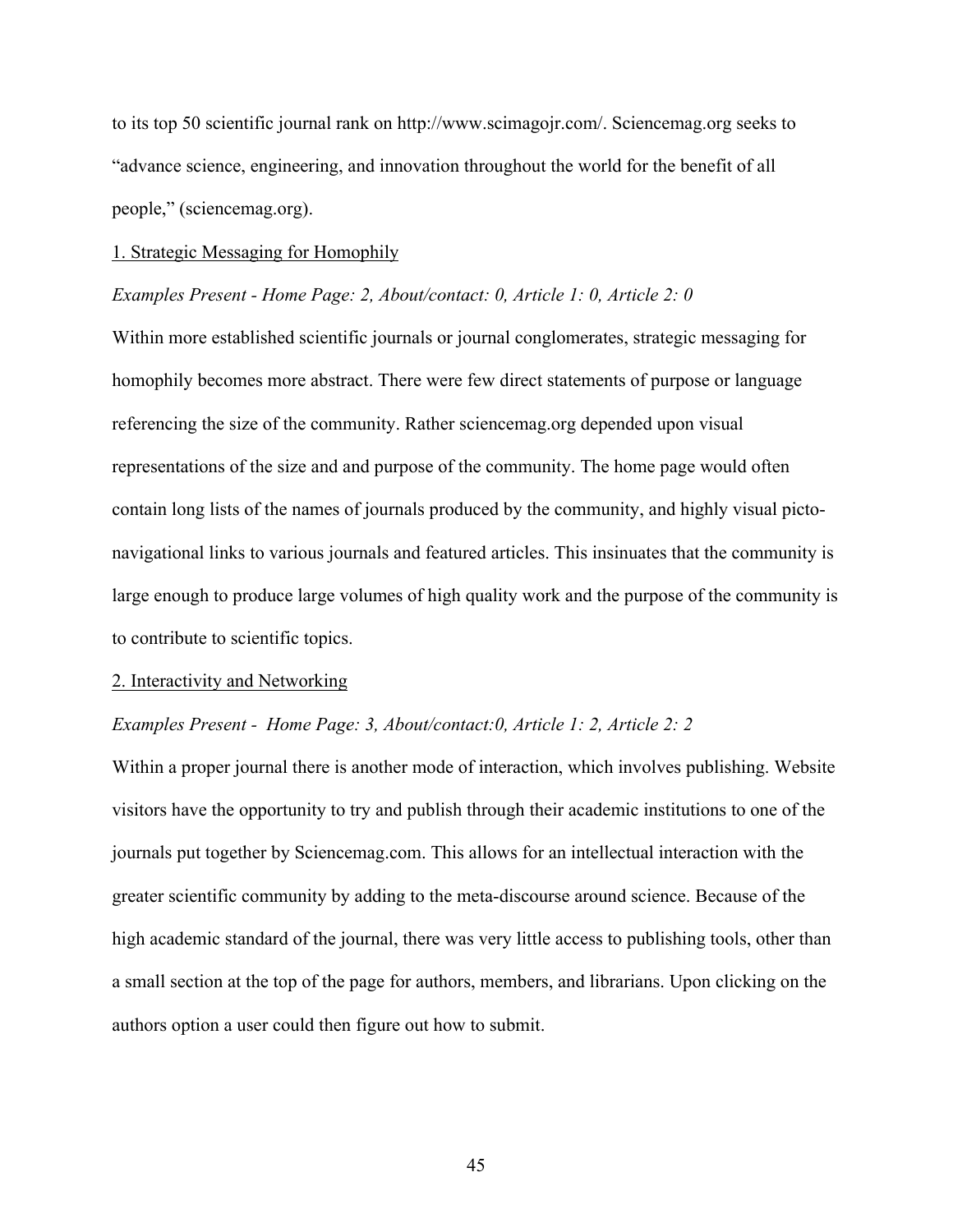to its top 50 scientific journal rank on http://www.scimagojr.com/. Sciencemag.org seeks to "advance science, engineering, and innovation throughout the world for the benefit of all people," (sciencemag.org).

<u>1. Strategic Messaging for Homophily</u>

*Examples Present - Home Page: 2, About/contact: 0, Article 1: 0, Article 2: 0*

Within more established scientific journals or journal conglomerates, strategic messaging for homophily becomes more abstract. There were few direct statements of purpose or language referencing the size of the community. Rather sciencemag.org depended upon visual representations of the size and and purpose of the community. The home page would often contain long lists of the names of journals produced by the community, and highly visual picto-navigational links to various journals and featured articles. This insinuates that the community is large enough to produce large volumes of high quality work and the purpose of the community is to contribute to scientific topics.

<u>2. Interactivity and Networking</u>

*Examples Present - Home Page: 3, About/contact:0, Article 1: 2, Article 2: 2*

Within a proper journal there is another mode of interaction, which involves publishing. Website visitors have the opportunity to try and publish through their academic institutions to one of the journals put together by Sciencemag.com. This allows for an intellectual interaction with the greater scientific community by adding to the meta-discourse around science. Because of the high academic standard of the journal, there was very little access to publishing tools, other than a small section at the top of the page for authors, members, and librarians. Upon clicking on the authors option a user could then figure out how to submit.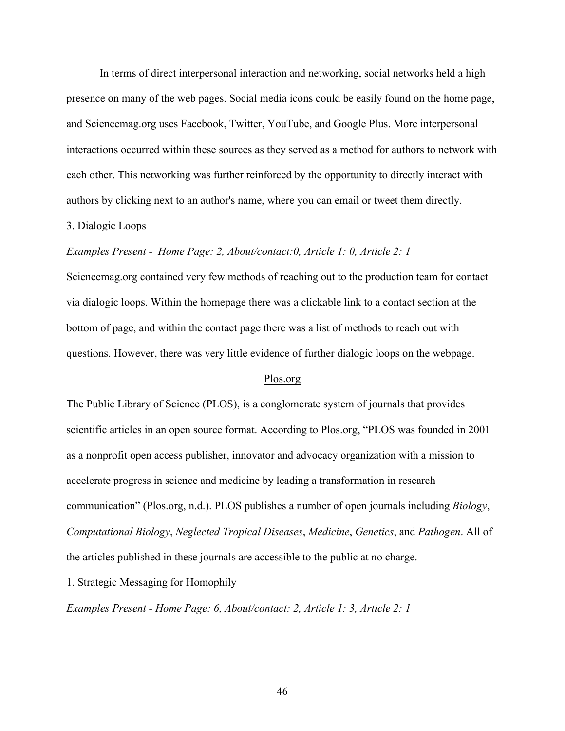In terms of direct interpersonal interaction and networking, social networks held a high presence on many of the web pages. Social media icons could be easily found on the home page, and Sciencemag.org uses Facebook, Twitter, YouTube, and Google Plus. More interpersonal interactions occurred within these sources as they served as a method for authors to network with each other. This networking was further reinforced by the opportunity to directly interact with authors by clicking next to an author's name, where you can email or tweet them directly.

<u>3. Dialogic Loops</u>

*Examples Present - Home Page: 2, About/contact:0, Article 1: 0, Article 2: 1*

Sciencemag.org contained very few methods of reaching out to the production team for contact via dialogic loops. Within the homepage there was a clickable link to a contact section at the bottom of page, and within the contact page there was a list of methods to reach out with questions. However, there was very little evidence of further dialogic loops on the webpage.

## Plos.org

The Public Library of Science (PLOS), is a conglomerate system of journals that provides scientific articles in an open source format. According to Plos.org, "PLOS was founded in 2001 as a nonprofit open access publisher, innovator and advocacy organization with a mission to accelerate progress in science and medicine by leading a transformation in research communication" (Plos.org, n.d.). PLOS publishes a number of open journals including *Biology*, *Computational Biology*, *Neglected Tropical Diseases*, *Medicine*, *Genetics*, and *Pathogen*. All of the articles published in these journals are accessible to the public at no charge.

<u>1. Strategic Messaging for Homophily</u>

*Examples Present - Home Page: 6, About/contact: 2, Article 1: 3, Article 2: 1*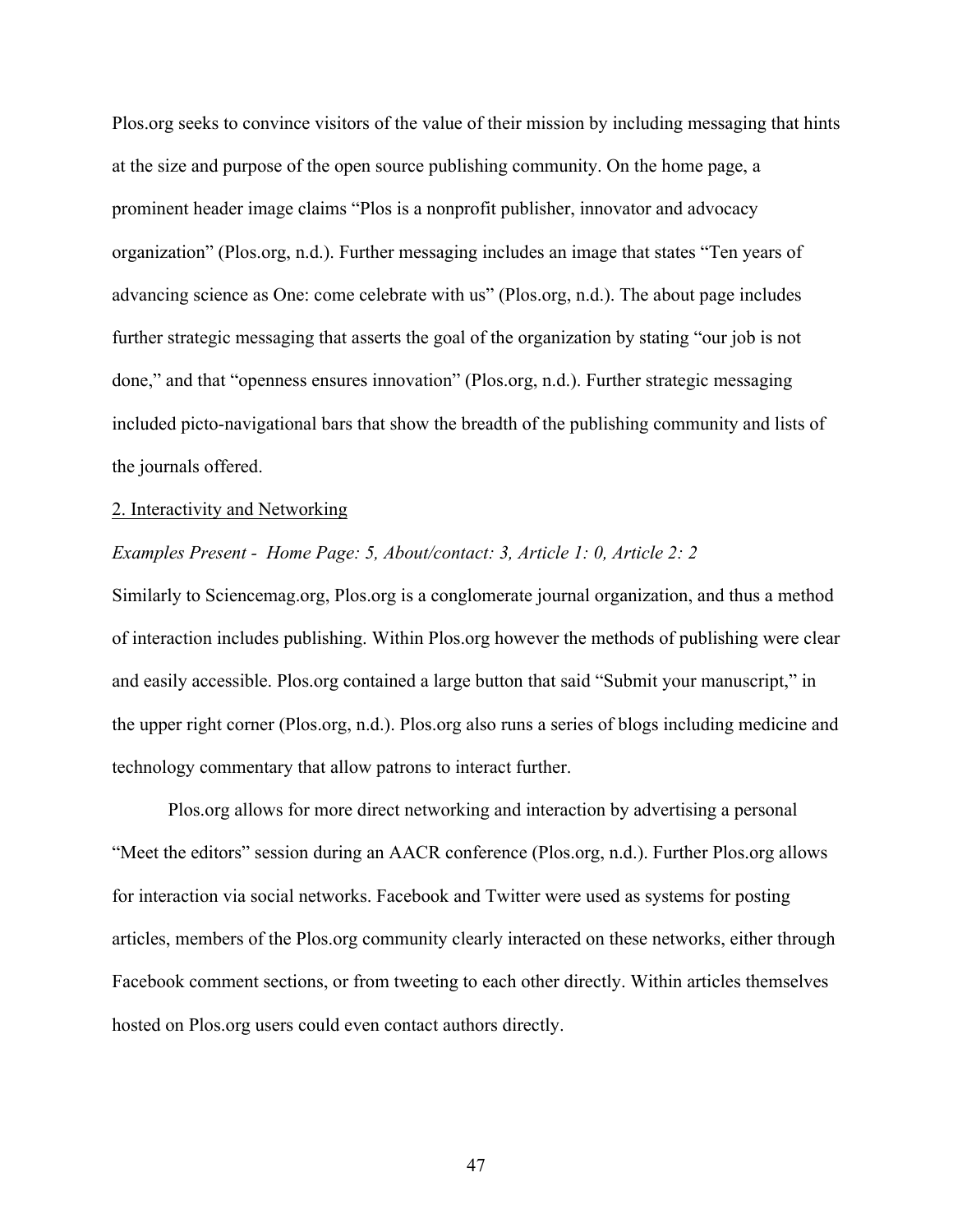Plos.org seeks to convince visitors of the value of their mission by including messaging that hints at the size and purpose of the open source publishing community. On the home page, a prominent header image claims "Plos is a nonprofit publisher, innovator and advocacy organization" (Plos.org, n.d.). Further messaging includes an image that states "Ten years of advancing science as One: come celebrate with us" (Plos.org, n.d.). The about page includes further strategic messaging that asserts the goal of the organization by stating "our job is not done," and that "openness ensures innovation" (Plos.org, n.d.). Further strategic messaging included picto-navigational bars that show the breadth of the publishing community and lists of the journals offered.

<u>2. Interactivity and Networking</u>

*Examples Present - Home Page: 5, About/contact: 3, Article 1: 0, Article 2: 2*

Similarly to Sciencemag.org, Plos.org is a conglomerate journal organization, and thus a method of interaction includes publishing. Within Plos.org however the methods of publishing were clear and easily accessible. Plos.org contained a large button that said "Submit your manuscript," in the upper right corner (Plos.org, n.d.). Plos.org also runs a series of blogs including medicine and technology commentary that allow patrons to interact further.

Plos.org allows for more direct networking and interaction by advertising a personal "Meet the editors" session during an AACR conference (Plos.org, n.d.). Further Plos.org allows for interaction via social networks. Facebook and Twitter were used as systems for posting articles, members of the Plos.org community clearly interacted on these networks, either through Facebook comment sections, or from tweeting to each other directly. Within articles themselves hosted on Plos.org users could even contact authors directly.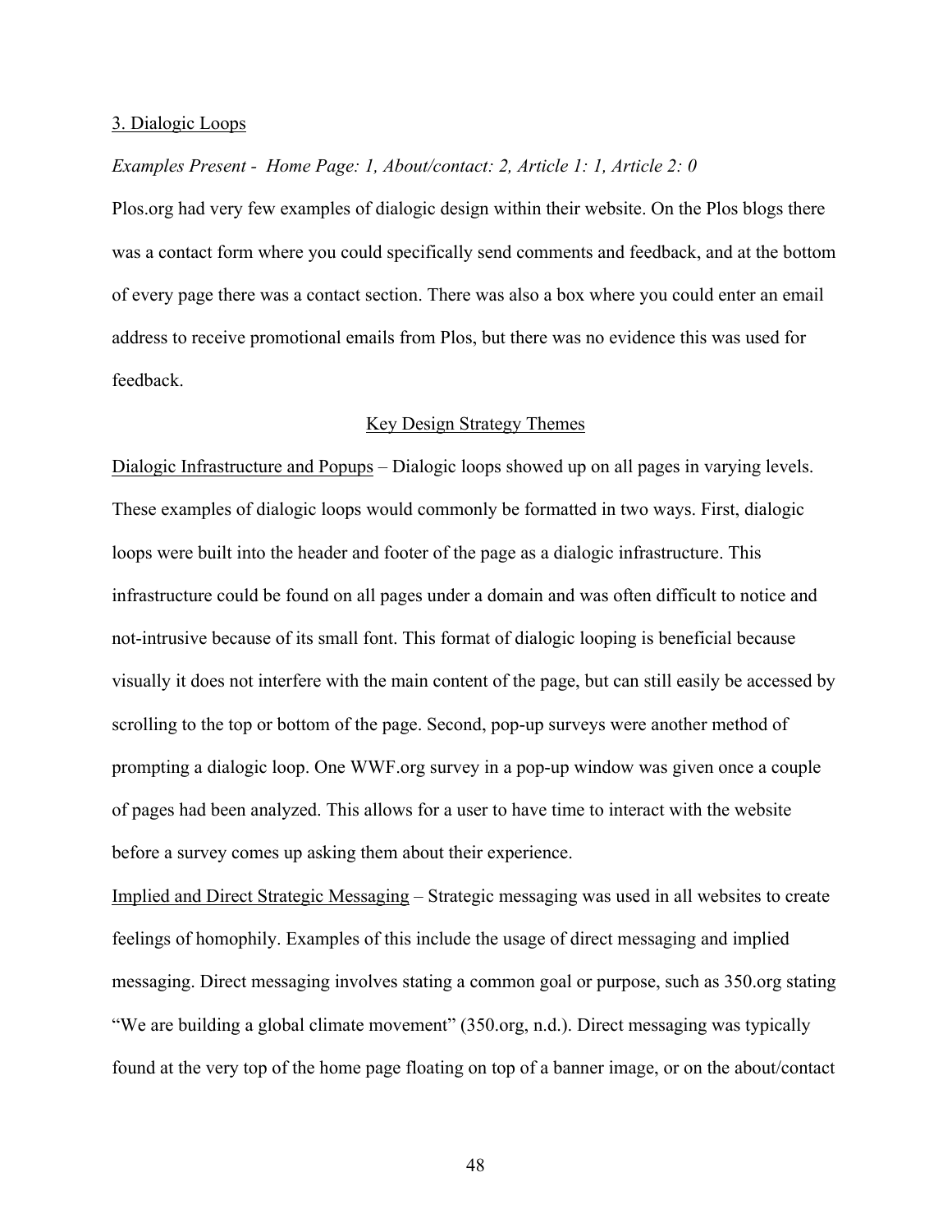3. Dialogic Loops

*Examples Present - Home Page: 1, About/contact: 2, Article 1: 1, Article 2: 0*

Plos.org had very few examples of dialogic design within their website. On the Plos blogs there was a contact form where you could specifically send comments and feedback, and at the bottom of every page there was a contact section. There was also a box where you could enter an email address to receive promotional emails from Plos, but there was no evidence this was used for feedback.

## Key Design Strategy Themes

Dialogic Infrastructure and Popups – Dialogic loops showed up on all pages in varying levels. These examples of dialogic loops would commonly be formatted in two ways. First, dialogic loops were built into the header and footer of the page as a dialogic infrastructure. This infrastructure could be found on all pages under a domain and was often difficult to notice and not-intrusive because of its small font. This format of dialogic looping is beneficial because visually it does not interfere with the main content of the page, but can still easily be accessed by scrolling to the top or bottom of the page. Second, pop-up surveys were another method of prompting a dialogic loop. One WWF.org survey in a pop-up window was given once a couple of pages had been analyzed. This allows for a user to have time to interact with the website before a survey comes up asking them about their experience.

Implied and Direct Strategic Messaging – Strategic messaging was used in all websites to create feelings of homophily. Examples of this include the usage of direct messaging and implied messaging. Direct messaging involves stating a common goal or purpose, such as 350.org stating "We are building a global climate movement" (350.org, n.d.). Direct messaging was typically found at the very top of the home page floating on top of a banner image, or on the about/contact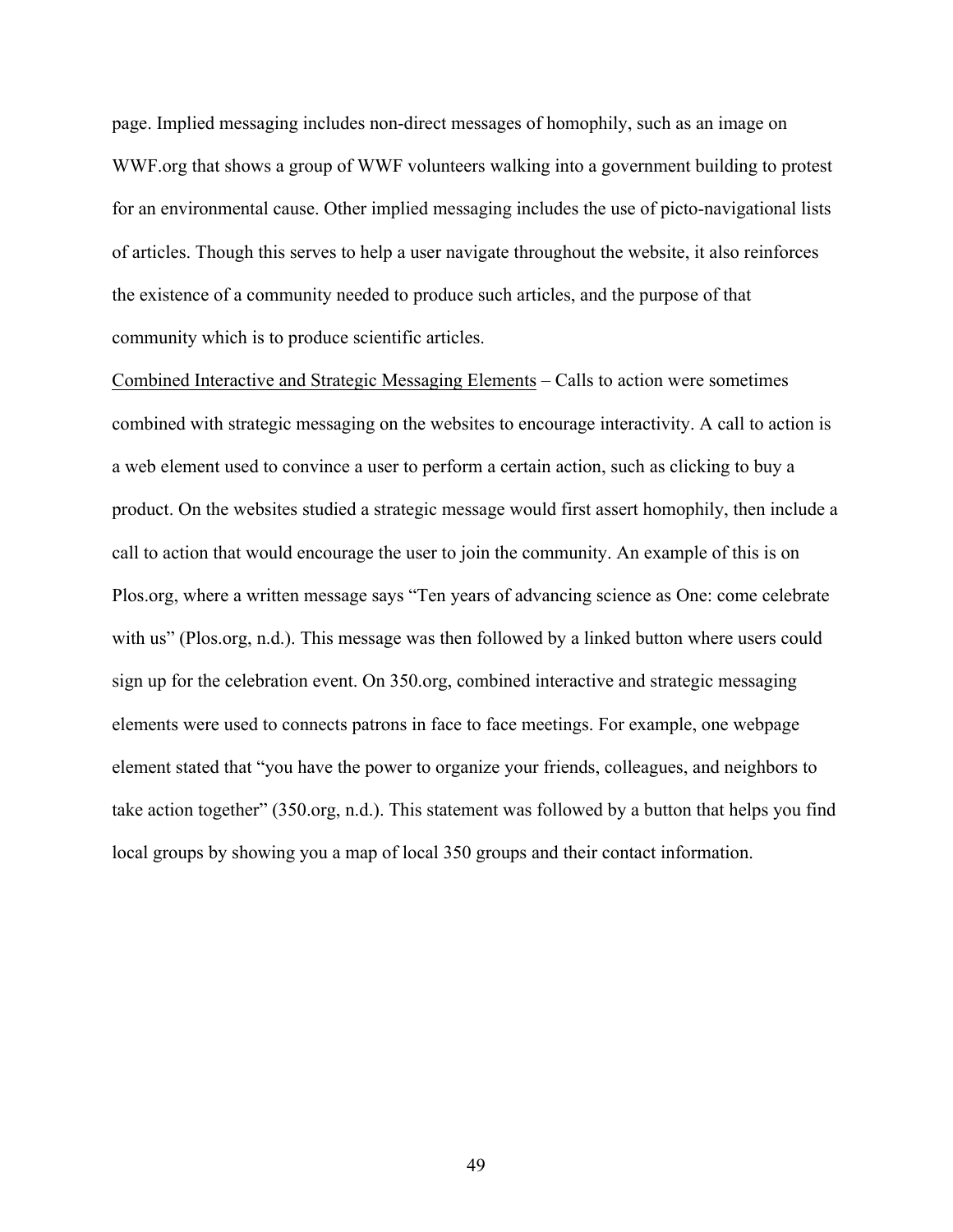page. Implied messaging includes non-direct messages of homophily, such as an image on WWF.org that shows a group of WWF volunteers walking into a government building to protest for an environmental cause. Other implied messaging includes the use of picto-navigational lists of articles. Though this serves to help a user navigate throughout the website, it also reinforces the existence of a community needed to produce such articles, and the purpose of that community which is to produce scientific articles.

<u>Combined Interactive and Strategic Messaging Elements</u> – Calls to action were sometimes combined with strategic messaging on the websites to encourage interactivity. A call to action is a web element used to convince a user to perform a certain action, such as clicking to buy a product. On the websites studied a strategic message would first assert homophily, then include a call to action that would encourage the user to join the community. An example of this is on Plos.org, where a written message says "Ten years of advancing science as One: come celebrate with us" (Plos.org, n.d.). This message was then followed by a linked button where users could sign up for the celebration event. On 350.org, combined interactive and strategic messaging elements were used to connects patrons in face to face meetings. For example, one webpage element stated that "you have the power to organize your friends, colleagues, and neighbors to take action together" (350.org, n.d.). This statement was followed by a button that helps you find local groups by showing you a map of local 350 groups and their contact information.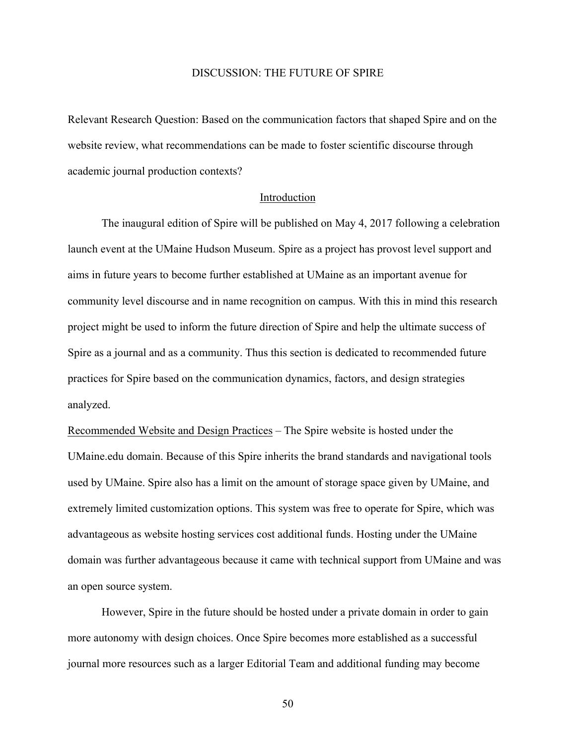## DISCUSSION: THE FUTURE OF SPIRE

Relevant Research Question: Based on the communication factors that shaped Spire and on the website review, what recommendations can be made to foster scientific discourse through academic journal production contexts?

### Introduction

The inaugural edition of Spire will be published on May 4, 2017 following a celebration launch event at the UMaine Hudson Museum. Spire as a project has provost level support and aims in future years to become further established at UMaine as an important avenue for community level discourse and in name recognition on campus. With this in mind this research project might be used to inform the future direction of Spire and help the ultimate success of Spire as a journal and as a community. Thus this section is dedicated to recommended future practices for Spire based on the communication dynamics, factors, and design strategies analyzed.

Recommended Website and Design Practices – The Spire website is hosted under the UMaine.edu domain. Because of this Spire inherits the brand standards and navigational tools used by UMaine. Spire also has a limit on the amount of storage space given by UMaine, and extremely limited customization options. This system was free to operate for Spire, which was advantageous as website hosting services cost additional funds. Hosting under the UMaine domain was further advantageous because it came with technical support from UMaine and was an open source system.

However, Spire in the future should be hosted under a private domain in order to gain more autonomy with design choices. Once Spire becomes more established as a successful journal more resources such as a larger Editorial Team and additional funding may become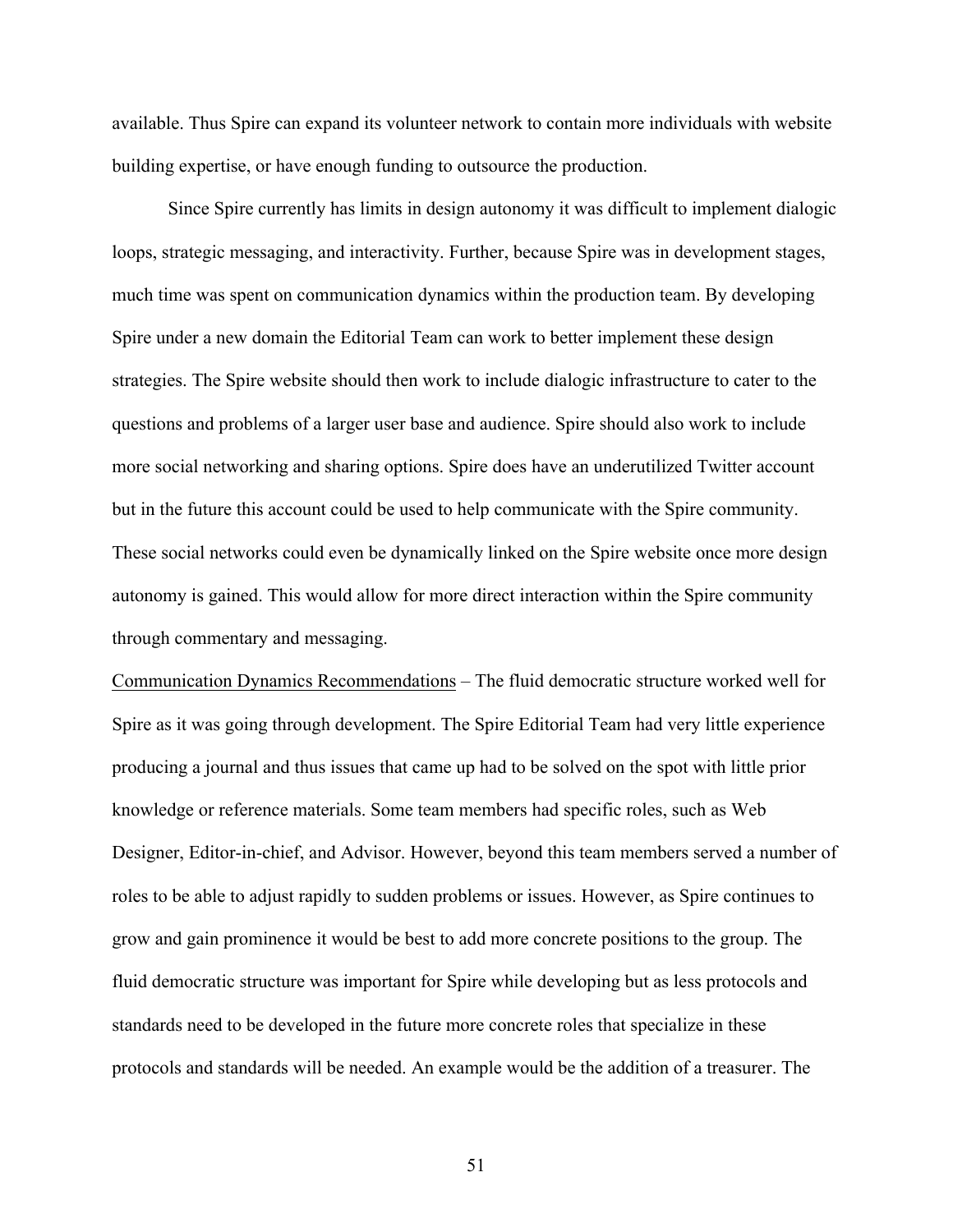available. Thus Spire can expand its volunteer network to contain more individuals with website building expertise, or have enough funding to outsource the production.

Since Spire currently has limits in design autonomy it was difficult to implement dialogic loops, strategic messaging, and interactivity. Further, because Spire was in development stages, much time was spent on communication dynamics within the production team. By developing Spire under a new domain the Editorial Team can work to better implement these design strategies. The Spire website should then work to include dialogic infrastructure to cater to the questions and problems of a larger user base and audience. Spire should also work to include more social networking and sharing options. Spire does have an underutilized Twitter account but in the future this account could be used to help communicate with the Spire community. These social networks could even be dynamically linked on the Spire website once more design autonomy is gained. This would allow for more direct interaction within the Spire community through commentary and messaging.

<u>Communication Dynamics Recommendations</u> – The fluid democratic structure worked well for Spire as it was going through development. The Spire Editorial Team had very little experience producing a journal and thus issues that came up had to be solved on the spot with little prior knowledge or reference materials. Some team members had specific roles, such as Web Designer, Editor-in-chief, and Advisor. However, beyond this team members served a number of roles to be able to adjust rapidly to sudden problems or issues. However, as Spire continues to grow and gain prominence it would be best to add more concrete positions to the group. The fluid democratic structure was important for Spire while developing but as less protocols and standards need to be developed in the future more concrete roles that specialize in these protocols and standards will be needed. An example would be the addition of a treasurer. The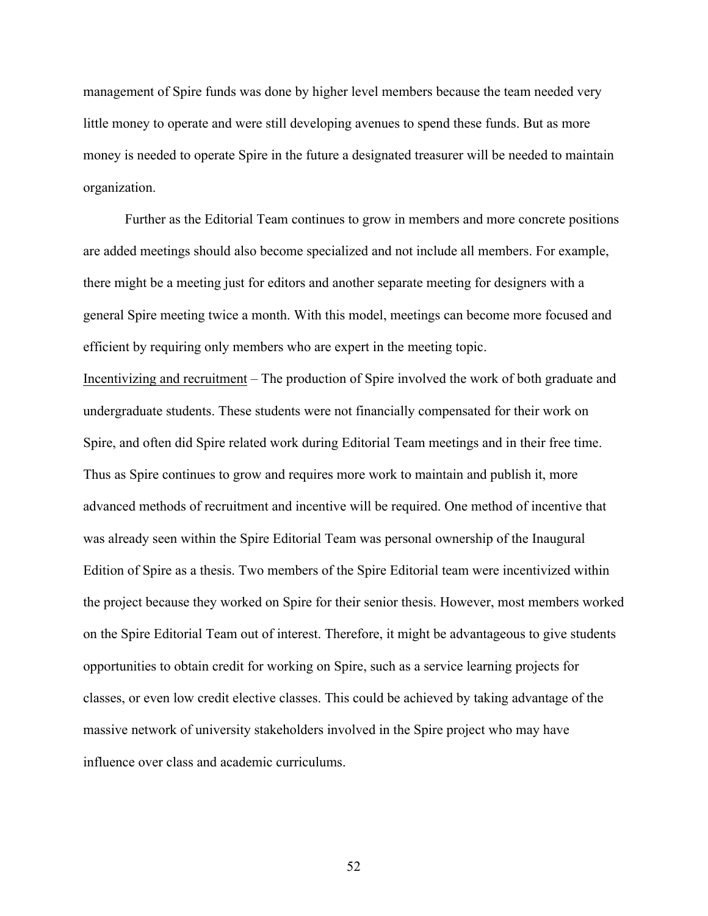management of Spire funds was done by higher level members because the team needed very little money to operate and were still developing avenues to spend these funds. But as more money is needed to operate Spire in the future a designated treasurer will be needed to maintain organization.

Further as the Editorial Team continues to grow in members and more concrete positions are added meetings should also become specialized and not include all members. For example, there might be a meeting just for editors and another separate meeting for designers with a general Spire meeting twice a month. With this model, meetings can become more focused and efficient by requiring only members who are expert in the meeting topic.

<u>Incentivizing and recruitment</u> – The production of Spire involved the work of both graduate and undergraduate students. These students were not financially compensated for their work on Spire, and often did Spire related work during Editorial Team meetings and in their free time. Thus as Spire continues to grow and requires more work to maintain and publish it, more advanced methods of recruitment and incentive will be required. One method of incentive that was already seen within the Spire Editorial Team was personal ownership of the Inaugural Edition of Spire as a thesis. Two members of the Spire Editorial team were incentivized within the project because they worked on Spire for their senior thesis. However, most members worked on the Spire Editorial Team out of interest. Therefore, it might be advantageous to give students opportunities to obtain credit for working on Spire, such as a service learning projects for classes, or even low credit elective classes. This could be achieved by taking advantage of the massive network of university stakeholders involved in the Spire project who may have influence over class and academic curriculums.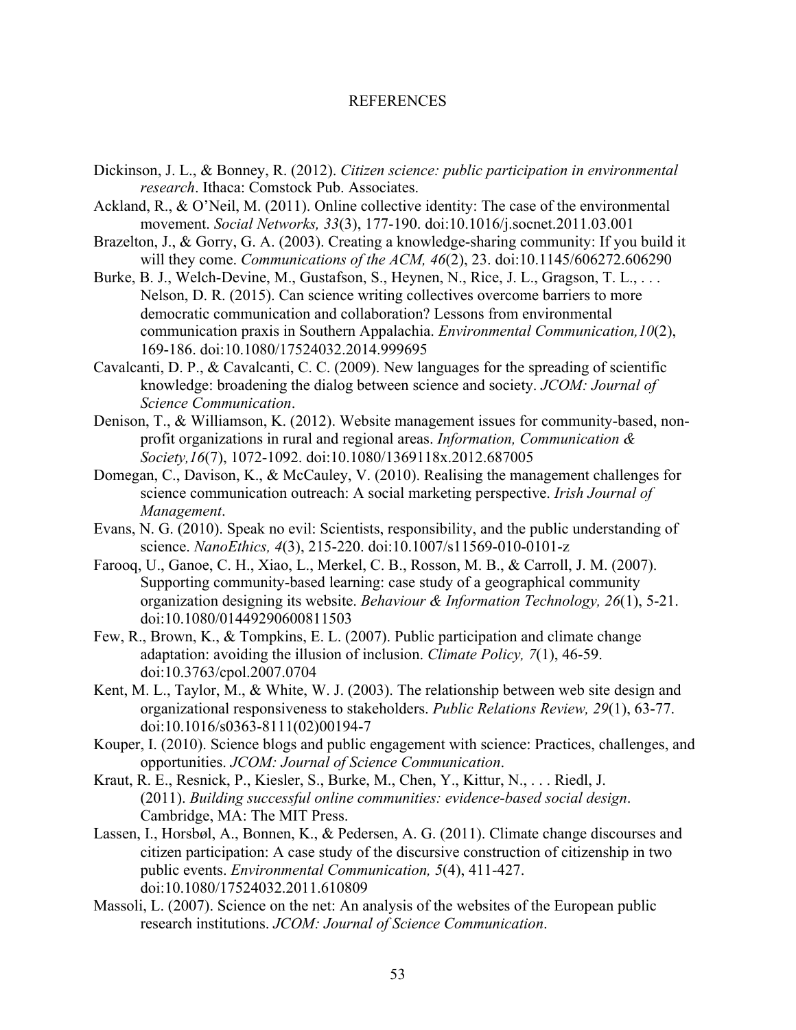# REFERENCES

Dickinson, J. L., & Bonney, R. (2012). *Citizen science: public participation in environmental research*. Ithaca: Comstock Pub. Associates.

Ackland, R., & O'Neil, M. (2011). Online collective identity: The case of the environmental movement. *Social Networks, 33*(3), 177-190. doi:10.1016/j.socnet.2011.03.001

Brazelton, J., & Gorry, G. A. (2003). Creating a knowledge-sharing community: If you build it will they come. *Communications of the ACM, 46*(2), 23. doi:10.1145/606272.606290

Burke, B. J., Welch-Devine, M., Gustafson, S., Heynen, N., Rice, J. L., Gragson, T. L., . . . Nelson, D. R. (2015). Can science writing collectives overcome barriers to more democratic communication and collaboration? Lessons from environmental communication praxis in Southern Appalachia. *Environmental Communication,10*(2), 169-186. doi:10.1080/17524032.2014.999695

Cavalcanti, D. P., & Cavalcanti, C. C. (2009). New languages for the spreading of scientific knowledge: broadening the dialog between science and society. *JCOM: Journal of Science Communication*.

Denison, T., & Williamson, K. (2012). Website management issues for community-based, non-profit organizations in rural and regional areas. *Information, Communication & Society,16*(7), 1072-1092. doi:10.1080/1369118x.2012.687005

Domegan, C., Davison, K., & McCauley, V. (2010). Realising the management challenges for science communication outreach: A social marketing perspective. *Irish Journal of Management*.

Evans, N. G. (2010). Speak no evil: Scientists, responsibility, and the public understanding of science. *NanoEthics, 4*(3), 215-220. doi:10.1007/s11569-010-0101-z

Farooq, U., Ganoe, C. H., Xiao, L., Merkel, C. B., Rosson, M. B., & Carroll, J. M. (2007). Supporting community-based learning: case study of a geographical community organization designing its website. *Behaviour & Information Technology, 26*(1), 5-21. doi:10.1080/01449290600811503

Few, R., Brown, K., & Tompkins, E. L. (2007). Public participation and climate change adaptation: avoiding the illusion of inclusion. *Climate Policy, 7*(1), 46-59. doi:10.3763/cpol.2007.0704

Kent, M. L., Taylor, M., & White, W. J. (2003). The relationship between web site design and organizational responsiveness to stakeholders. *Public Relations Review, 29*(1), 63-77. doi:10.1016/s0363-8111(02)00194-7

Kouper, I. (2010). Science blogs and public engagement with science: Practices, challenges, and opportunities. *JCOM: Journal of Science Communication*.

Kraut, R. E., Resnick, P., Kiesler, S., Burke, M., Chen, Y., Kittur, N., . . . Riedl, J. (2011). *Building successful online communities: evidence-based social design*. Cambridge, MA: The MIT Press.

Lassen, I., Horsbøl, A., Bonnen, K., & Pedersen, A. G. (2011). Climate change discourses and citizen participation: A case study of the discursive construction of citizenship in two public events. *Environmental Communication, 5*(4), 411-427. doi:10.1080/17524032.2011.610809

Massoli, L. (2007). Science on the net: An analysis of the websites of the European public research institutions. *JCOM: Journal of Science Communication*.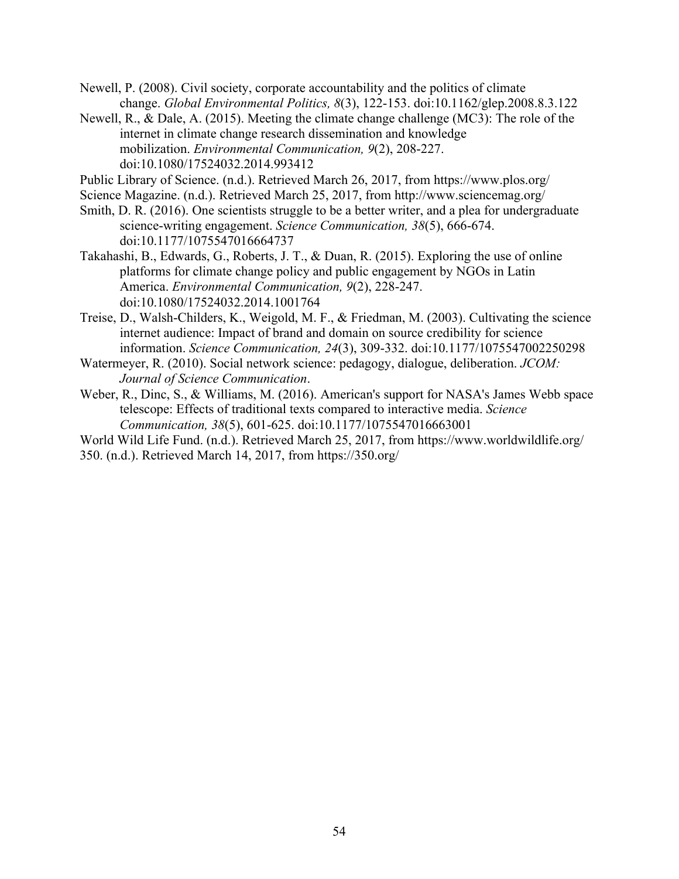Newell, P. (2008). Civil society, corporate accountability and the politics of climate change. *Global Environmental Politics, 8*(3), 122-153. doi:10.1162/glep.2008.8.3.122

Newell, R., & Dale, A. (2015). Meeting the climate change challenge (MC3): The role of the internet in climate change research dissemination and knowledge mobilization. *Environmental Communication, 9*(2), 208-227. doi:10.1080/17524032.2014.993412

Public Library of Science. (n.d.). Retrieved March 26, 2017, from https://www.plos.org/

Science Magazine. (n.d.). Retrieved March 25, 2017, from http://www.sciencemag.org/

Smith, D. R. (2016). One scientists struggle to be a better writer, and a plea for undergraduate science-writing engagement. *Science Communication, 38*(5), 666-674. doi:10.1177/1075547016664737

Takahashi, B., Edwards, G., Roberts, J. T., & Duan, R. (2015). Exploring the use of online platforms for climate change policy and public engagement by NGOs in Latin America. *Environmental Communication, 9*(2), 228-247. doi:10.1080/17524032.2014.1001764

Treise, D., Walsh-Childers, K., Weigold, M. F., & Friedman, M. (2003). Cultivating the science internet audience: Impact of brand and domain on source credibility for science information. *Science Communication, 24*(3), 309-332. doi:10.1177/1075547002250298

Watermeyer, R. (2010). Social network science: pedagogy, dialogue, deliberation. *JCOM: Journal of Science Communication*.

Weber, R., Dinc, S., & Williams, M. (2016). American's support for NASA's James Webb space telescope: Effects of traditional texts compared to interactive media. *Science Communication, 38*(5), 601-625. doi:10.1177/1075547016663001

World Wild Life Fund. (n.d.). Retrieved March 25, 2017, from https://www.worldwildlife.org/

350. (n.d.). Retrieved March 14, 2017, from https://350.org/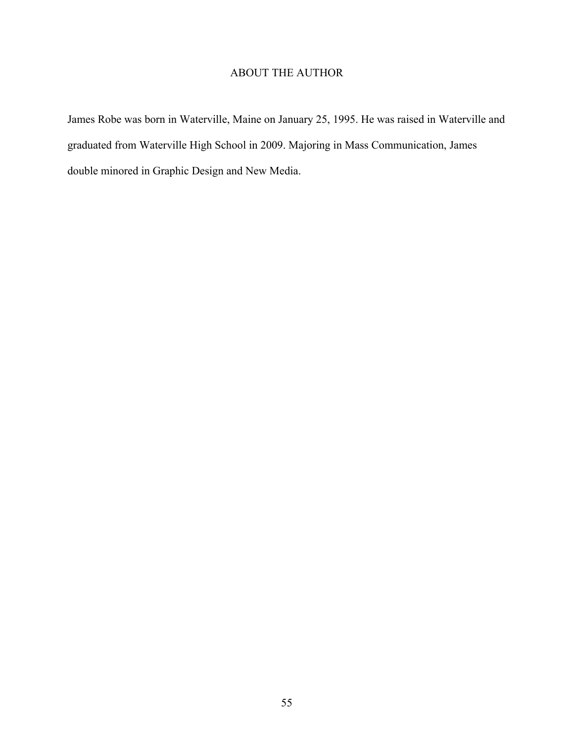# ABOUT THE AUTHOR

James Robe was born in Waterville, Maine on January 25, 1995. He was raised in Waterville and graduated from Waterville High School in 2009. Majoring in Mass Communication, James double minored in Graphic Design and New Media.